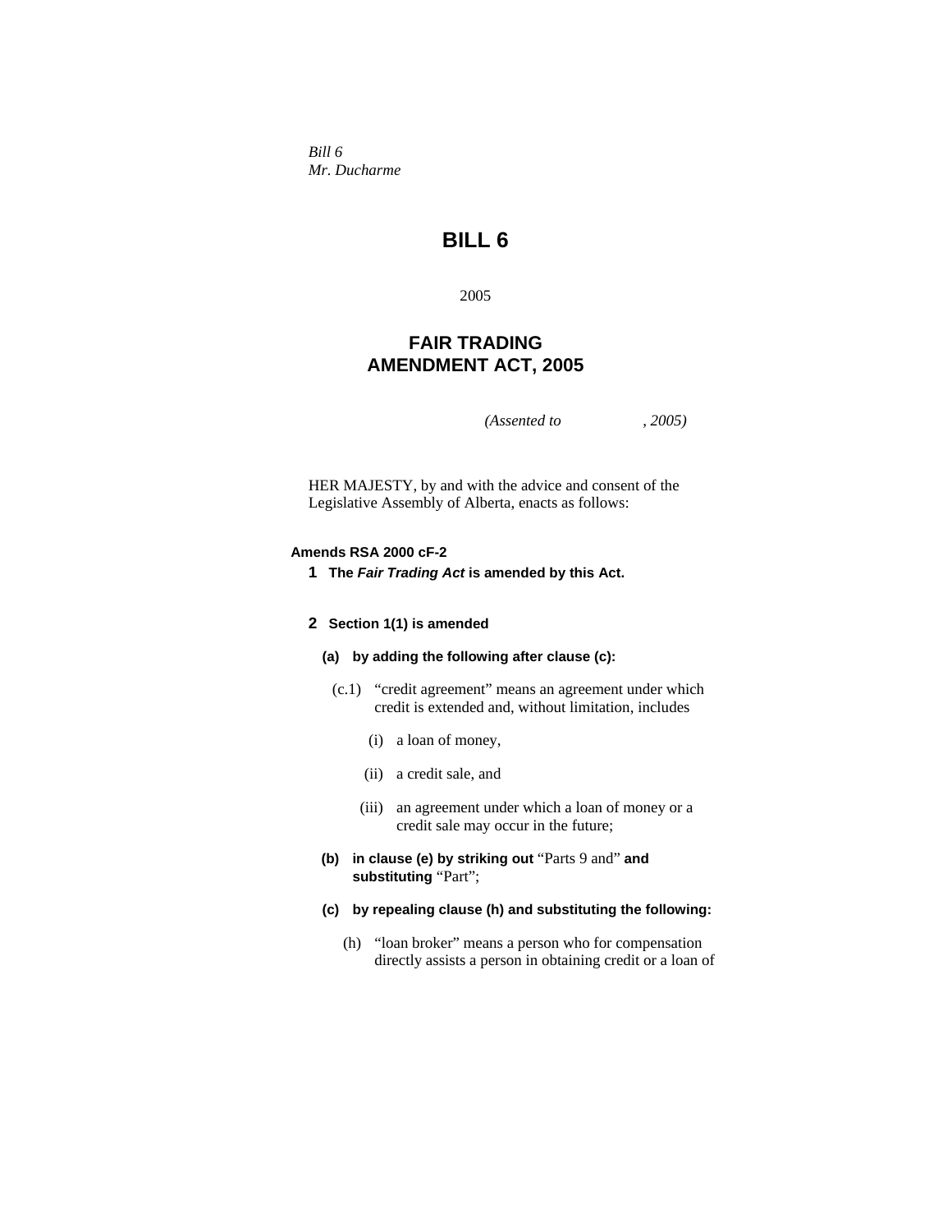*Bill 6*
*Mr. Ducharme*

# BILL 6

2005

## FAIR TRADING AMENDMENT ACT, 2005

*(Assented to , 2005)*

HER MAJESTY, by and with the advice and consent of the Legislative Assembly of Alberta, enacts as follows:

**Amends RSA 2000 cF-2**

**1 The *Fair Trading Act* is amended by this Act.**

**2 Section 1(1) is amended**

**(a) by adding the following after clause (c):**

(c.1) "credit agreement" means an agreement under which credit is extended and, without limitation, includes

(i) a loan of money,

(ii) a credit sale, and

(iii) an agreement under which a loan of money or a credit sale may occur in the future;

**(b) in clause (e) by striking out** "Parts 9 and" **and substituting** "Part";

**(c) by repealing clause (h) and substituting the following:**

(h) "loan broker" means a person who for compensation directly assists a person in obtaining credit or a loan of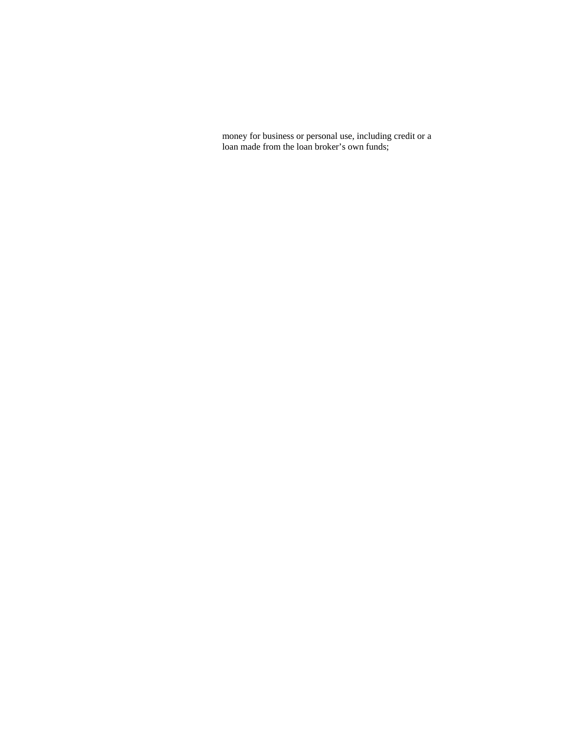money for business or personal use, including credit or a loan made from the loan broker’s own funds;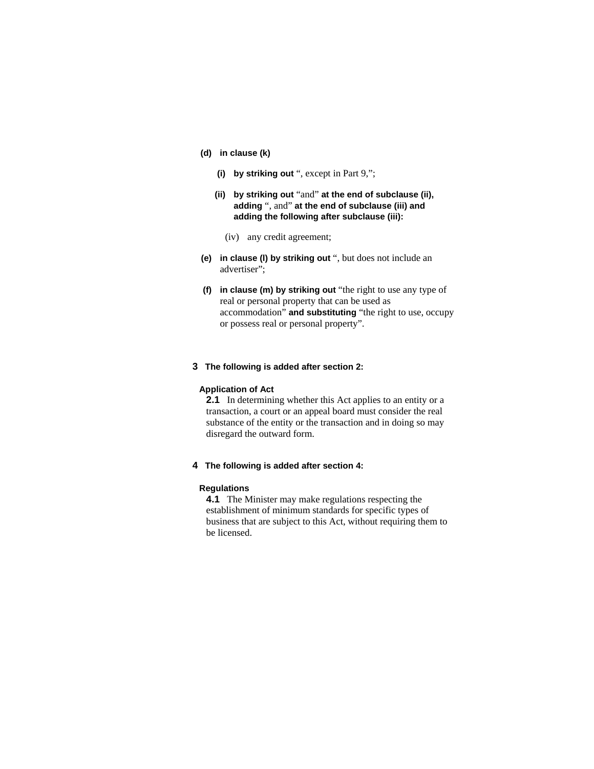**(d) in clause (k)**

**(i) by striking out** ", except in Part 9,";

**(ii) by striking out** "and" **at the end of subclause (ii), adding** ", and" **at the end of subclause (iii) and adding the following after subclause (iii):**

(iv) any credit agreement;

**(e) in clause (l) by striking out** ", but does not include an advertiser";

**(f) in clause (m) by striking out** "the right to use any type of real or personal property that can be used as accommodation" **and substituting** "the right to use, occupy or possess real or personal property".

**3 The following is added after section 2:**

**Application of Act**

**2.1** In determining whether this Act applies to an entity or a transaction, a court or an appeal board must consider the real substance of the entity or the transaction and in doing so may disregard the outward form.

**4 The following is added after section 4:**

**Regulations**

**4.1** The Minister may make regulations respecting the establishment of minimum standards for specific types of business that are subject to this Act, without requiring them to be licensed.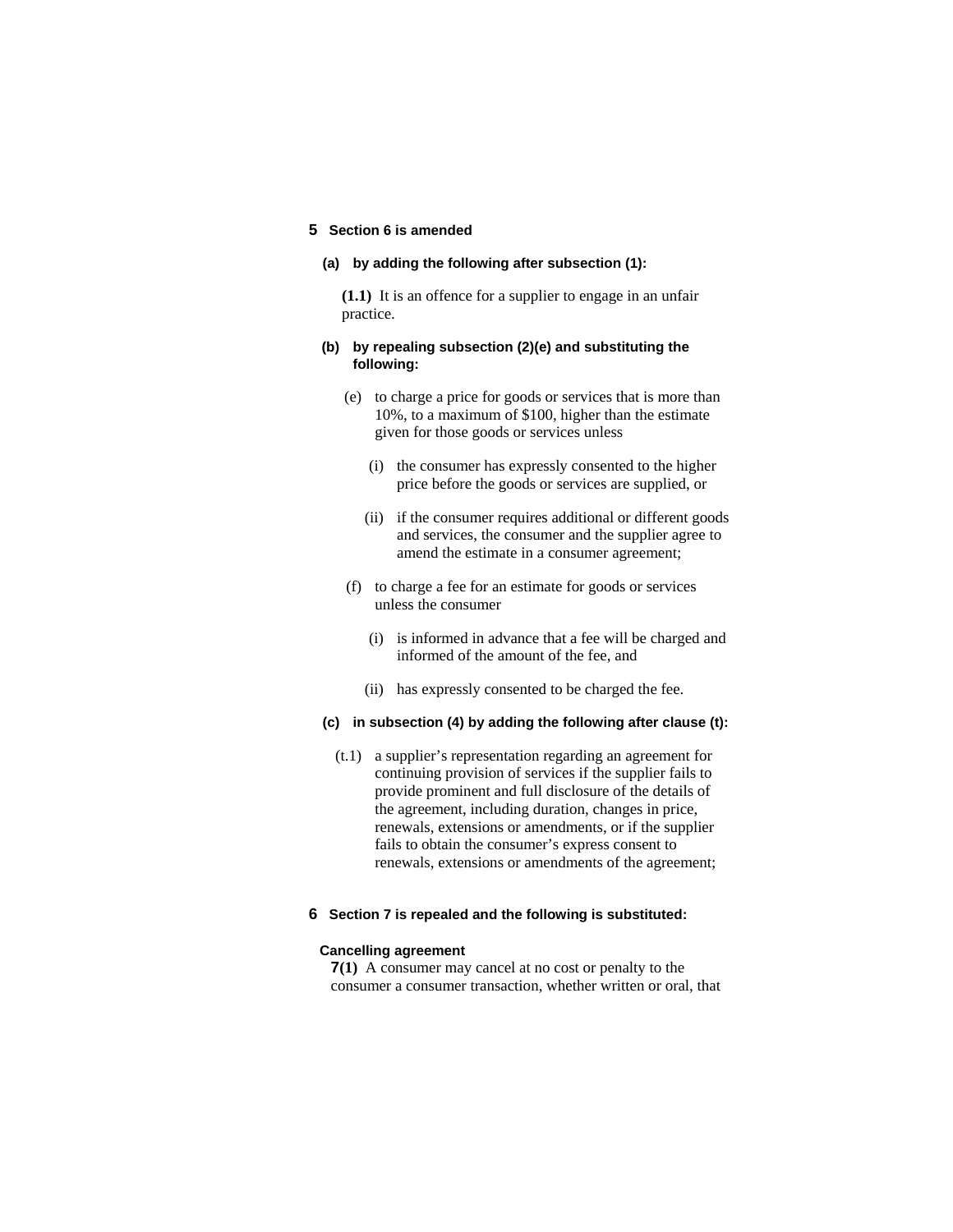**5 Section 6 is amended**

**(a) by adding the following after subsection (1):**

**(1.1)** It is an offence for a supplier to engage in an unfair practice.

**(b) by repealing subsection (2)(e) and substituting the following:**

(e) to charge a price for goods or services that is more than 10%, to a maximum of $100, higher than the estimate given for those goods or services unless

(i) the consumer has expressly consented to the higher price before the goods or services are supplied, or

(ii) if the consumer requires additional or different goods and services, the consumer and the supplier agree to amend the estimate in a consumer agreement;

(f) to charge a fee for an estimate for goods or services unless the consumer

(i) is informed in advance that a fee will be charged and informed of the amount of the fee, and

(ii) has expressly consented to be charged the fee.

**(c) in subsection (4) by adding the following after clause (t):**

(t.1) a supplier's representation regarding an agreement for continuing provision of services if the supplier fails to provide prominent and full disclosure of the details of the agreement, including duration, changes in price, renewals, extensions or amendments, or if the supplier fails to obtain the consumer's express consent to renewals, extensions or amendments of the agreement;

**6 Section 7 is repealed and the following is substituted:**

**Cancelling agreement**

**7(1)** A consumer may cancel at no cost or penalty to the consumer a consumer transaction, whether written or oral, that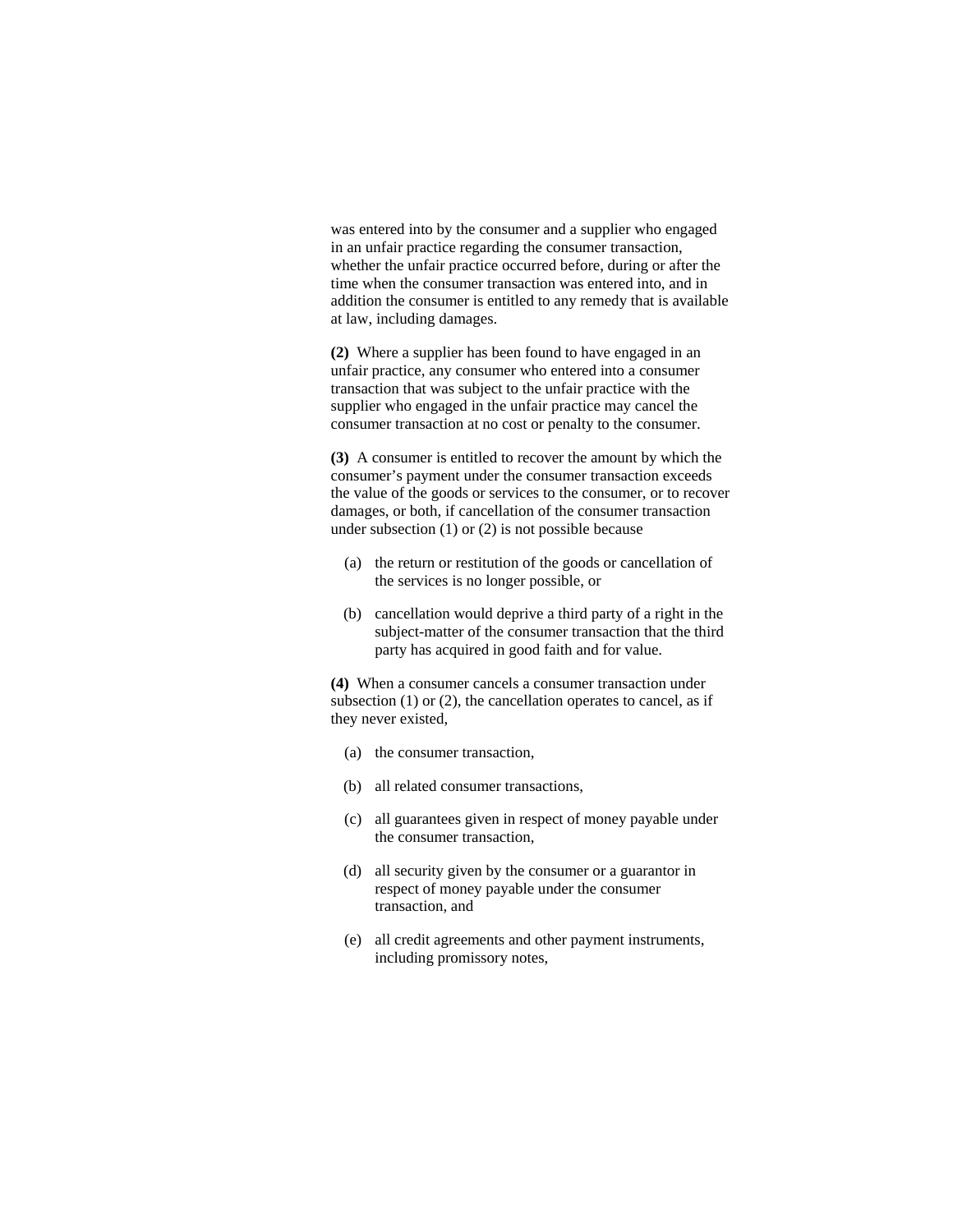was entered into by the consumer and a supplier who engaged in an unfair practice regarding the consumer transaction, whether the unfair practice occurred before, during or after the time when the consumer transaction was entered into, and in addition the consumer is entitled to any remedy that is available at law, including damages.

**(2)** Where a supplier has been found to have engaged in an unfair practice, any consumer who entered into a consumer transaction that was subject to the unfair practice with the supplier who engaged in the unfair practice may cancel the consumer transaction at no cost or penalty to the consumer.

**(3)** A consumer is entitled to recover the amount by which the consumer's payment under the consumer transaction exceeds the value of the goods or services to the consumer, or to recover damages, or both, if cancellation of the consumer transaction under subsection (1) or (2) is not possible because

(a) the return or restitution of the goods or cancellation of the services is no longer possible, or

(b) cancellation would deprive a third party of a right in the subject-matter of the consumer transaction that the third party has acquired in good faith and for value.

**(4)** When a consumer cancels a consumer transaction under subsection (1) or (2), the cancellation operates to cancel, as if they never existed,

(a) the consumer transaction,

(b) all related consumer transactions,

(c) all guarantees given in respect of money payable under the consumer transaction,

(d) all security given by the consumer or a guarantor in respect of money payable under the consumer transaction, and

(e) all credit agreements and other payment instruments, including promissory notes,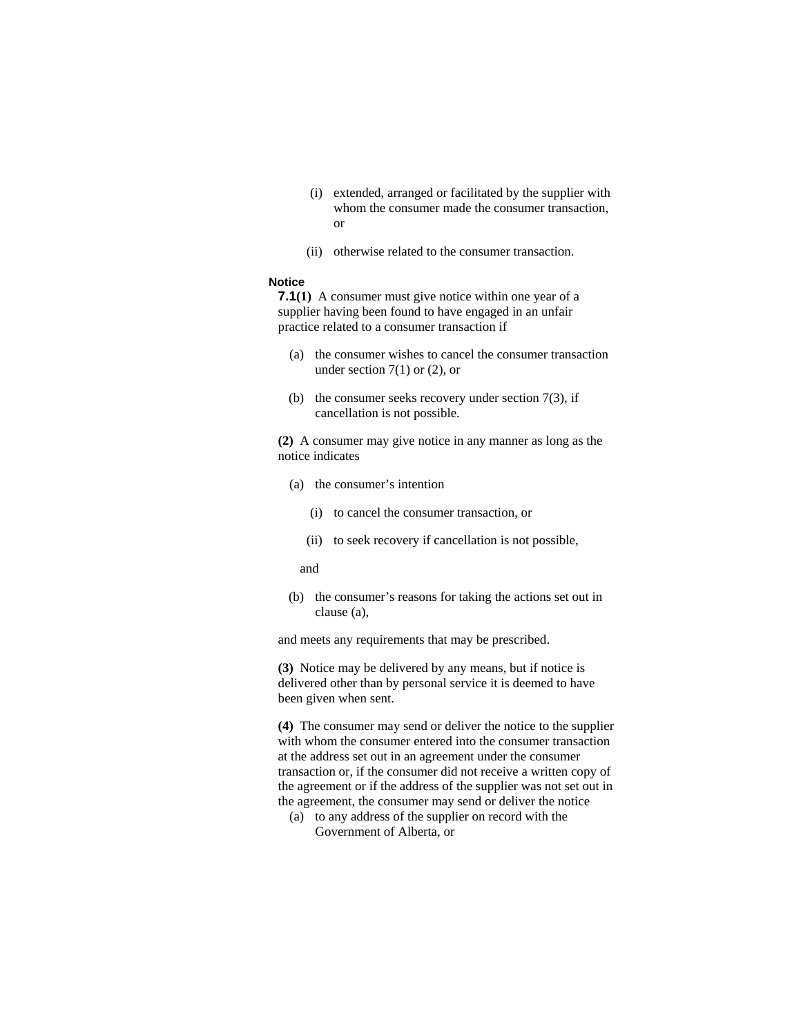(i) extended, arranged or facilitated by the supplier with whom the consumer made the consumer transaction, or

(ii) otherwise related to the consumer transaction.

**Notice**

**7.1(1)** A consumer must give notice within one year of a supplier having been found to have engaged in an unfair practice related to a consumer transaction if

(a) the consumer wishes to cancel the consumer transaction under section 7(1) or (2), or

(b) the consumer seeks recovery under section 7(3), if cancellation is not possible.

**(2)** A consumer may give notice in any manner as long as the notice indicates

(a) the consumer's intention

(i) to cancel the consumer transaction, or

(ii) to seek recovery if cancellation is not possible,

and

(b) the consumer's reasons for taking the actions set out in clause (a),

and meets any requirements that may be prescribed.

**(3)** Notice may be delivered by any means, but if notice is delivered other than by personal service it is deemed to have been given when sent.

**(4)** The consumer may send or deliver the notice to the supplier with whom the consumer entered into the consumer transaction at the address set out in an agreement under the consumer transaction or, if the consumer did not receive a written copy of the agreement or if the address of the supplier was not set out in the agreement, the consumer may send or deliver the notice

(a) to any address of the supplier on record with the Government of Alberta, or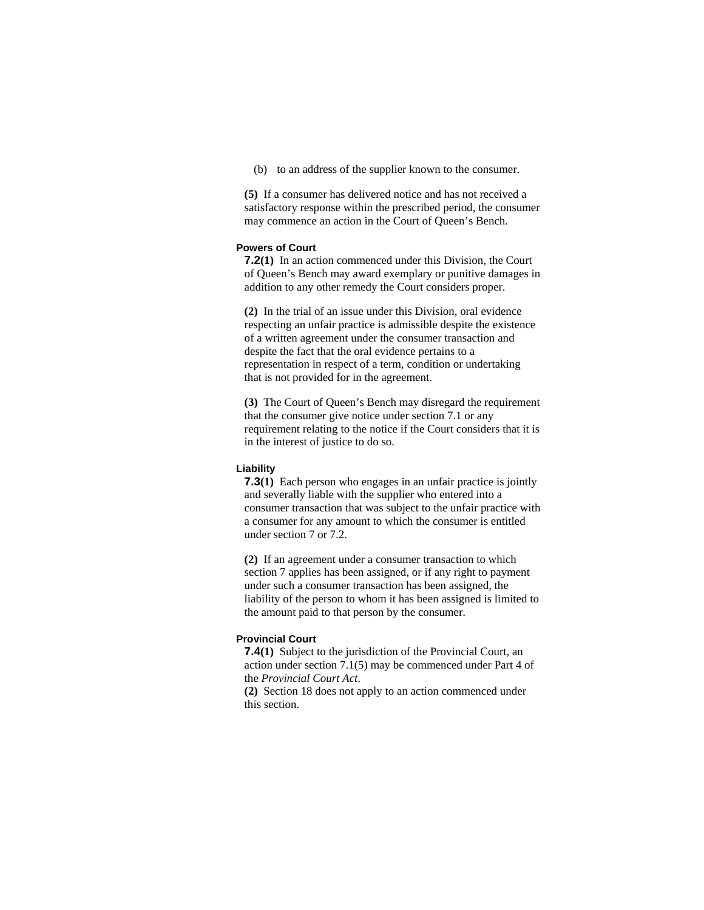(b) to an address of the supplier known to the consumer.

**(5)** If a consumer has delivered notice and has not received a satisfactory response within the prescribed period, the consumer may commence an action in the Court of Queen's Bench.

**Powers of Court**

**7.2(1)** In an action commenced under this Division, the Court of Queen's Bench may award exemplary or punitive damages in addition to any other remedy the Court considers proper.

**(2)** In the trial of an issue under this Division, oral evidence respecting an unfair practice is admissible despite the existence of a written agreement under the consumer transaction and despite the fact that the oral evidence pertains to a representation in respect of a term, condition or undertaking that is not provided for in the agreement.

**(3)** The Court of Queen's Bench may disregard the requirement that the consumer give notice under section 7.1 or any requirement relating to the notice if the Court considers that it is in the interest of justice to do so.

**Liability**

**7.3(1)** Each person who engages in an unfair practice is jointly and severally liable with the supplier who entered into a consumer transaction that was subject to the unfair practice with a consumer for any amount to which the consumer is entitled under section 7 or 7.2.

**(2)** If an agreement under a consumer transaction to which section 7 applies has been assigned, or if any right to payment under such a consumer transaction has been assigned, the liability of the person to whom it has been assigned is limited to the amount paid to that person by the consumer.

**Provincial Court**

**7.4(1)** Subject to the jurisdiction of the Provincial Court, an action under section 7.1(5) may be commenced under Part 4 of the *Provincial Court Act*.

**(2)** Section 18 does not apply to an action commenced under this section.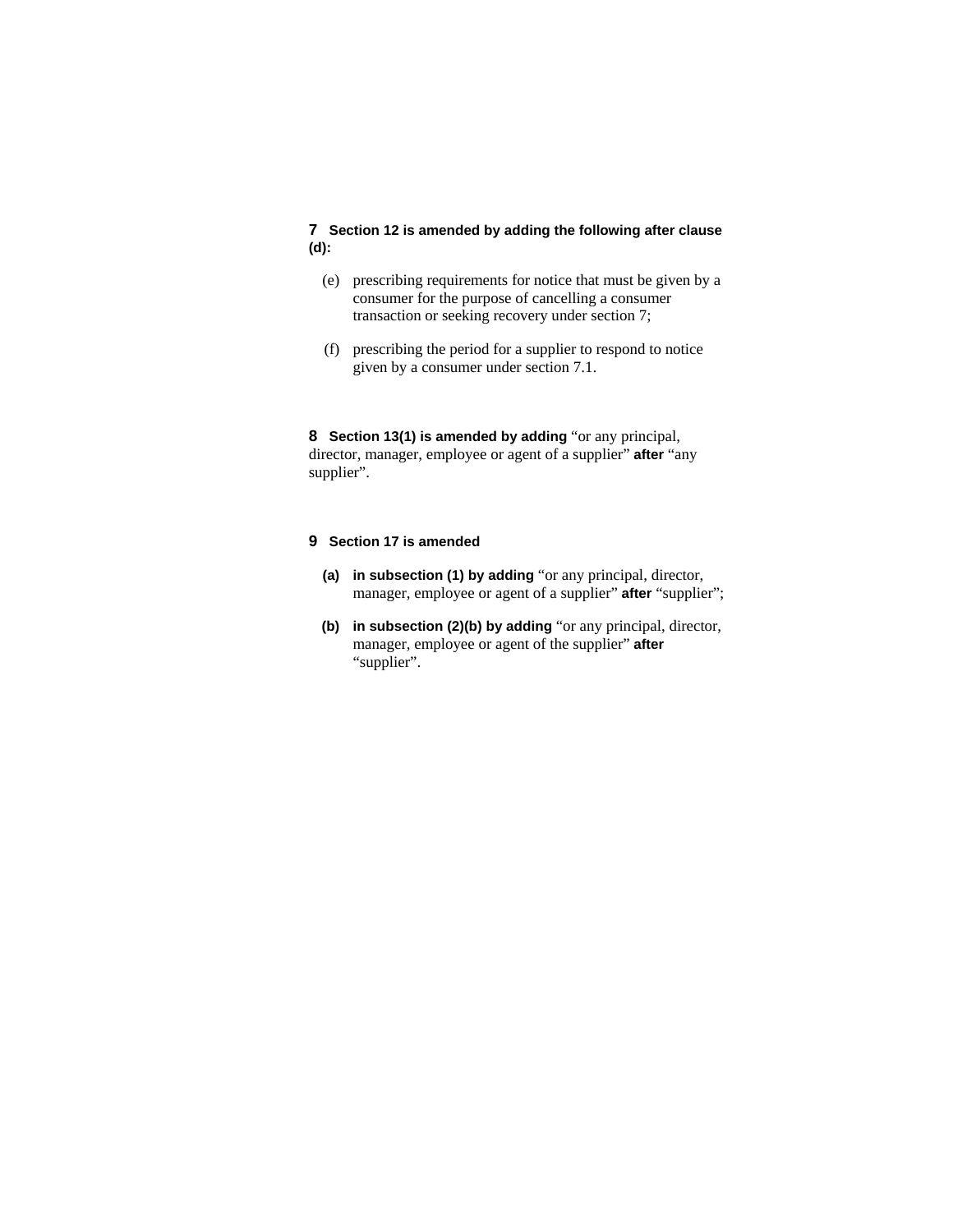**7 Section 12 is amended by adding the following after clause (d):**

(e) prescribing requirements for notice that must be given by a consumer for the purpose of cancelling a consumer transaction or seeking recovery under section 7;

(f) prescribing the period for a supplier to respond to notice given by a consumer under section 7.1.

**8 Section 13(1) is amended by adding** "or any principal, director, manager, employee or agent of a supplier" **after** "any supplier".

**9 Section 17 is amended**

**(a) in subsection (1) by adding** "or any principal, director, manager, employee or agent of a supplier" **after** "supplier";

**(b) in subsection (2)(b) by adding** "or any principal, director, manager, employee or agent of the supplier" **after** "supplier".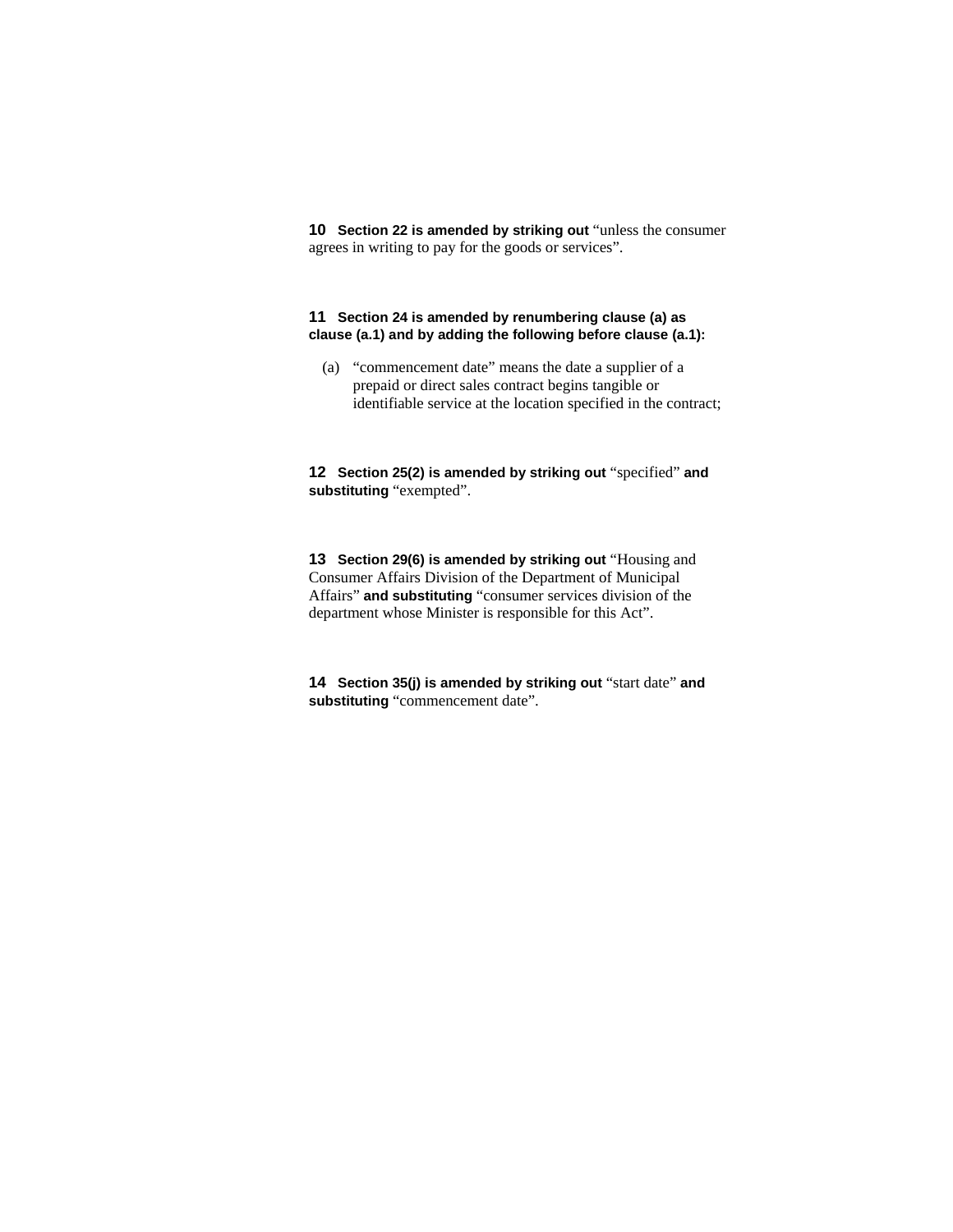**10** **Section 22 is amended by striking out** "unless the consumer agrees in writing to pay for the goods or services".

**11** **Section 24 is amended by renumbering clause (a) as clause (a.1) and by adding the following before clause (a.1):**

(a) "commencement date" means the date a supplier of a prepaid or direct sales contract begins tangible or identifiable service at the location specified in the contract;

**12** **Section 25(2) is amended by striking out** "specified" **and substituting** "exempted".

**13** **Section 29(6) is amended by striking out** "Housing and Consumer Affairs Division of the Department of Municipal Affairs" **and substituting** "consumer services division of the department whose Minister is responsible for this Act".

**14** **Section 35(j) is amended by striking out** "start date" **and substituting** "commencement date".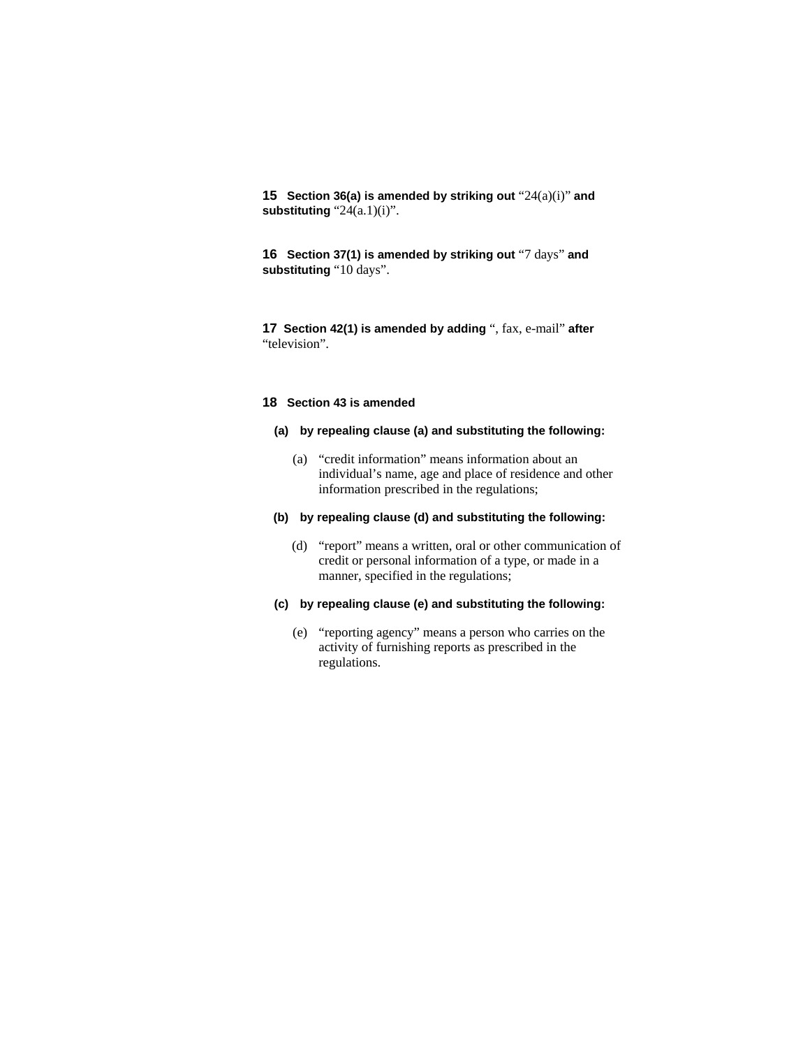**15** **Section 36(a) is amended by striking out** "24(a)(i)" **and substituting** "24(a.1)(i)".

**16** **Section 37(1) is amended by striking out** "7 days" **and substituting** "10 days".

**17** **Section 42(1) is amended by adding** ", fax, e-mail" **after** "television".

**18** **Section 43 is amended**

**(a)** **by repealing clause (a) and substituting the following:**

(a) "credit information" means information about an individual's name, age and place of residence and other information prescribed in the regulations;

**(b)** **by repealing clause (d) and substituting the following:**

(d) "report" means a written, oral or other communication of credit or personal information of a type, or made in a manner, specified in the regulations;

**(c)** **by repealing clause (e) and substituting the following:**

(e) "reporting agency" means a person who carries on the activity of furnishing reports as prescribed in the regulations.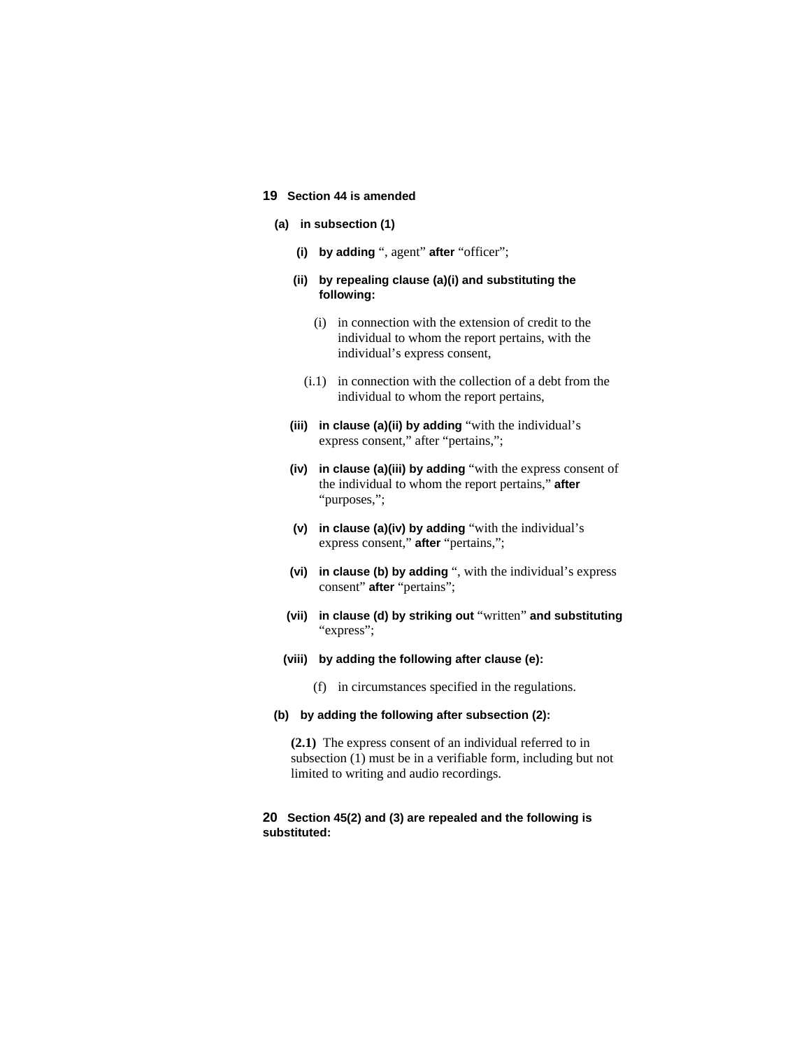**19 Section 44 is amended**

**(a) in subsection (1)**

**(i) by adding** ", agent" **after** "officer";

**(ii) by repealing clause (a)(i) and substituting the following:**

(i) in connection with the extension of credit to the individual to whom the report pertains, with the individual's express consent,

(i.1) in connection with the collection of a debt from the individual to whom the report pertains,

**(iii) in clause (a)(ii) by adding** "with the individual's express consent," after "pertains,";

**(iv) in clause (a)(iii) by adding** "with the express consent of the individual to whom the report pertains," **after** "purposes,";

**(v) in clause (a)(iv) by adding** "with the individual's express consent," **after** "pertains,";

**(vi) in clause (b) by adding** ", with the individual's express consent" **after** "pertains";

**(vii) in clause (d) by striking out** "written" **and substituting** "express";

**(viii) by adding the following after clause (e):**

(f) in circumstances specified in the regulations.

**(b) by adding the following after subsection (2):**

**(2.1)** The express consent of an individual referred to in subsection (1) must be in a verifiable form, including but not limited to writing and audio recordings.

**20 Section 45(2) and (3) are repealed and the following is substituted:**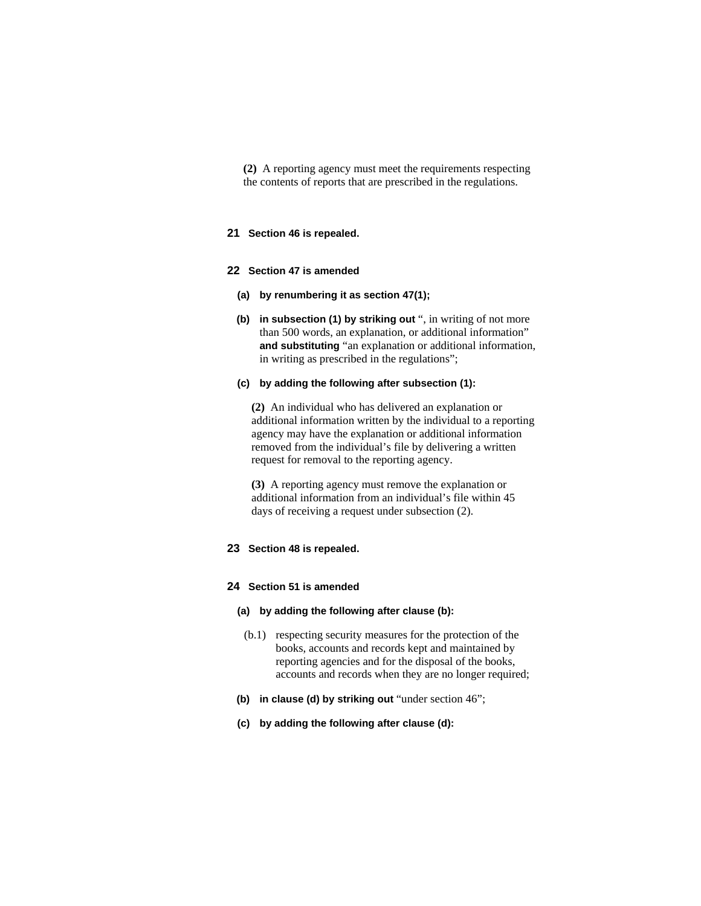**(2)** A reporting agency must meet the requirements respecting the contents of reports that are prescribed in the regulations.

**21 Section 46 is repealed.**

**22 Section 47 is amended**

**(a) by renumbering it as section 47(1);**

**(b) in subsection (1) by striking out** ", in writing of not more than 500 words, an explanation, or additional information" **and substituting** "an explanation or additional information, in writing as prescribed in the regulations";

**(c) by adding the following after subsection (1):**

**(2)** An individual who has delivered an explanation or additional information written by the individual to a reporting agency may have the explanation or additional information removed from the individual's file by delivering a written request for removal to the reporting agency.

**(3)** A reporting agency must remove the explanation or additional information from an individual's file within 45 days of receiving a request under subsection (2).

**23 Section 48 is repealed.**

**24 Section 51 is amended**

**(a) by adding the following after clause (b):**

(b.1) respecting security measures for the protection of the books, accounts and records kept and maintained by reporting agencies and for the disposal of the books, accounts and records when they are no longer required;

**(b) in clause (d) by striking out** "under section 46";

**(c) by adding the following after clause (d):**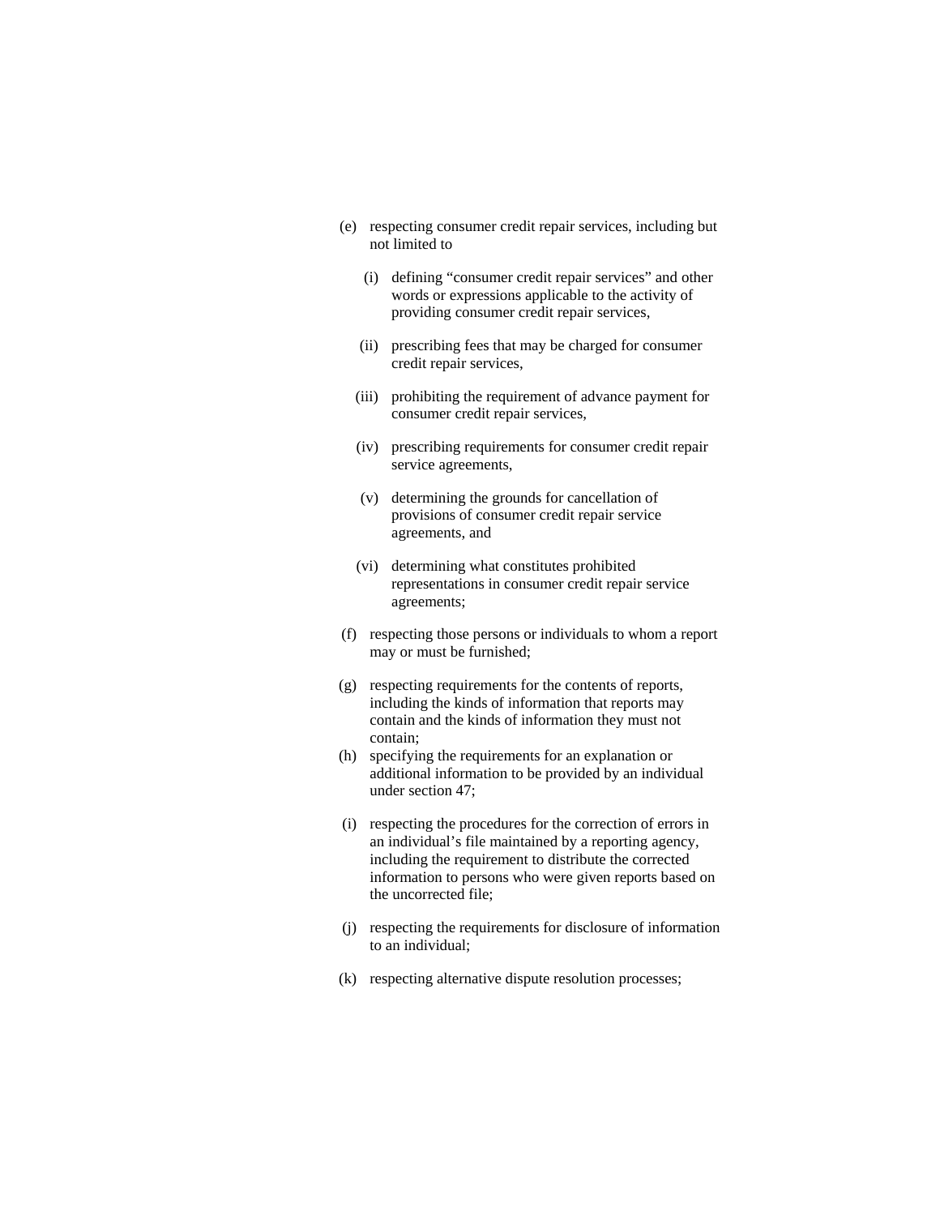(e) respecting consumer credit repair services, including but not limited to

  (i) defining "consumer credit repair services" and other words or expressions applicable to the activity of providing consumer credit repair services,

  (ii) prescribing fees that may be charged for consumer credit repair services,

  (iii) prohibiting the requirement of advance payment for consumer credit repair services,

  (iv) prescribing requirements for consumer credit repair service agreements,

  (v) determining the grounds for cancellation of provisions of consumer credit repair service agreements, and

  (vi) determining what constitutes prohibited representations in consumer credit repair service agreements;

(f) respecting those persons or individuals to whom a report may or must be furnished;

(g) respecting requirements for the contents of reports, including the kinds of information that reports may contain and the kinds of information they must not contain;

(h) specifying the requirements for an explanation or additional information to be provided by an individual under section 47;

(i) respecting the procedures for the correction of errors in an individual's file maintained by a reporting agency, including the requirement to distribute the corrected information to persons who were given reports based on the uncorrected file;

(j) respecting the requirements for disclosure of information to an individual;

(k) respecting alternative dispute resolution processes;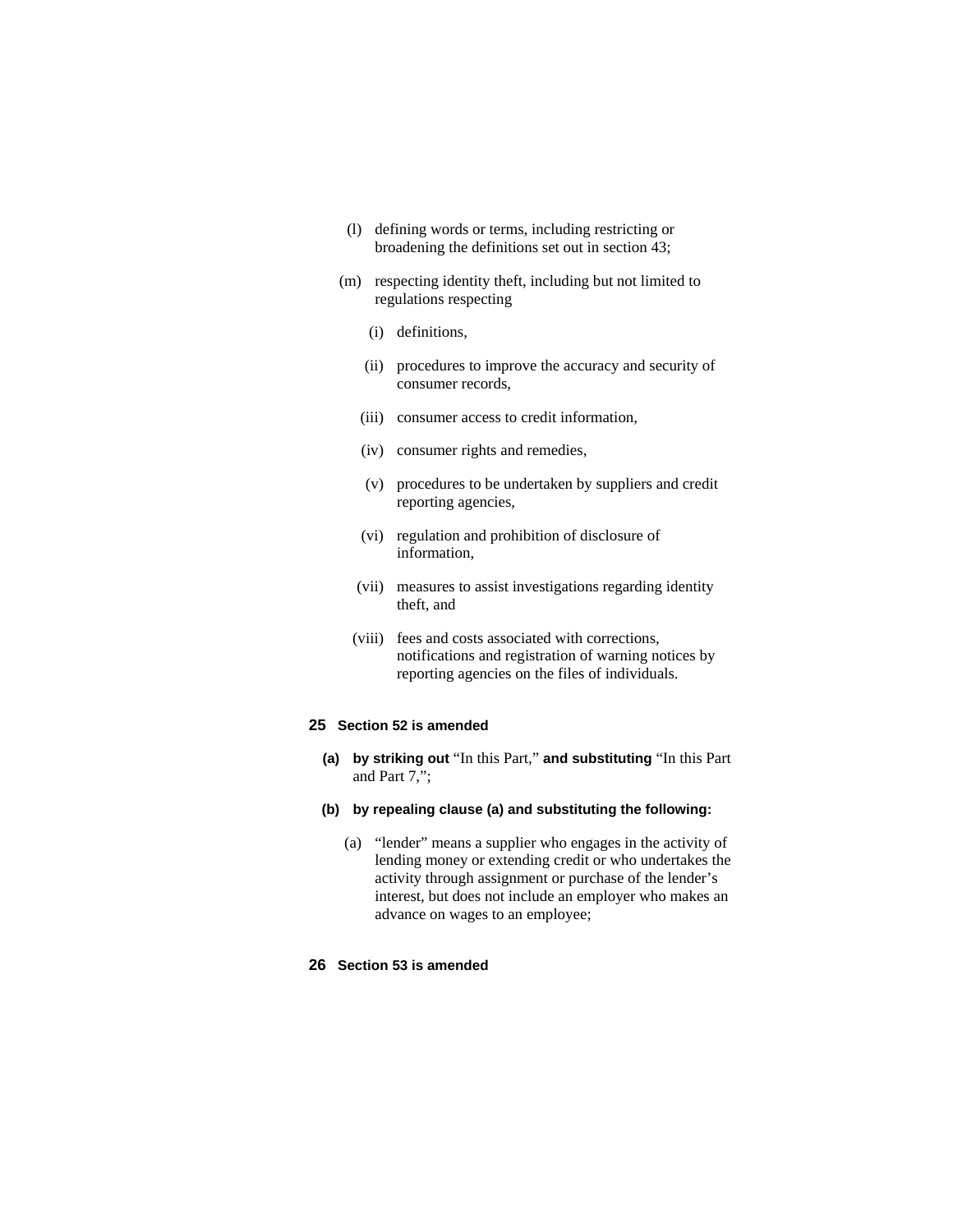(l) defining words or terms, including restricting or broadening the definitions set out in section 43;

(m) respecting identity theft, including but not limited to regulations respecting

(i) definitions,

(ii) procedures to improve the accuracy and security of consumer records,

(iii) consumer access to credit information,

(iv) consumer rights and remedies,

(v) procedures to be undertaken by suppliers and credit reporting agencies,

(vi) regulation and prohibition of disclosure of information,

(vii) measures to assist investigations regarding identity theft, and

(viii) fees and costs associated with corrections, notifications and registration of warning notices by reporting agencies on the files of individuals.

**25 Section 52 is amended**

**(a) by striking out** "In this Part," **and substituting** "In this Part and Part 7,";

**(b) by repealing clause (a) and substituting the following:**

(a) "lender" means a supplier who engages in the activity of lending money or extending credit or who undertakes the activity through assignment or purchase of the lender's interest, but does not include an employer who makes an advance on wages to an employee;

**26 Section 53 is amended**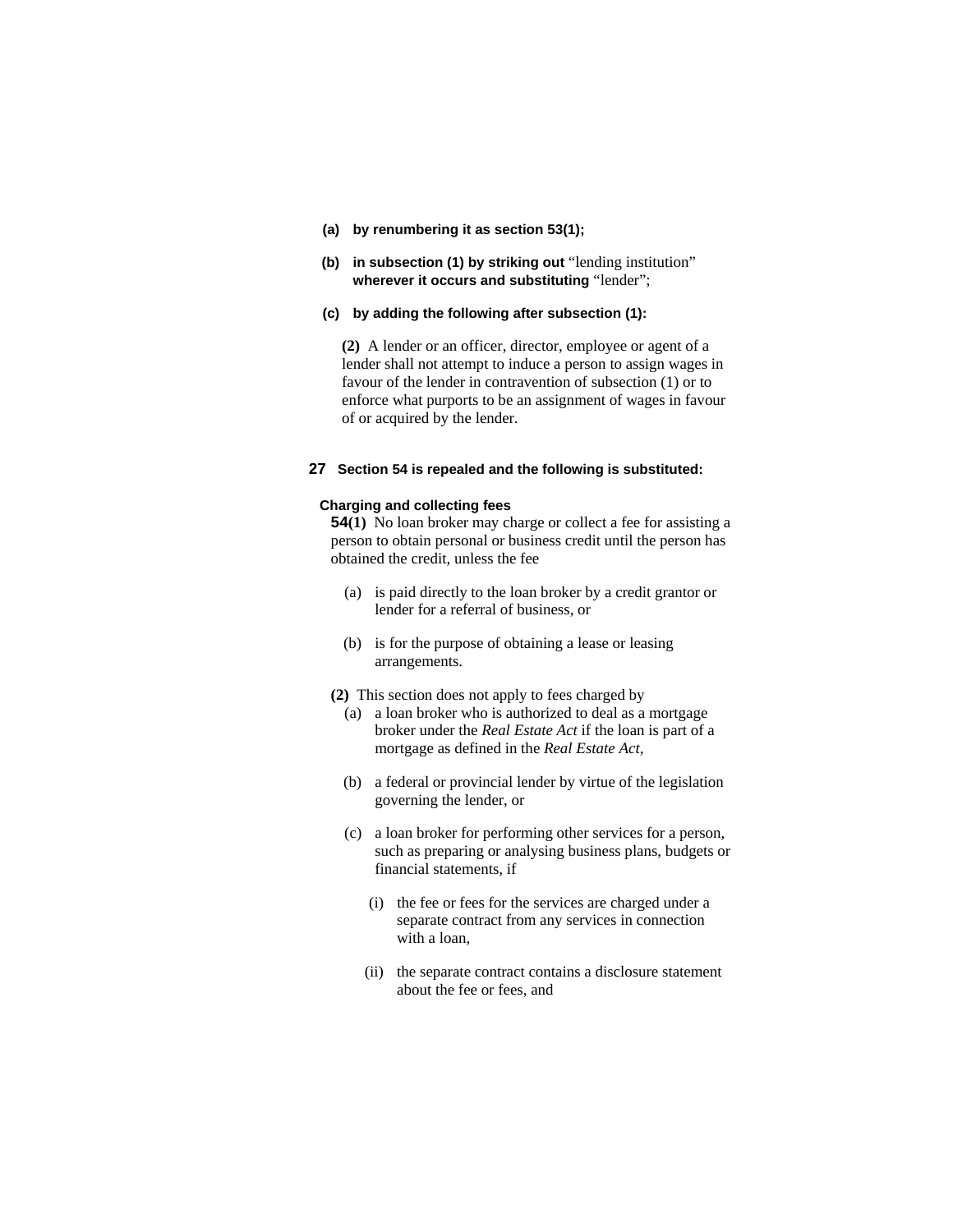**(a) by renumbering it as section 53(1);**

**(b) in subsection (1) by striking out** "lending institution" **wherever it occurs and substituting** "lender";

**(c) by adding the following after subsection (1):**

> **(2)** A lender or an officer, director, employee or agent of a lender shall not attempt to induce a person to assign wages in favour of the lender in contravention of subsection (1) or to enforce what purports to be an assignment of wages in favour of or acquired by the lender.

**27 Section 54 is repealed and the following is substituted:**

**Charging and collecting fees**

**54(1)** No loan broker may charge or collect a fee for assisting a person to obtain personal or business credit until the person has obtained the credit, unless the fee

- (a) is paid directly to the loan broker by a credit grantor or lender for a referral of business, or
- (b) is for the purpose of obtaining a lease or leasing arrangements.

**(2)** This section does not apply to fees charged by

- (a) a loan broker who is authorized to deal as a mortgage broker under the *Real Estate Act* if the loan is part of a mortgage as defined in the *Real Estate Act*,
- (b) a federal or provincial lender by virtue of the legislation governing the lender, or
- (c) a loan broker for performing other services for a person, such as preparing or analysing business plans, budgets or financial statements, if
  - (i) the fee or fees for the services are charged under a separate contract from any services in connection with a loan,
  - (ii) the separate contract contains a disclosure statement about the fee or fees, and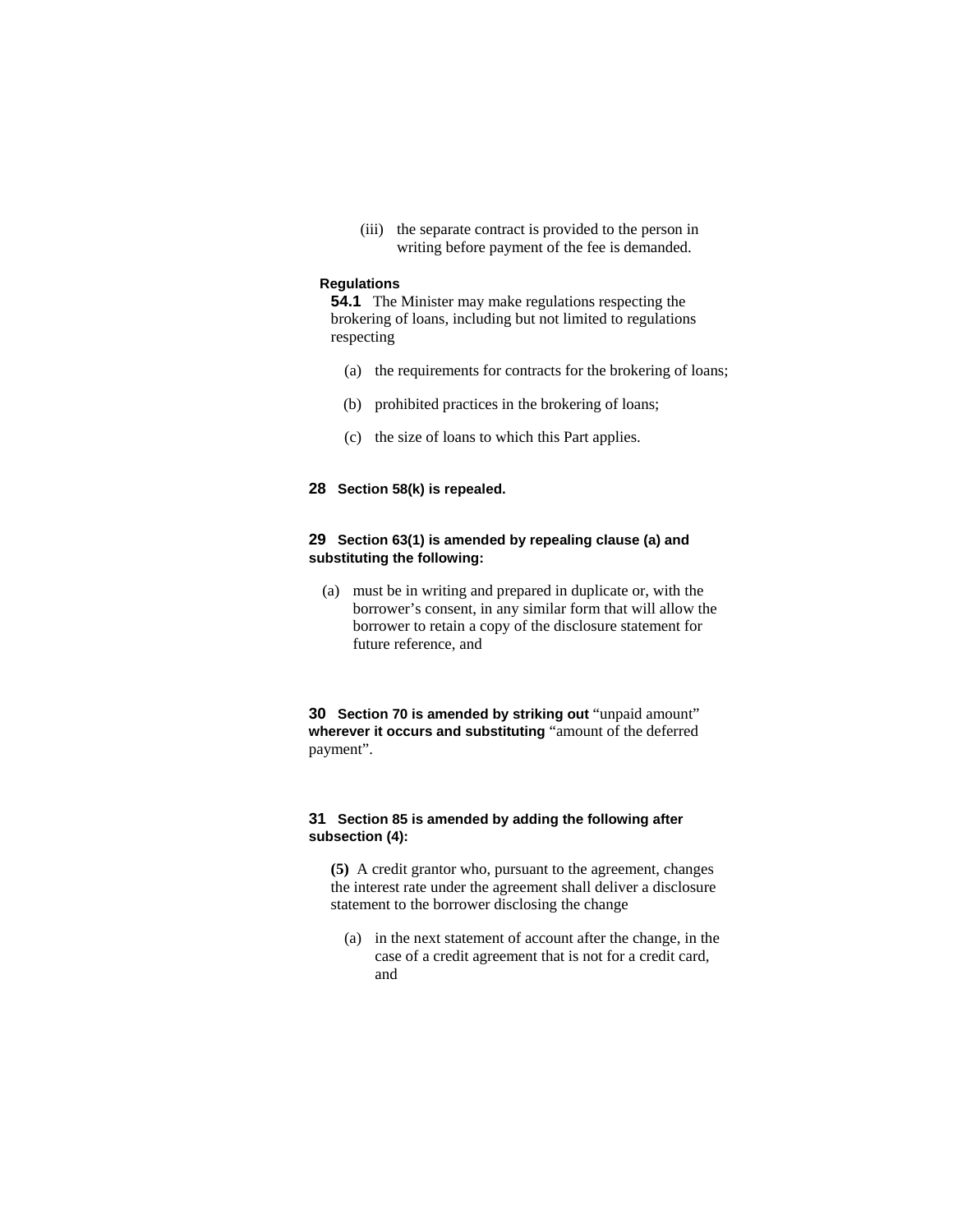(iii) the separate contract is provided to the person in writing before payment of the fee is demanded.

**Regulations**

**54.1** The Minister may make regulations respecting the brokering of loans, including but not limited to regulations respecting

(a) the requirements for contracts for the brokering of loans;

(b) prohibited practices in the brokering of loans;

(c) the size of loans to which this Part applies.

**28 Section 58(k) is repealed.**

**29 Section 63(1) is amended by repealing clause (a) and substituting the following:**

(a) must be in writing and prepared in duplicate or, with the borrower’s consent, in any similar form that will allow the borrower to retain a copy of the disclosure statement for future reference, and

**30 Section 70 is amended by striking out** “unpaid amount” **wherever it occurs and substituting** “amount of the deferred payment”.

**31 Section 85 is amended by adding the following after subsection (4):**

**(5)** A credit grantor who, pursuant to the agreement, changes the interest rate under the agreement shall deliver a disclosure statement to the borrower disclosing the change

(a) in the next statement of account after the change, in the case of a credit agreement that is not for a credit card, and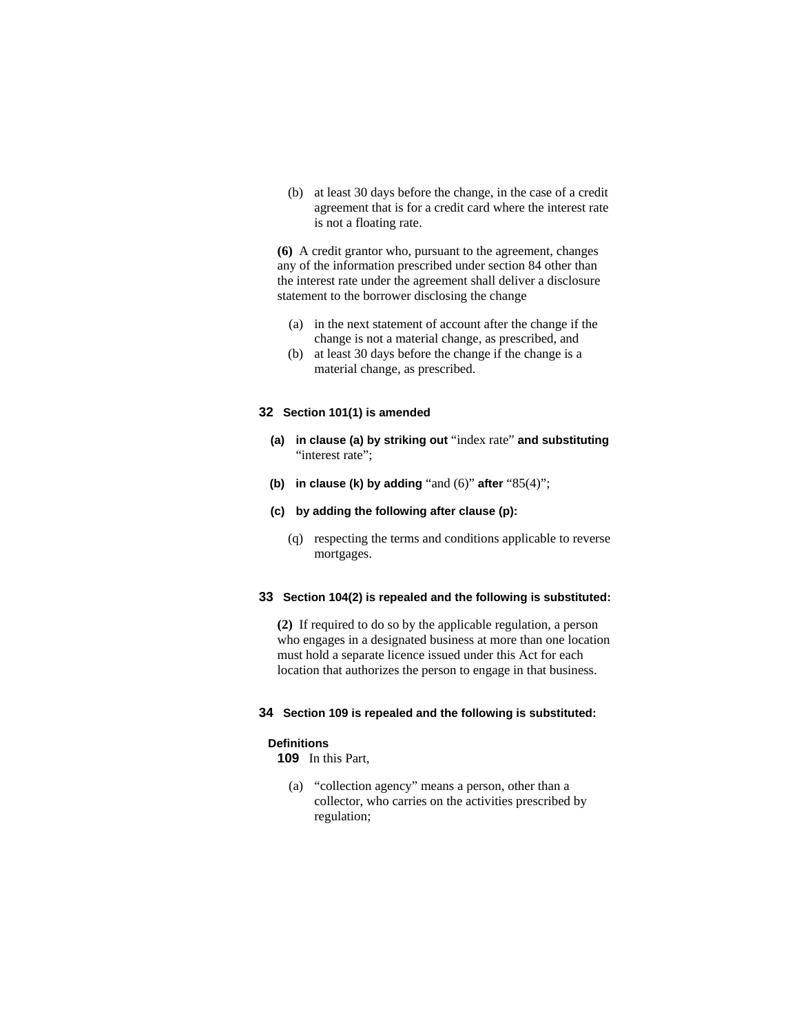(b) at least 30 days before the change, in the case of a credit agreement that is for a credit card where the interest rate is not a floating rate.

**(6)** A credit grantor who, pursuant to the agreement, changes any of the information prescribed under section 84 other than the interest rate under the agreement shall deliver a disclosure statement to the borrower disclosing the change

(a) in the next statement of account after the change if the change is not a material change, as prescribed, and

(b) at least 30 days before the change if the change is a material change, as prescribed.

**32 Section 101(1) is amended**

**(a) in clause (a) by striking out** "index rate" **and substituting** "interest rate";

**(b) in clause (k) by adding** "and (6)" **after** "85(4)";

**(c) by adding the following after clause (p):**

(q) respecting the terms and conditions applicable to reverse mortgages.

**33 Section 104(2) is repealed and the following is substituted:**

**(2)** If required to do so by the applicable regulation, a person who engages in a designated business at more than one location must hold a separate licence issued under this Act for each location that authorizes the person to engage in that business.

**34 Section 109 is repealed and the following is substituted:**

**Definitions**

**109** In this Part,

(a) "collection agency" means a person, other than a collector, who carries on the activities prescribed by regulation;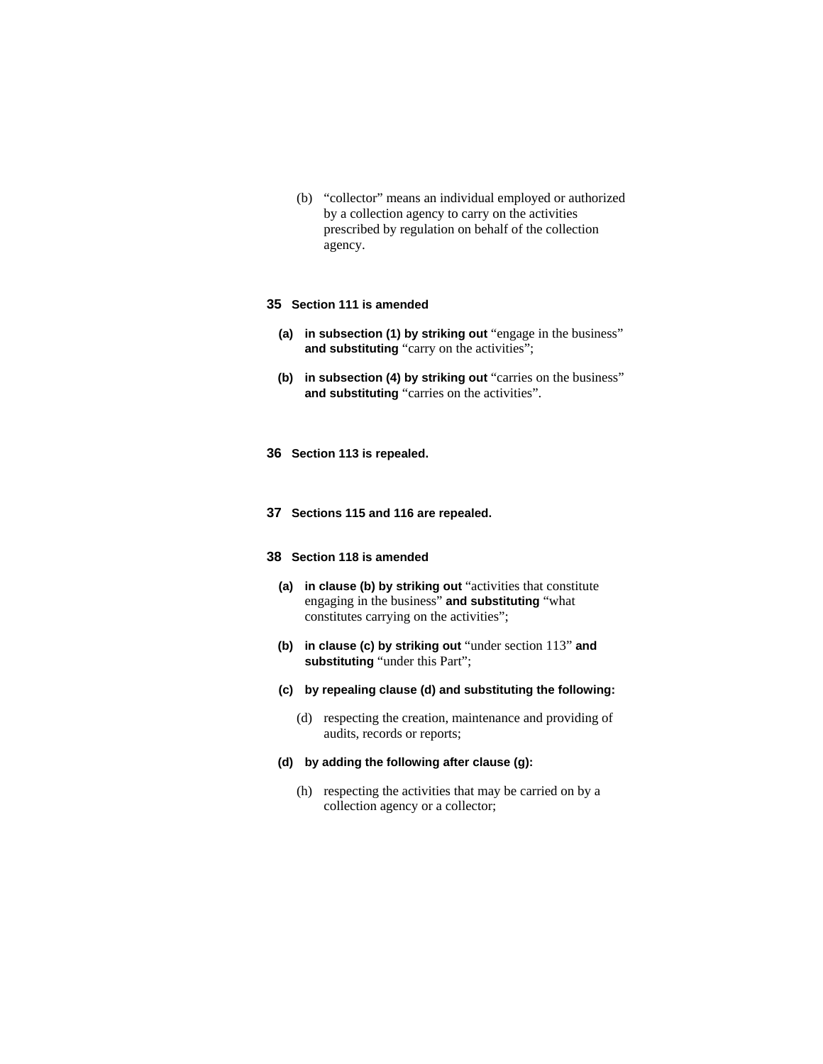(b) "collector" means an individual employed or authorized by a collection agency to carry on the activities prescribed by regulation on behalf of the collection agency.

**35 Section 111 is amended**

**(a) in subsection (1) by striking out** "engage in the business" **and substituting** "carry on the activities";

**(b) in subsection (4) by striking out** "carries on the business" **and substituting** "carries on the activities".

**36 Section 113 is repealed.**

**37 Sections 115 and 116 are repealed.**

**38 Section 118 is amended**

**(a) in clause (b) by striking out** "activities that constitute engaging in the business" **and substituting** "what constitutes carrying on the activities";

**(b) in clause (c) by striking out** "under section 113" **and substituting** "under this Part";

**(c) by repealing clause (d) and substituting the following:**

(d) respecting the creation, maintenance and providing of audits, records or reports;

**(d) by adding the following after clause (g):**

(h) respecting the activities that may be carried on by a collection agency or a collector;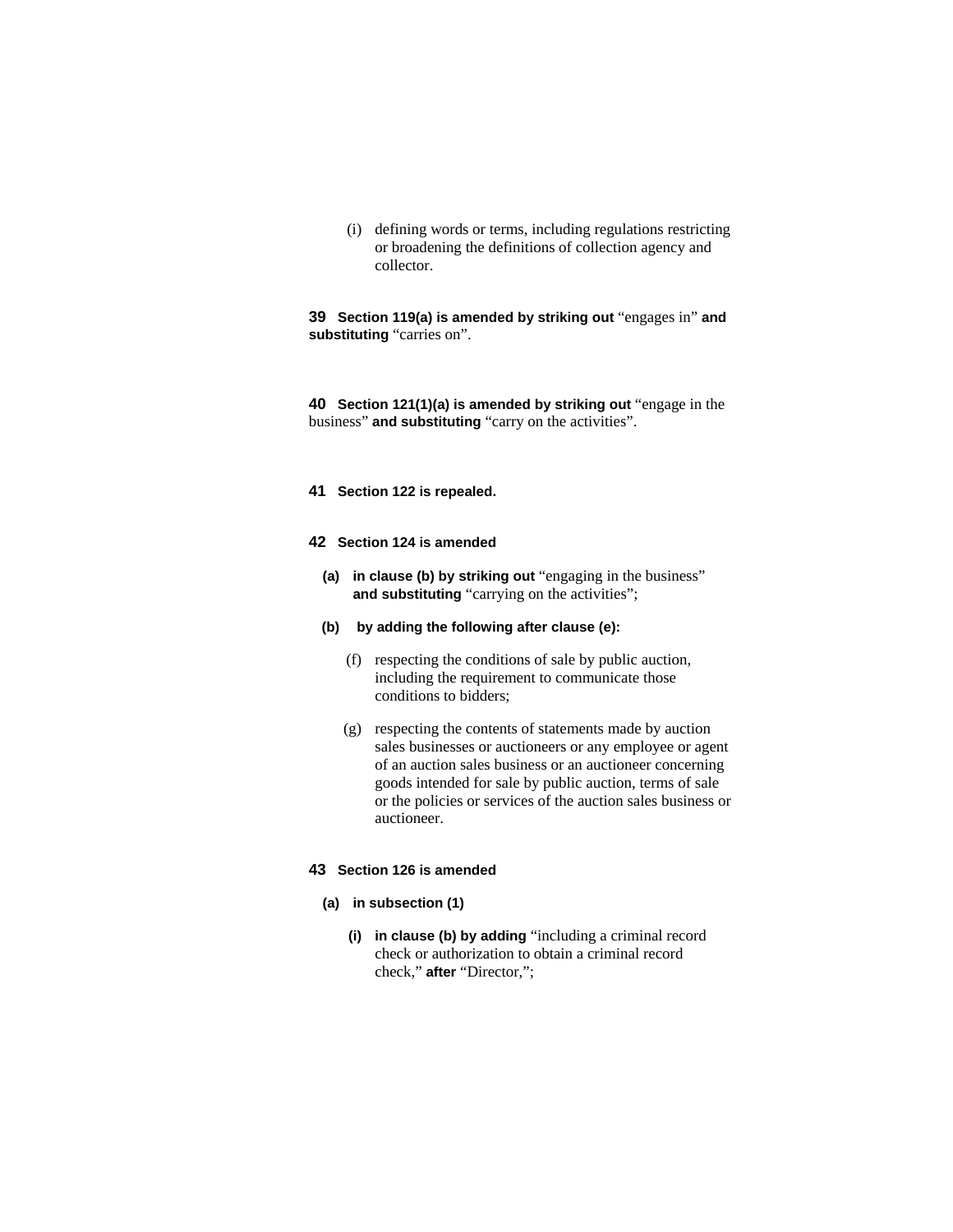(i) defining words or terms, including regulations restricting or broadening the definitions of collection agency and collector.

**39 Section 119(a) is amended by striking out** "engages in" **and substituting** "carries on".

**40 Section 121(1)(a) is amended by striking out** "engage in the business" **and substituting** "carry on the activities".

**41 Section 122 is repealed.**

**42 Section 124 is amended**

**(a) in clause (b) by striking out** "engaging in the business" **and substituting** "carrying on the activities";

**(b) by adding the following after clause (e):**

(f) respecting the conditions of sale by public auction, including the requirement to communicate those conditions to bidders;

(g) respecting the contents of statements made by auction sales businesses or auctioneers or any employee or agent of an auction sales business or an auctioneer concerning goods intended for sale by public auction, terms of sale or the policies or services of the auction sales business or auctioneer.

**43 Section 126 is amended**

**(a) in subsection (1)**

**(i) in clause (b) by adding** "including a criminal record check or authorization to obtain a criminal record check," **after** "Director,";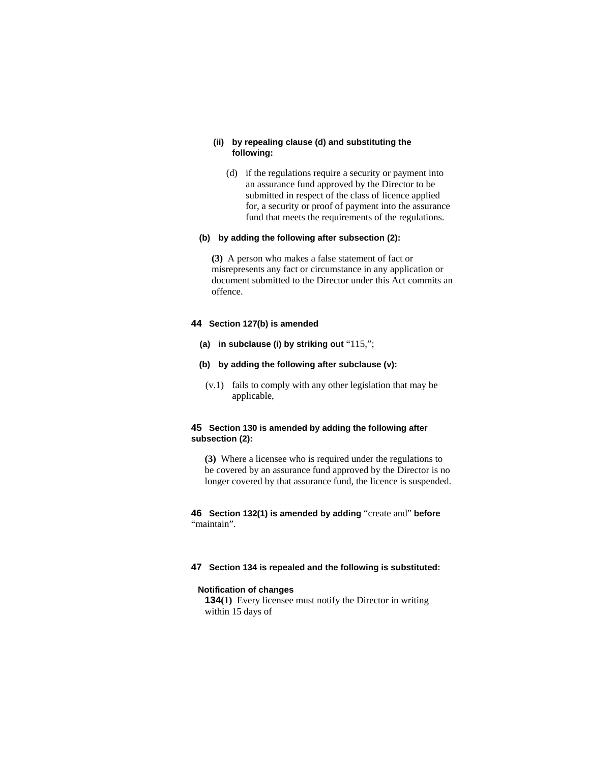**(ii) by repealing clause (d) and substituting the following:**

(d) if the regulations require a security or payment into an assurance fund approved by the Director to be submitted in respect of the class of licence applied for, a security or proof of payment into the assurance fund that meets the requirements of the regulations.

**(b) by adding the following after subsection (2):**

**(3)** A person who makes a false statement of fact or misrepresents any fact or circumstance in any application or document submitted to the Director under this Act commits an offence.

**44 Section 127(b) is amended**

**(a) in subclause (i) by striking out** "115,";

**(b) by adding the following after subclause (v):**

(v.1) fails to comply with any other legislation that may be applicable,

**45 Section 130 is amended by adding the following after subsection (2):**

**(3)** Where a licensee who is required under the regulations to be covered by an assurance fund approved by the Director is no longer covered by that assurance fund, the licence is suspended.

**46 Section 132(1) is amended by adding** "create and" **before** "maintain".

**47 Section 134 is repealed and the following is substituted:**

**Notification of changes**

**134(1)** Every licensee must notify the Director in writing within 15 days of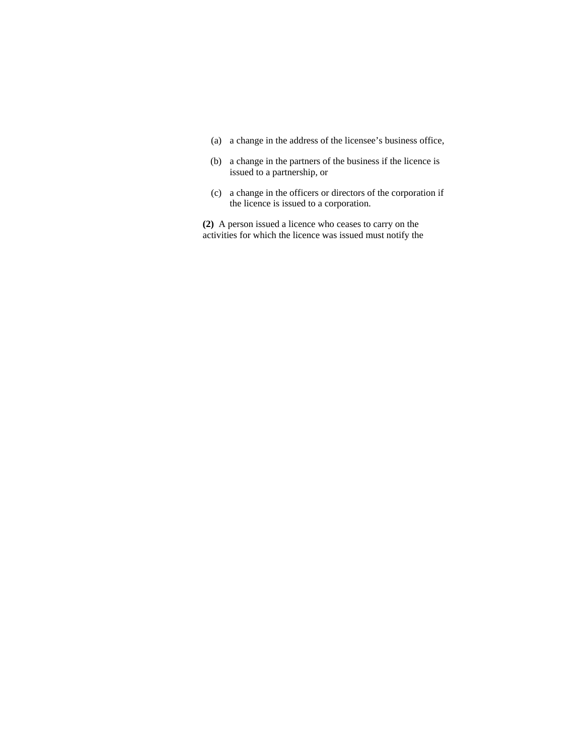(a) a change in the address of the licensee's business office,

(b) a change in the partners of the business if the licence is issued to a partnership, or

(c) a change in the officers or directors of the corporation if the licence is issued to a corporation.

**(2)** A person issued a licence who ceases to carry on the activities for which the licence was issued must notify the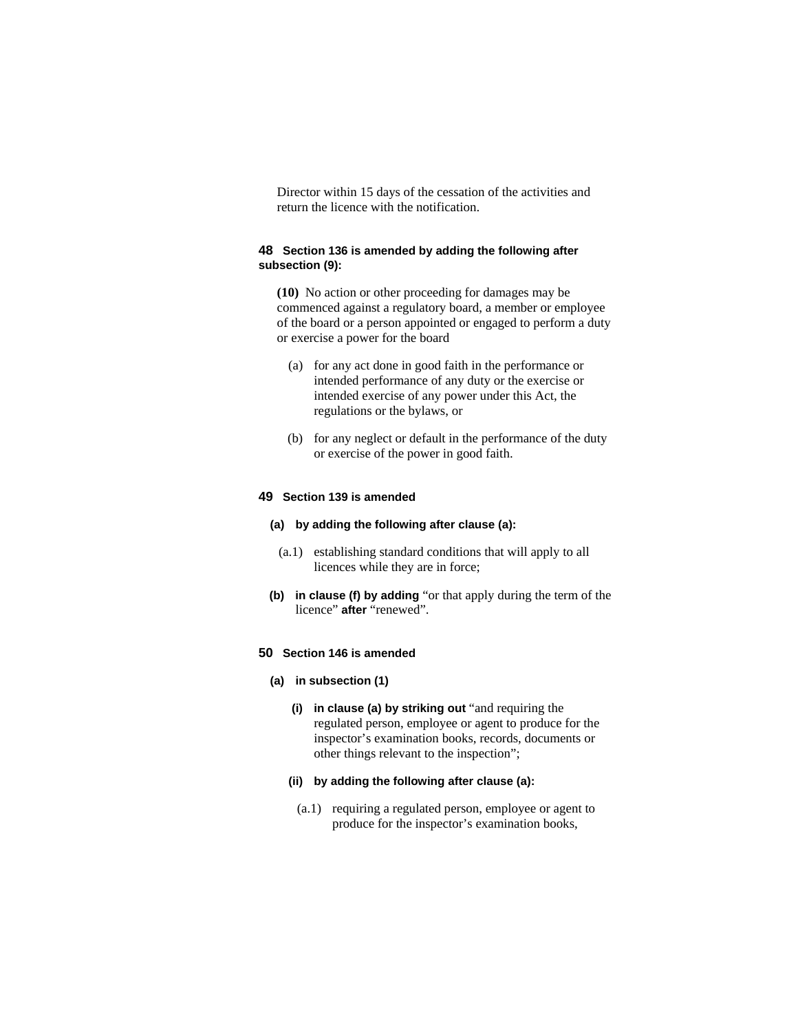Director within 15 days of the cessation of the activities and return the licence with the notification.

**48 Section 136 is amended by adding the following after subsection (9):**

**(10)** No action or other proceeding for damages may be commenced against a regulatory board, a member or employee of the board or a person appointed or engaged to perform a duty or exercise a power for the board

(a) for any act done in good faith in the performance or intended performance of any duty or the exercise or intended exercise of any power under this Act, the regulations or the bylaws, or

(b) for any neglect or default in the performance of the duty or exercise of the power in good faith.

**49 Section 139 is amended**

**(a) by adding the following after clause (a):**

(a.1) establishing standard conditions that will apply to all licences while they are in force;

**(b) in clause (f) by adding** "or that apply during the term of the licence" **after** "renewed".

**50 Section 146 is amended**

**(a) in subsection (1)**

**(i) in clause (a) by striking out** "and requiring the regulated person, employee or agent to produce for the inspector's examination books, records, documents or other things relevant to the inspection";

**(ii) by adding the following after clause (a):**

(a.1) requiring a regulated person, employee or agent to produce for the inspector's examination books,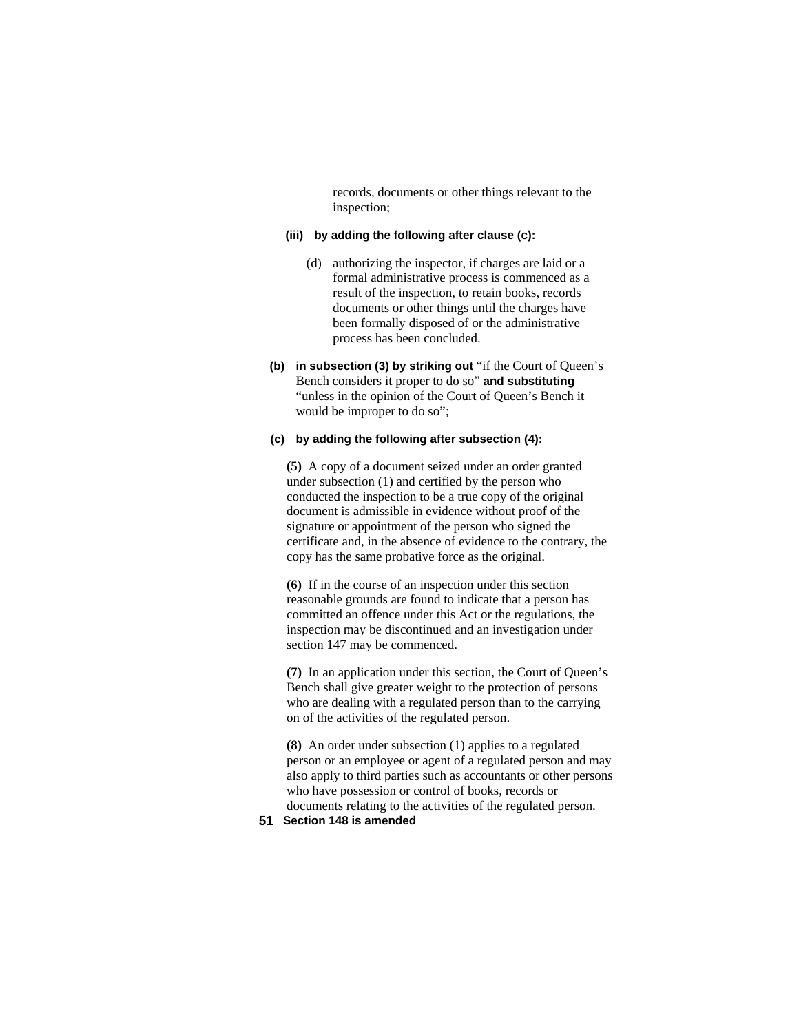records, documents or other things relevant to the inspection;

**(iii) by adding the following after clause (c):**

(d) authorizing the inspector, if charges are laid or a formal administrative process is commenced as a result of the inspection, to retain books, records documents or other things until the charges have been formally disposed of or the administrative process has been concluded.

**(b) in subsection (3) by striking out** "if the Court of Queen's Bench considers it proper to do so" **and substituting** "unless in the opinion of the Court of Queen's Bench it would be improper to do so";

**(c) by adding the following after subsection (4):**

**(5)** A copy of a document seized under an order granted under subsection (1) and certified by the person who conducted the inspection to be a true copy of the original document is admissible in evidence without proof of the signature or appointment of the person who signed the certificate and, in the absence of evidence to the contrary, the copy has the same probative force as the original.

**(6)** If in the course of an inspection under this section reasonable grounds are found to indicate that a person has committed an offence under this Act or the regulations, the inspection may be discontinued and an investigation under section 147 may be commenced.

**(7)** In an application under this section, the Court of Queen's Bench shall give greater weight to the protection of persons who are dealing with a regulated person than to the carrying on of the activities of the regulated person.

**(8)** An order under subsection (1) applies to a regulated person or an employee or agent of a regulated person and may also apply to third parties such as accountants or other persons who have possession or control of books, records or documents relating to the activities of the regulated person.

**51 Section 148 is amended**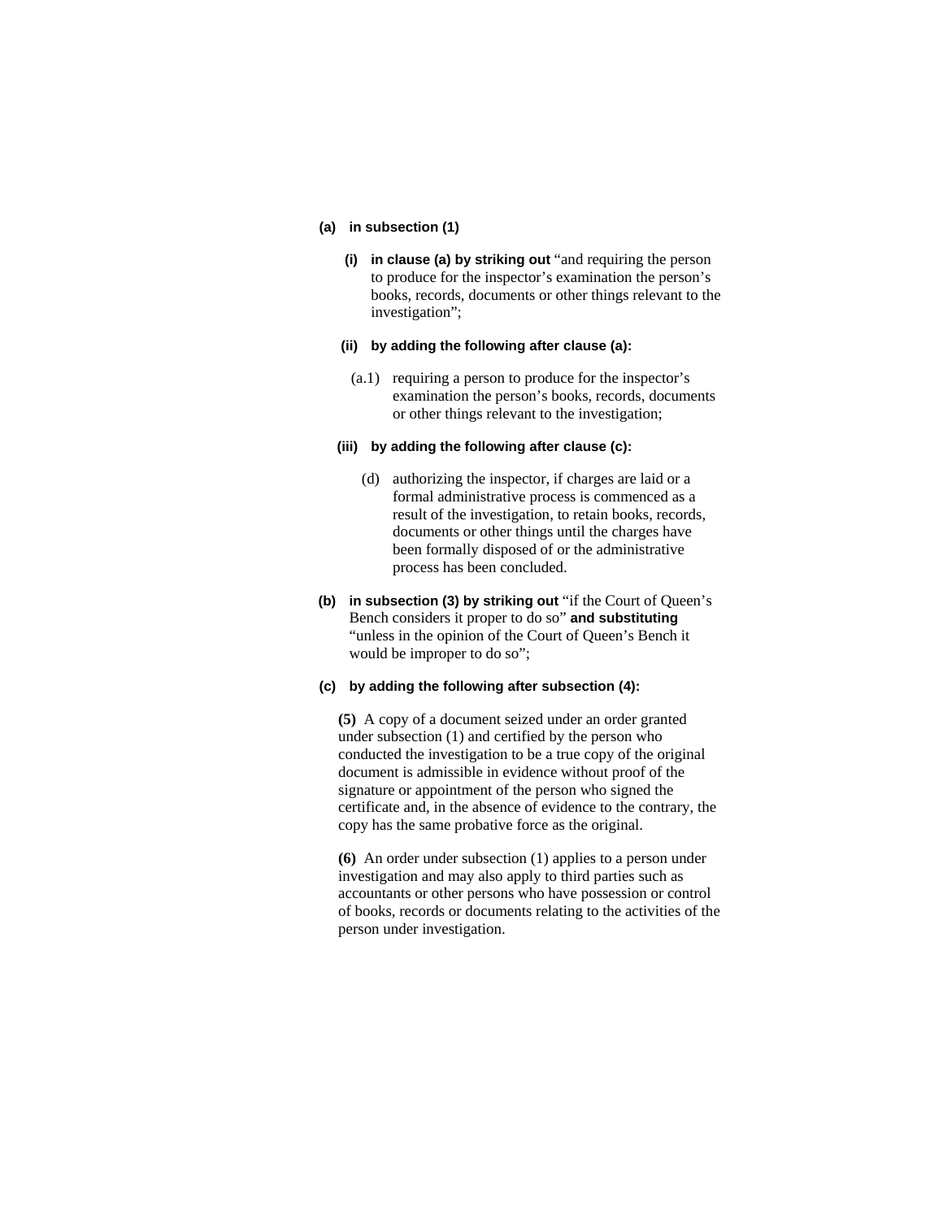**(a) in subsection (1)**

**(i) in clause (a) by striking out** "and requiring the person to produce for the inspector's examination the person's books, records, documents or other things relevant to the investigation";

**(ii) by adding the following after clause (a):**

(a.1) requiring a person to produce for the inspector's examination the person's books, records, documents or other things relevant to the investigation;

**(iii) by adding the following after clause (c):**

(d) authorizing the inspector, if charges are laid or a formal administrative process is commenced as a result of the investigation, to retain books, records, documents or other things until the charges have been formally disposed of or the administrative process has been concluded.

**(b) in subsection (3) by striking out** "if the Court of Queen's Bench considers it proper to do so" **and substituting** "unless in the opinion of the Court of Queen's Bench it would be improper to do so";

**(c) by adding the following after subsection (4):**

**(5)** A copy of a document seized under an order granted under subsection (1) and certified by the person who conducted the investigation to be a true copy of the original document is admissible in evidence without proof of the signature or appointment of the person who signed the certificate and, in the absence of evidence to the contrary, the copy has the same probative force as the original.

**(6)** An order under subsection (1) applies to a person under investigation and may also apply to third parties such as accountants or other persons who have possession or control of books, records or documents relating to the activities of the person under investigation.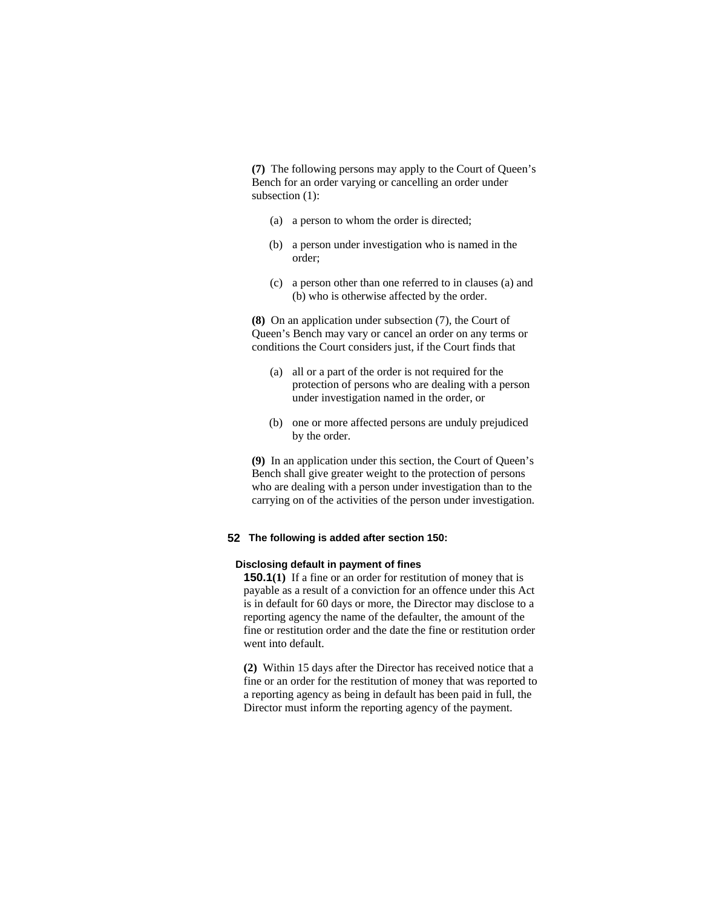**(7)** The following persons may apply to the Court of Queen's Bench for an order varying or cancelling an order under subsection (1):

(a) a person to whom the order is directed;

(b) a person under investigation who is named in the order;

(c) a person other than one referred to in clauses (a) and (b) who is otherwise affected by the order.

**(8)** On an application under subsection (7), the Court of Queen's Bench may vary or cancel an order on any terms or conditions the Court considers just, if the Court finds that

(a) all or a part of the order is not required for the protection of persons who are dealing with a person under investigation named in the order, or

(b) one or more affected persons are unduly prejudiced by the order.

**(9)** In an application under this section, the Court of Queen's Bench shall give greater weight to the protection of persons who are dealing with a person under investigation than to the carrying on of the activities of the person under investigation.

**52 The following is added after section 150:**

**Disclosing default in payment of fines**

**150.1(1)** If a fine or an order for restitution of money that is payable as a result of a conviction for an offence under this Act is in default for 60 days or more, the Director may disclose to a reporting agency the name of the defaulter, the amount of the fine or restitution order and the date the fine or restitution order went into default.

**(2)** Within 15 days after the Director has received notice that a fine or an order for the restitution of money that was reported to a reporting agency as being in default has been paid in full, the Director must inform the reporting agency of the payment.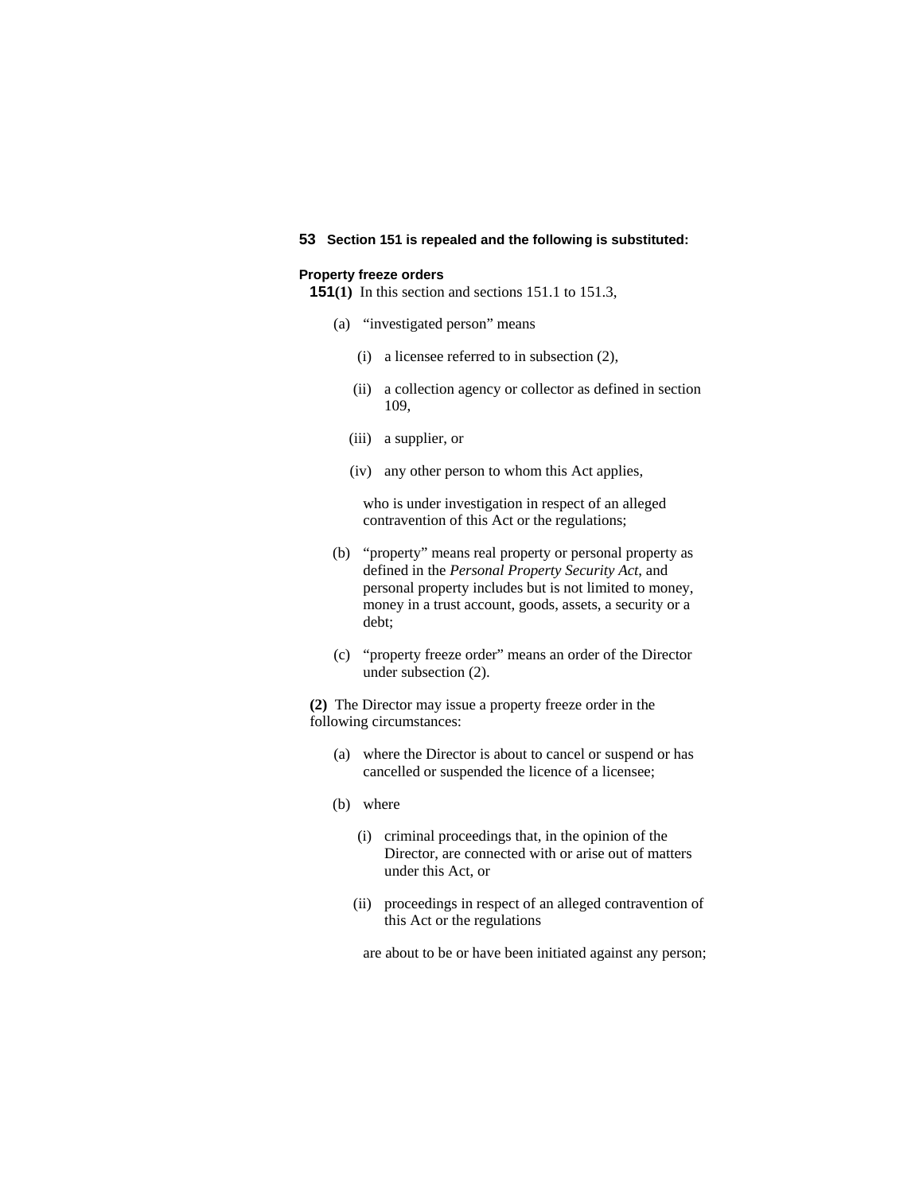**53 Section 151 is repealed and the following is substituted:**

**Property freeze orders**

**151(1)** In this section and sections 151.1 to 151.3,

(a) "investigated person" means

(i) a licensee referred to in subsection (2),

(ii) a collection agency or collector as defined in section 109,

(iii) a supplier, or

(iv) any other person to whom this Act applies,

who is under investigation in respect of an alleged contravention of this Act or the regulations;

(b) "property" means real property or personal property as defined in the *Personal Property Security Act*, and personal property includes but is not limited to money, money in a trust account, goods, assets, a security or a debt;

(c) "property freeze order" means an order of the Director under subsection (2).

**(2)** The Director may issue a property freeze order in the following circumstances:

(a) where the Director is about to cancel or suspend or has cancelled or suspended the licence of a licensee;

(b) where

(i) criminal proceedings that, in the opinion of the Director, are connected with or arise out of matters under this Act, or

(ii) proceedings in respect of an alleged contravention of this Act or the regulations

are about to be or have been initiated against any person;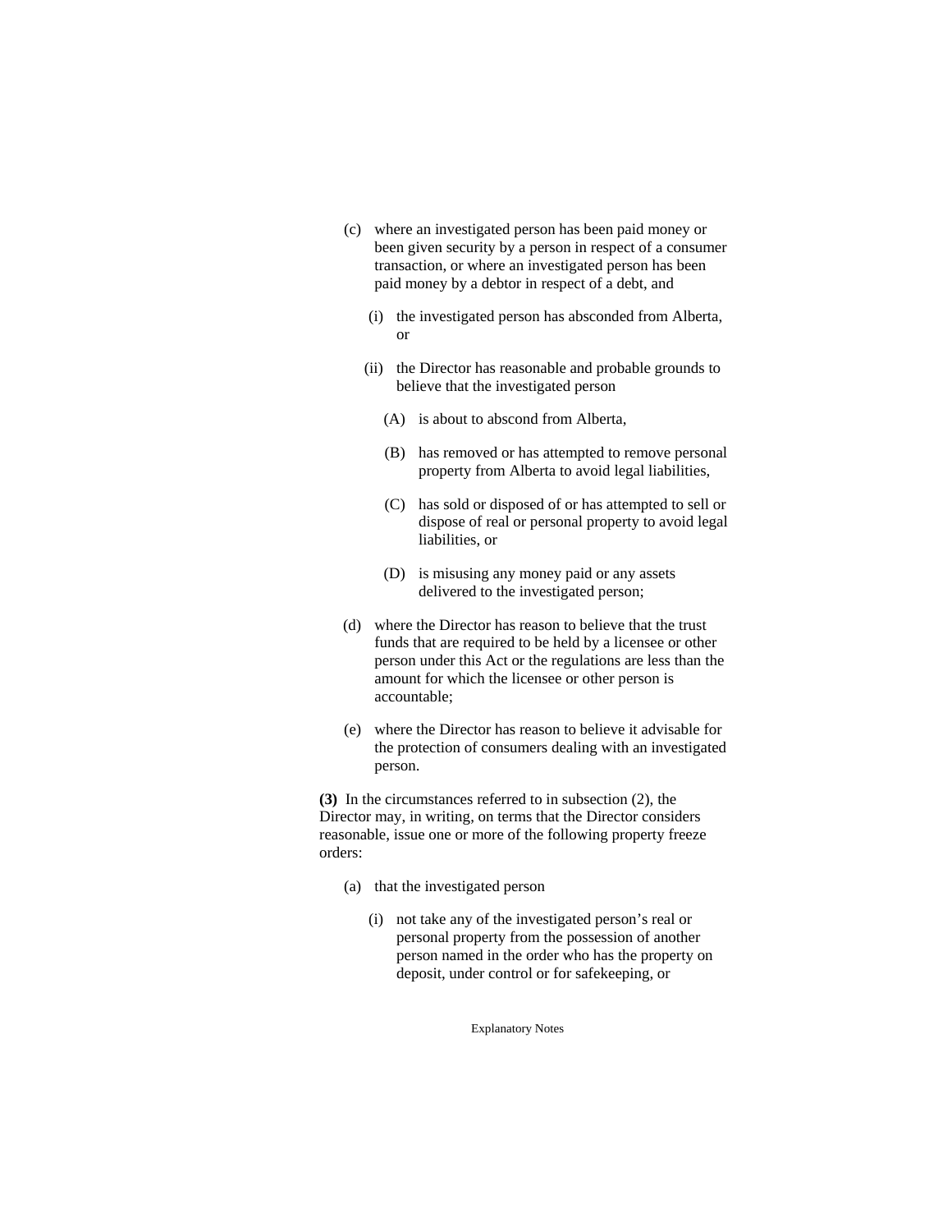(c) where an investigated person has been paid money or been given security by a person in respect of a consumer transaction, or where an investigated person has been paid money by a debtor in respect of a debt, and

  (i) the investigated person has absconded from Alberta, or

  (ii) the Director has reasonable and probable grounds to believe that the investigated person

    (A) is about to abscond from Alberta,

    (B) has removed or has attempted to remove personal property from Alberta to avoid legal liabilities,

    (C) has sold or disposed of or has attempted to sell or dispose of real or personal property to avoid legal liabilities, or

    (D) is misusing any money paid or any assets delivered to the investigated person;

(d) where the Director has reason to believe that the trust funds that are required to be held by a licensee or other person under this Act or the regulations are less than the amount for which the licensee or other person is accountable;

(e) where the Director has reason to believe it advisable for the protection of consumers dealing with an investigated person.

**(3)** In the circumstances referred to in subsection (2), the Director may, in writing, on terms that the Director considers reasonable, issue one or more of the following property freeze orders:

(a) that the investigated person

  (i) not take any of the investigated person's real or personal property from the possession of another person named in the order who has the property on deposit, under control or for safekeeping, or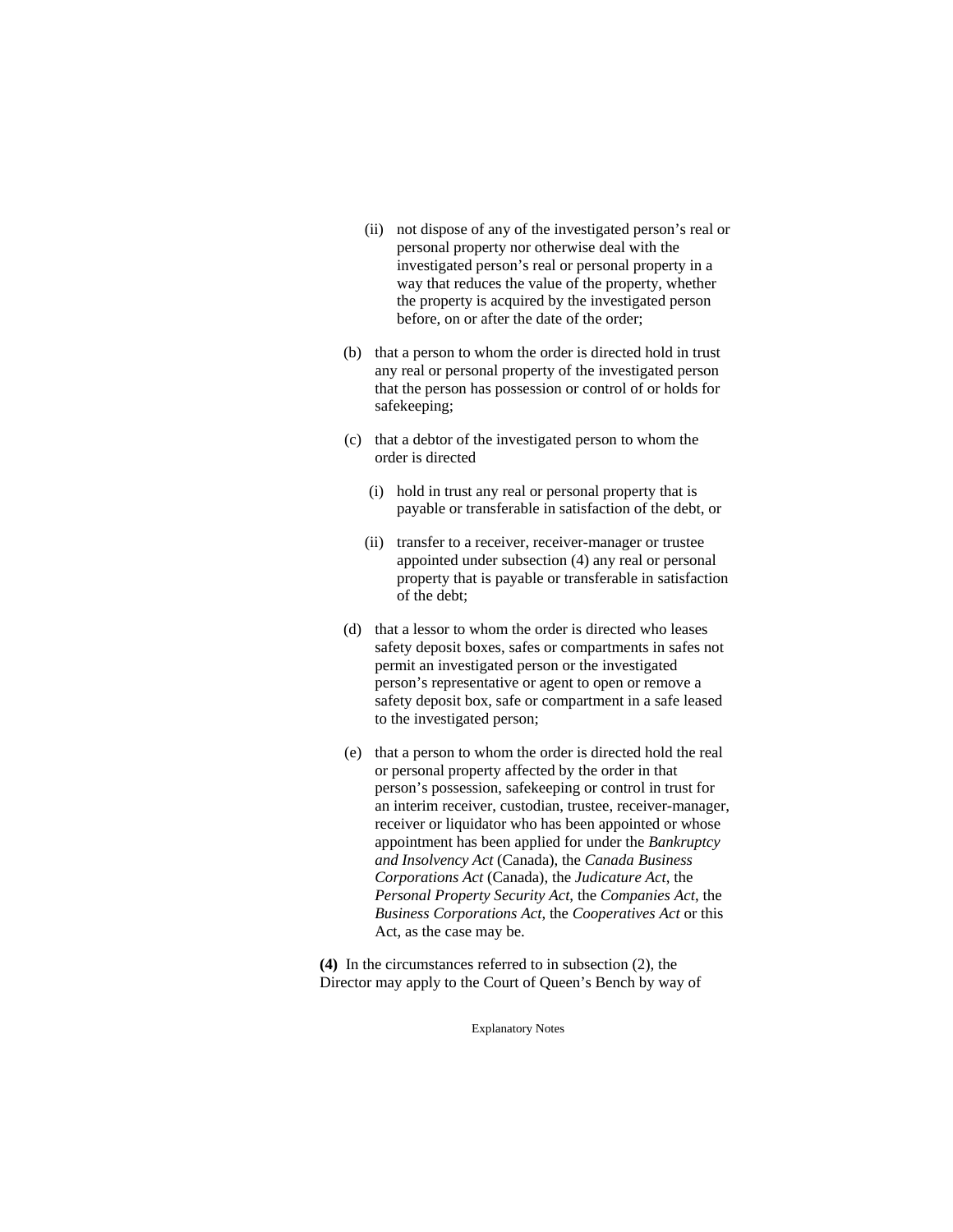(ii) not dispose of any of the investigated person's real or personal property nor otherwise deal with the investigated person's real or personal property in a way that reduces the value of the property, whether the property is acquired by the investigated person before, on or after the date of the order;

(b) that a person to whom the order is directed hold in trust any real or personal property of the investigated person that the person has possession or control of or holds for safekeeping;

(c) that a debtor of the investigated person to whom the order is directed

(i) hold in trust any real or personal property that is payable or transferable in satisfaction of the debt, or

(ii) transfer to a receiver, receiver-manager or trustee appointed under subsection (4) any real or personal property that is payable or transferable in satisfaction of the debt;

(d) that a lessor to whom the order is directed who leases safety deposit boxes, safes or compartments in safes not permit an investigated person or the investigated person's representative or agent to open or remove a safety deposit box, safe or compartment in a safe leased to the investigated person;

(e) that a person to whom the order is directed hold the real or personal property affected by the order in that person's possession, safekeeping or control in trust for an interim receiver, custodian, trustee, receiver-manager, receiver or liquidator who has been appointed or whose appointment has been applied for under the *Bankruptcy and Insolvency Act* (Canada), the *Canada Business Corporations Act* (Canada), the *Judicature Act*, the *Personal Property Security Act*, the *Companies Act*, the *Business Corporations Act*, the *Cooperatives Act* or this Act, as the case may be.

**(4)** In the circumstances referred to in subsection (2), the Director may apply to the Court of Queen's Bench by way of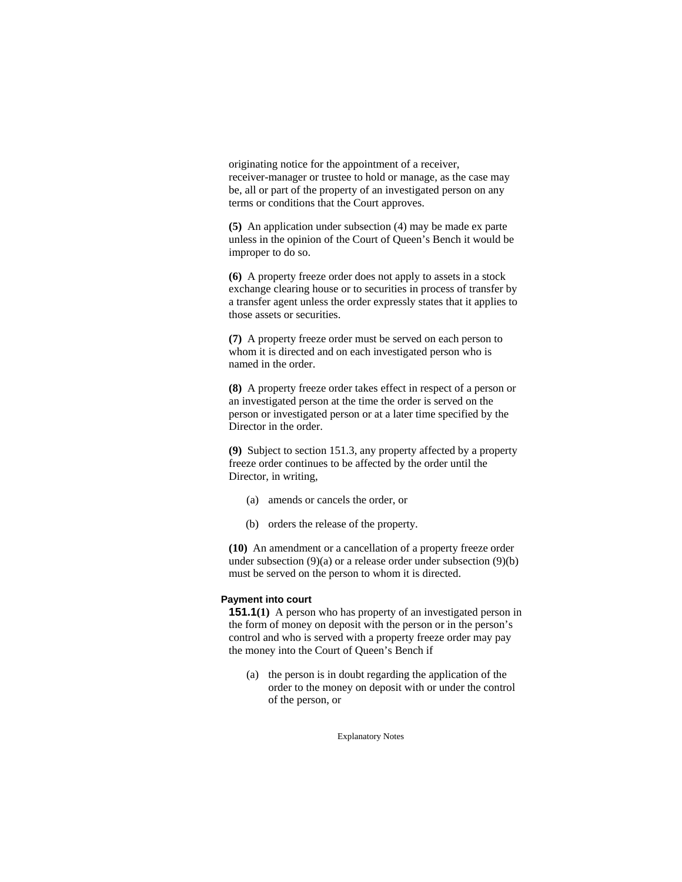originating notice for the appointment of a receiver, receiver-manager or trustee to hold or manage, as the case may be, all or part of the property of an investigated person on any terms or conditions that the Court approves.

**(5)** An application under subsection (4) may be made ex parte unless in the opinion of the Court of Queen's Bench it would be improper to do so.

**(6)** A property freeze order does not apply to assets in a stock exchange clearing house or to securities in process of transfer by a transfer agent unless the order expressly states that it applies to those assets or securities.

**(7)** A property freeze order must be served on each person to whom it is directed and on each investigated person who is named in the order.

**(8)** A property freeze order takes effect in respect of a person or an investigated person at the time the order is served on the person or investigated person or at a later time specified by the Director in the order.

**(9)** Subject to section 151.3, any property affected by a property freeze order continues to be affected by the order until the Director, in writing,

(a) amends or cancels the order, or

(b) orders the release of the property.

**(10)** An amendment or a cancellation of a property freeze order under subsection (9)(a) or a release order under subsection (9)(b) must be served on the person to whom it is directed.

**Payment into court**

**151.1(1)** A person who has property of an investigated person in the form of money on deposit with the person or in the person's control and who is served with a property freeze order may pay the money into the Court of Queen's Bench if

(a) the person is in doubt regarding the application of the order to the money on deposit with or under the control of the person, or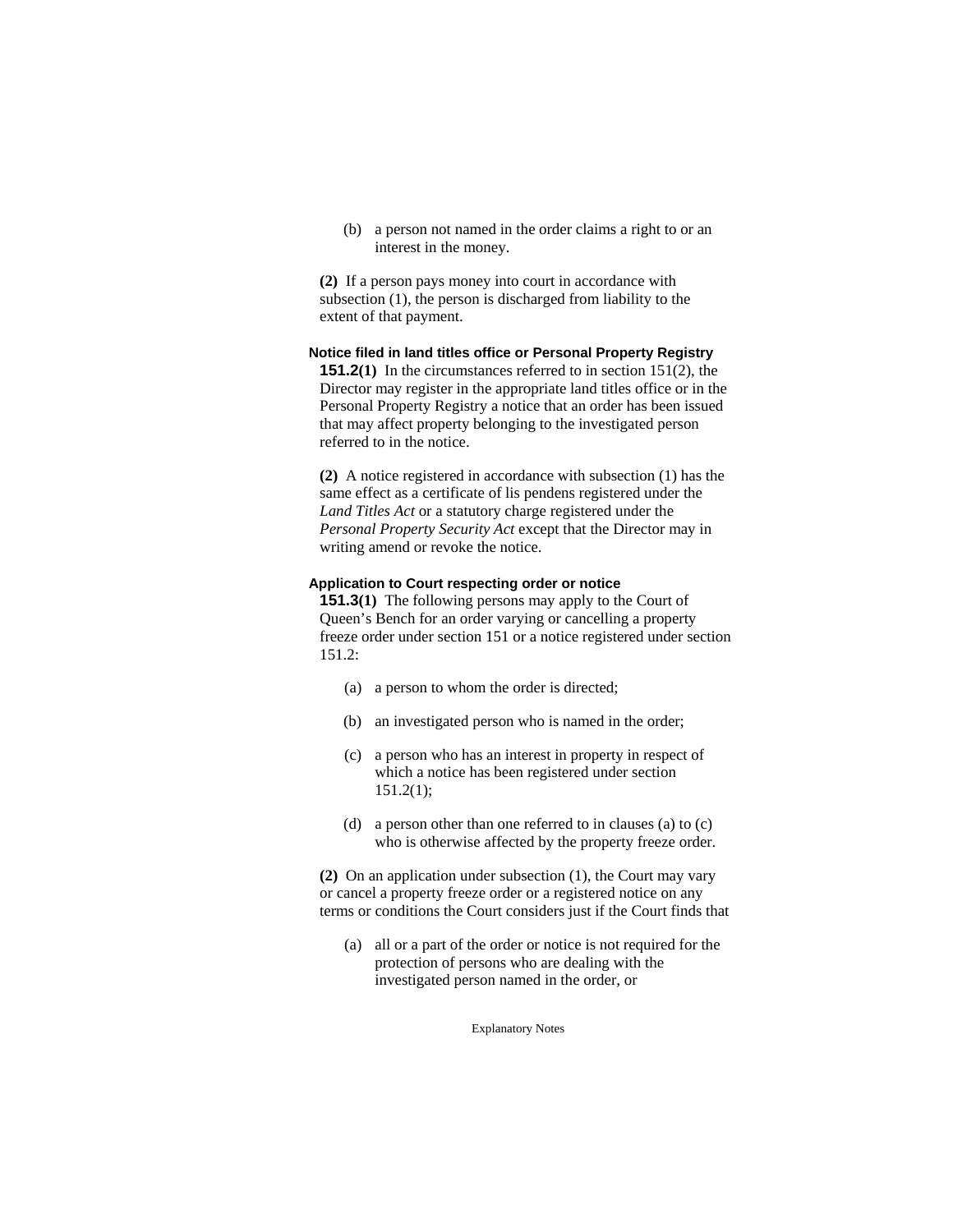(b) a person not named in the order claims a right to or an interest in the money.

**(2)** If a person pays money into court in accordance with subsection (1), the person is discharged from liability to the extent of that payment.

**Notice filed in land titles office or Personal Property Registry**

**151.2(1)** In the circumstances referred to in section 151(2), the Director may register in the appropriate land titles office or in the Personal Property Registry a notice that an order has been issued that may affect property belonging to the investigated person referred to in the notice.

**(2)** A notice registered in accordance with subsection (1) has the same effect as a certificate of lis pendens registered under the *Land Titles Act* or a statutory charge registered under the *Personal Property Security Act* except that the Director may in writing amend or revoke the notice.

**Application to Court respecting order or notice**

**151.3(1)** The following persons may apply to the Court of Queen's Bench for an order varying or cancelling a property freeze order under section 151 or a notice registered under section 151.2:

(a) a person to whom the order is directed;

(b) an investigated person who is named in the order;

(c) a person who has an interest in property in respect of which a notice has been registered under section 151.2(1);

(d) a person other than one referred to in clauses (a) to (c) who is otherwise affected by the property freeze order.

**(2)** On an application under subsection (1), the Court may vary or cancel a property freeze order or a registered notice on any terms or conditions the Court considers just if the Court finds that

(a) all or a part of the order or notice is not required for the protection of persons who are dealing with the investigated person named in the order, or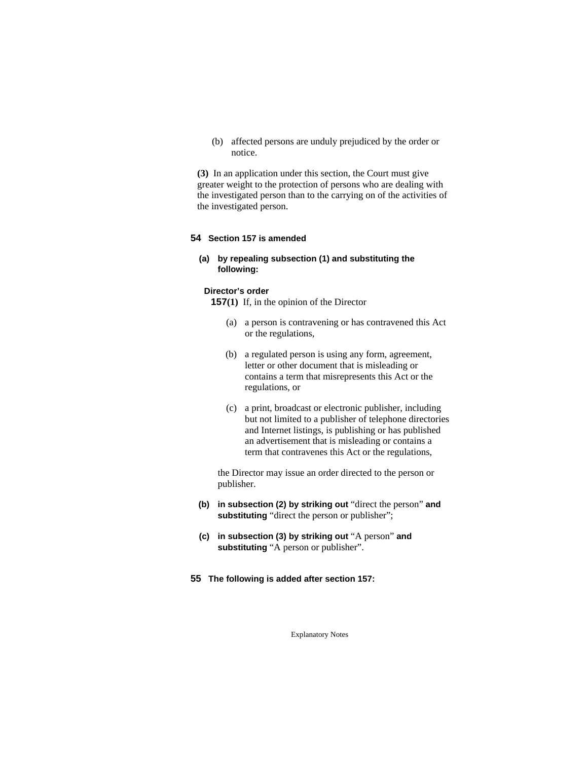(b) affected persons are unduly prejudiced by the order or notice.

**(3)** In an application under this section, the Court must give greater weight to the protection of persons who are dealing with the investigated person than to the carrying on of the activities of the investigated person.

**54 Section 157 is amended**

**(a) by repealing subsection (1) and substituting the following:**

**Director's order**

**157(1)** If, in the opinion of the Director

(a) a person is contravening or has contravened this Act or the regulations,

(b) a regulated person is using any form, agreement, letter or other document that is misleading or contains a term that misrepresents this Act or the regulations, or

(c) a print, broadcast or electronic publisher, including but not limited to a publisher of telephone directories and Internet listings, is publishing or has published an advertisement that is misleading or contains a term that contravenes this Act or the regulations,

the Director may issue an order directed to the person or publisher.

**(b) in subsection (2) by striking out** "direct the person" **and substituting** "direct the person or publisher";

**(c) in subsection (3) by striking out** "A person" **and substituting** "A person or publisher".

**55 The following is added after section 157:**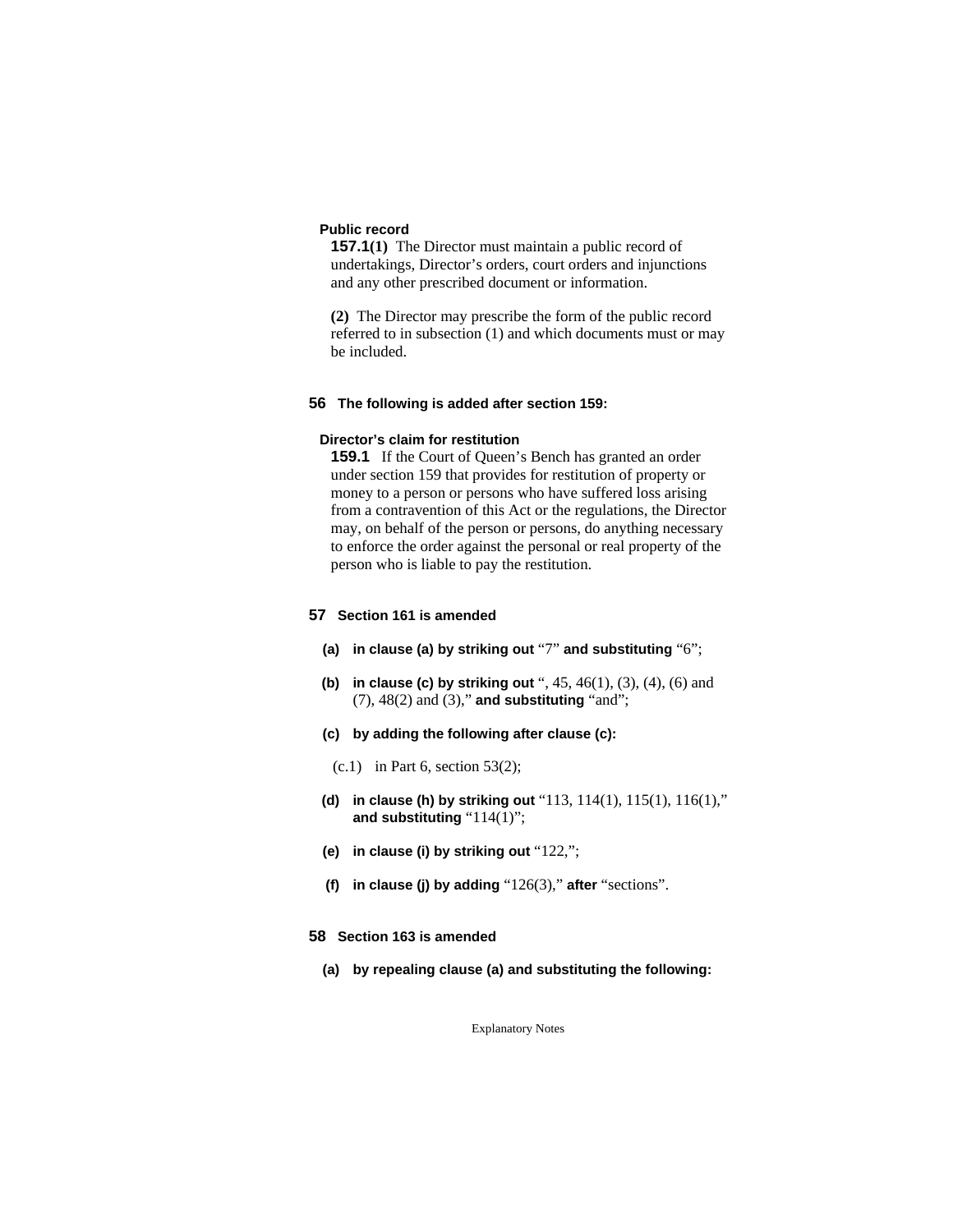**Public record**

**157.1(1)** The Director must maintain a public record of undertakings, Director's orders, court orders and injunctions and any other prescribed document or information.

**(2)** The Director may prescribe the form of the public record referred to in subsection (1) and which documents must or may be included.

**56 The following is added after section 159:**

**Director's claim for restitution**

**159.1** If the Court of Queen's Bench has granted an order under section 159 that provides for restitution of property or money to a person or persons who have suffered loss arising from a contravention of this Act or the regulations, the Director may, on behalf of the person or persons, do anything necessary to enforce the order against the personal or real property of the person who is liable to pay the restitution.

**57 Section 161 is amended**

**(a) in clause (a) by striking out** "7" **and substituting** "6";

**(b) in clause (c) by striking out** ", 45, 46(1), (3), (4), (6) and (7), 48(2) and (3)," **and substituting** "and";

**(c) by adding the following after clause (c):**

(c.1) in Part 6, section 53(2);

**(d) in clause (h) by striking out** "113, 114(1), 115(1), 116(1)," **and substituting** "114(1)";

**(e) in clause (i) by striking out** "122,";

**(f) in clause (j) by adding** "126(3)," **after** "sections".

**58 Section 163 is amended**

**(a) by repealing clause (a) and substituting the following:**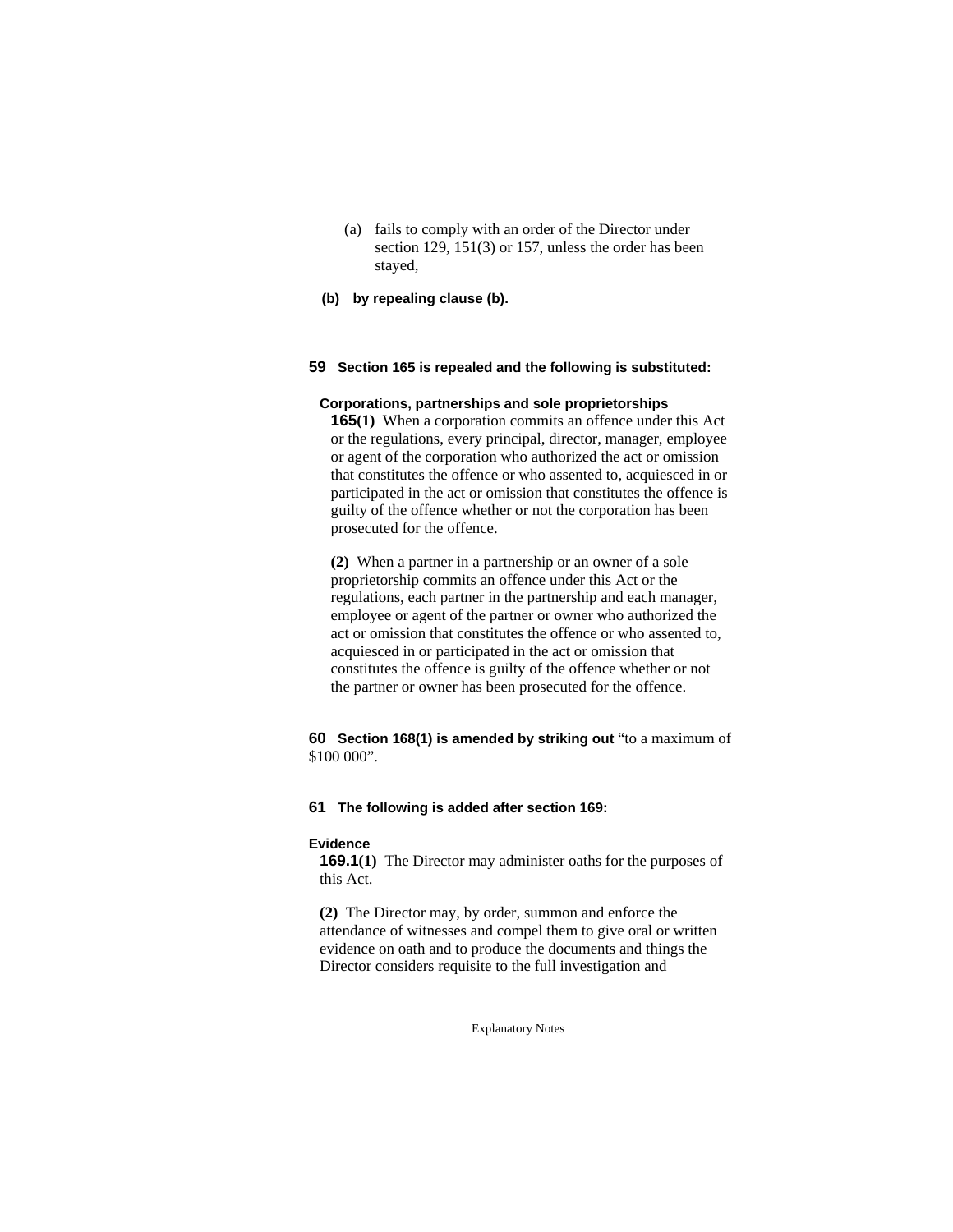(a) fails to comply with an order of the Director under section 129, 151(3) or 157, unless the order has been stayed,

**(b) by repealing clause (b).**

**59 Section 165 is repealed and the following is substituted:**

**Corporations, partnerships and sole proprietorships**

**165(1)** When a corporation commits an offence under this Act or the regulations, every principal, director, manager, employee or agent of the corporation who authorized the act or omission that constitutes the offence or who assented to, acquiesced in or participated in the act or omission that constitutes the offence is guilty of the offence whether or not the corporation has been prosecuted for the offence.

**(2)** When a partner in a partnership or an owner of a sole proprietorship commits an offence under this Act or the regulations, each partner in the partnership and each manager, employee or agent of the partner or owner who authorized the act or omission that constitutes the offence or who assented to, acquiesced in or participated in the act or omission that constitutes the offence is guilty of the offence whether or not the partner or owner has been prosecuted for the offence.

**60 Section 168(1) is amended by striking out** "to a maximum of $100 000".

**61 The following is added after section 169:**

**Evidence**

**169.1(1)** The Director may administer oaths for the purposes of this Act.

**(2)** The Director may, by order, summon and enforce the attendance of witnesses and compel them to give oral or written evidence on oath and to produce the documents and things the Director considers requisite to the full investigation and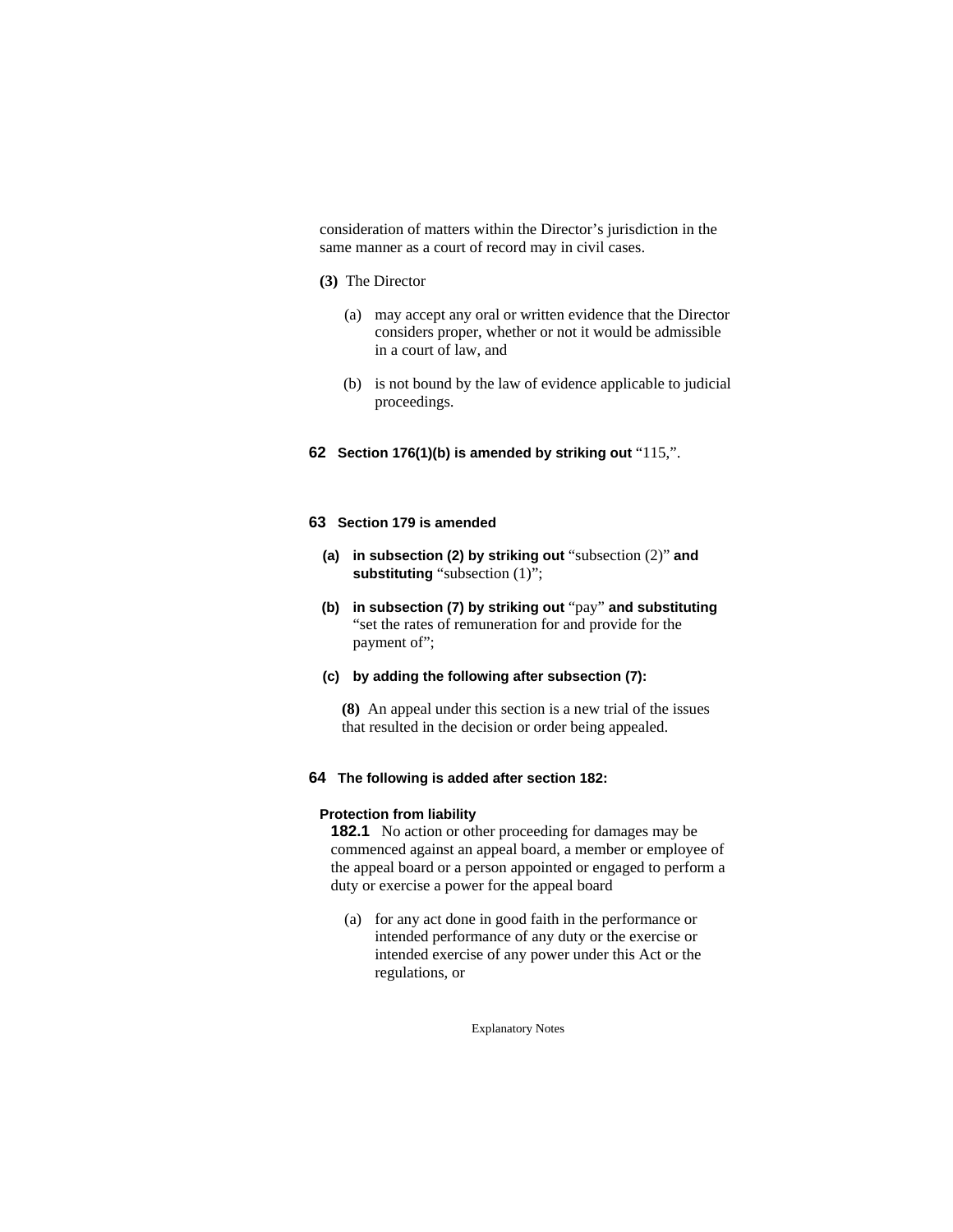consideration of matters within the Director's jurisdiction in the same manner as a court of record may in civil cases.

**(3)** The Director

(a) may accept any oral or written evidence that the Director considers proper, whether or not it would be admissible in a court of law, and

(b) is not bound by the law of evidence applicable to judicial proceedings.

**62 Section 176(1)(b) is amended by striking out** "115,".

**63 Section 179 is amended**

**(a) in subsection (2) by striking out** "subsection (2)" **and substituting** "subsection (1)";

**(b) in subsection (7) by striking out** "pay" **and substituting** "set the rates of remuneration for and provide for the payment of";

**(c) by adding the following after subsection (7):**

**(8)** An appeal under this section is a new trial of the issues that resulted in the decision or order being appealed.

**64 The following is added after section 182:**

**Protection from liability**

**182.1** No action or other proceeding for damages may be commenced against an appeal board, a member or employee of the appeal board or a person appointed or engaged to perform a duty or exercise a power for the appeal board

(a) for any act done in good faith in the performance or intended performance of any duty or the exercise or intended exercise of any power under this Act or the regulations, or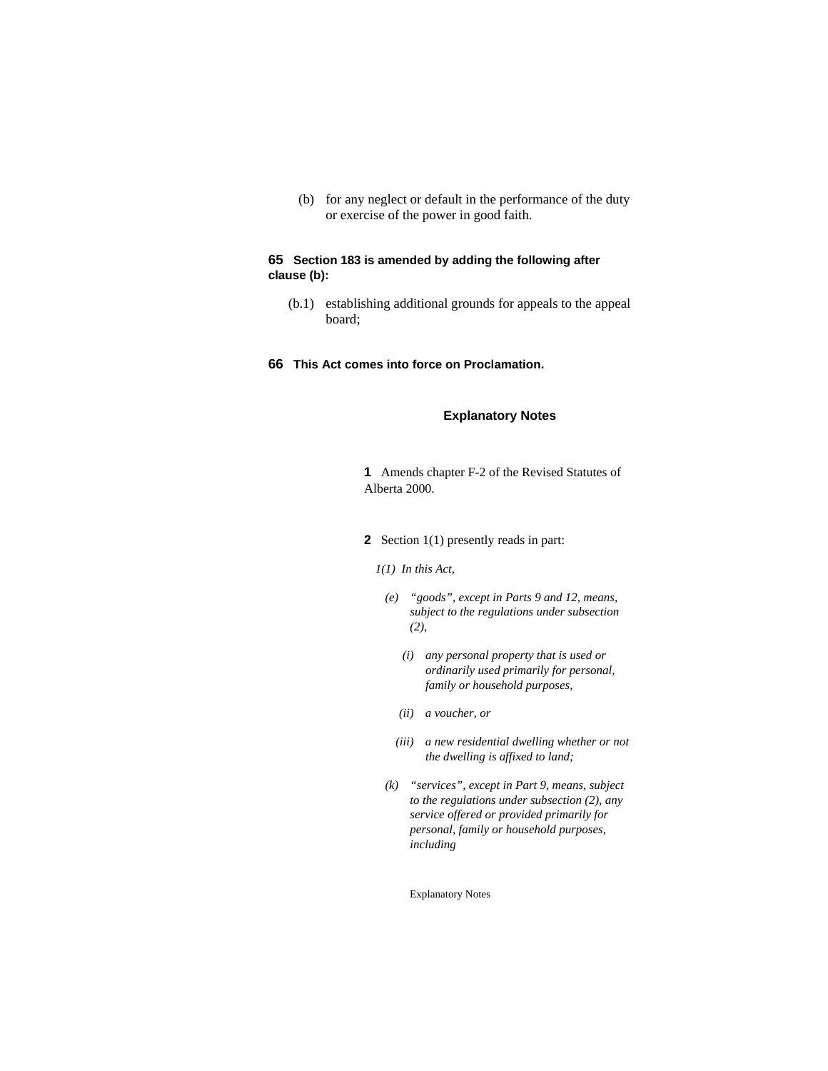(b) for any neglect or default in the performance of the duty or exercise of the power in good faith.

**65 Section 183 is amended by adding the following after clause (b):**

(b.1) establishing additional grounds for appeals to the appeal board;

**66 This Act comes into force on Proclamation.**

## Explanatory Notes

**1** Amends chapter F-2 of the Revised Statutes of Alberta 2000.

**2** Section 1(1) presently reads in part:

*1(1) In this Act,*

*(e) "goods", except in Parts 9 and 12, means, subject to the regulations under subsection (2),*

*(i) any personal property that is used or ordinarily used primarily for personal, family or household purposes,*

*(ii) a voucher, or*

*(iii) a new residential dwelling whether or not the dwelling is affixed to land;*

*(k) "services", except in Part 9, means, subject to the regulations under subsection (2), any service offered or provided primarily for personal, family or household purposes, including*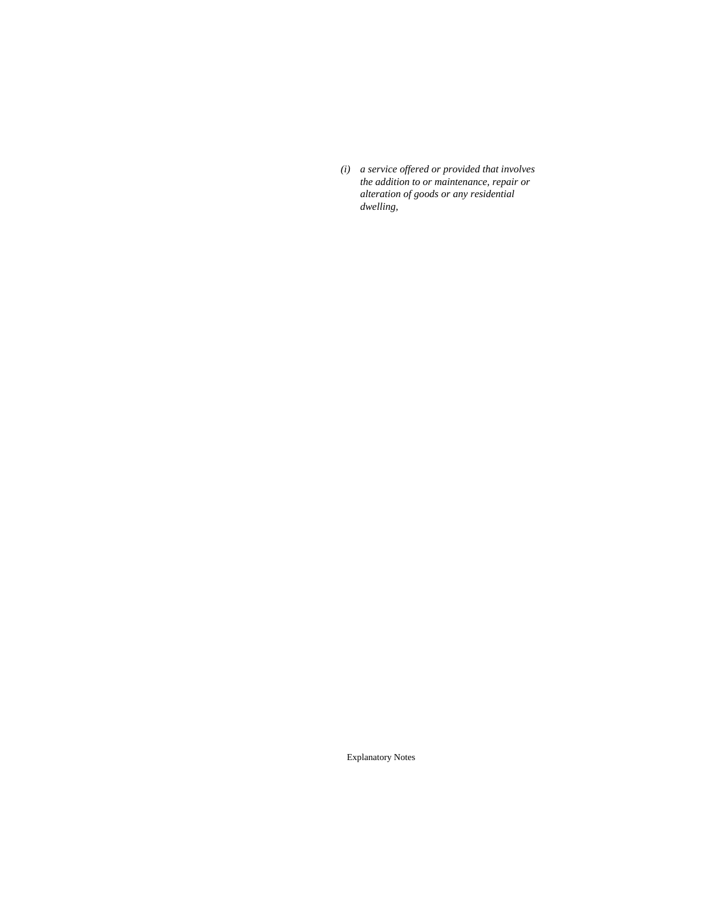*(i) a service offered or provided that involves the addition to or maintenance, repair or alteration of goods or any residential dwelling,*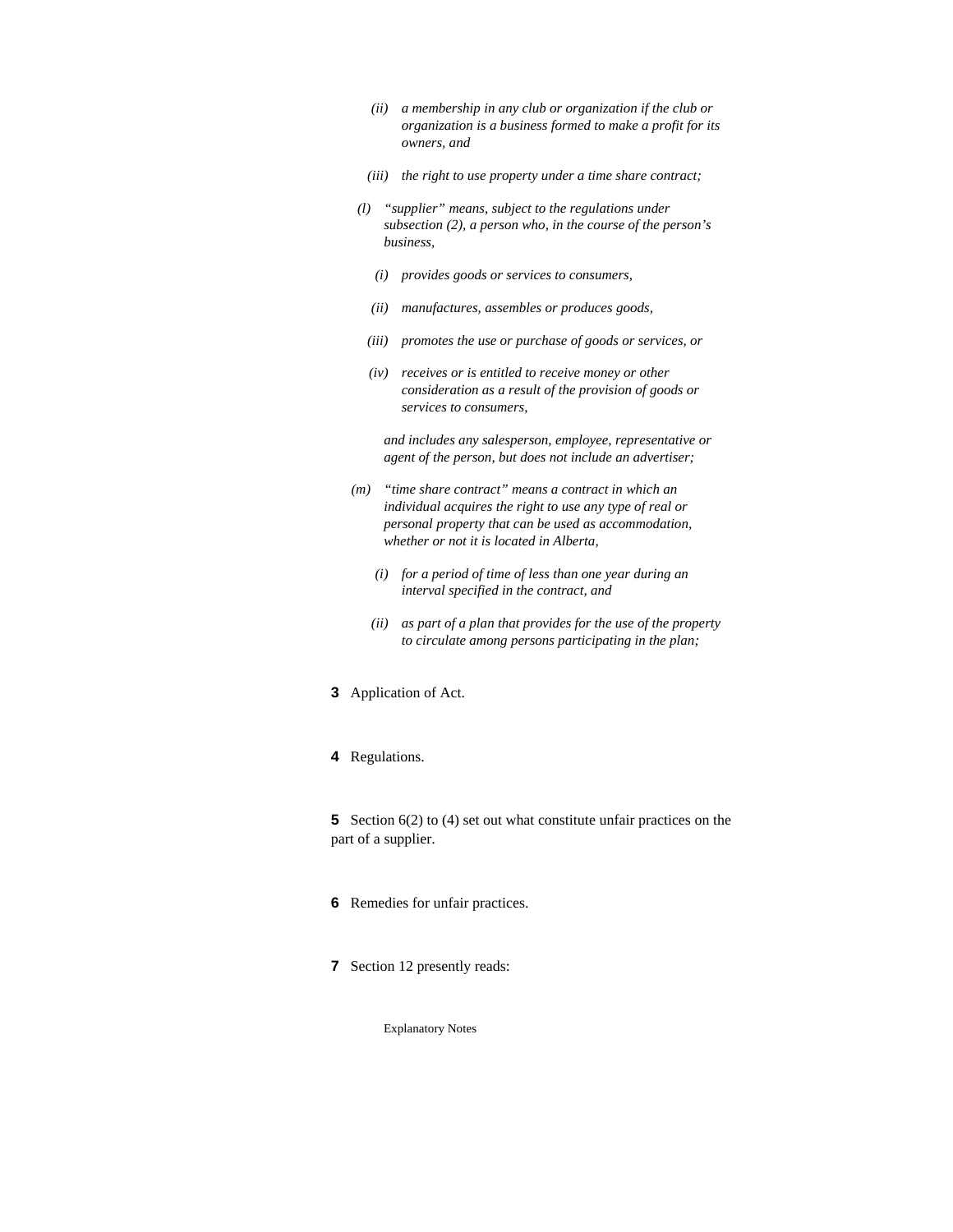*(ii) a membership in any club or organization if the club or organization is a business formed to make a profit for its owners, and*

*(iii) the right to use property under a time share contract;*

*(l) "supplier" means, subject to the regulations under subsection (2), a person who, in the course of the person's business,*

*(i) provides goods or services to consumers,*

*(ii) manufactures, assembles or produces goods,*

*(iii) promotes the use or purchase of goods or services, or*

*(iv) receives or is entitled to receive money or other consideration as a result of the provision of goods or services to consumers,*

*and includes any salesperson, employee, representative or agent of the person, but does not include an advertiser;*

*(m) "time share contract" means a contract in which an individual acquires the right to use any type of real or personal property that can be used as accommodation, whether or not it is located in Alberta,*

*(i) for a period of time of less than one year during an interval specified in the contract, and*

*(ii) as part of a plan that provides for the use of the property to circulate among persons participating in the plan;*

**3** Application of Act.

**4** Regulations.

**5** Section 6(2) to (4) set out what constitute unfair practices on the part of a supplier.

**6** Remedies for unfair practices.

**7** Section 12 presently reads: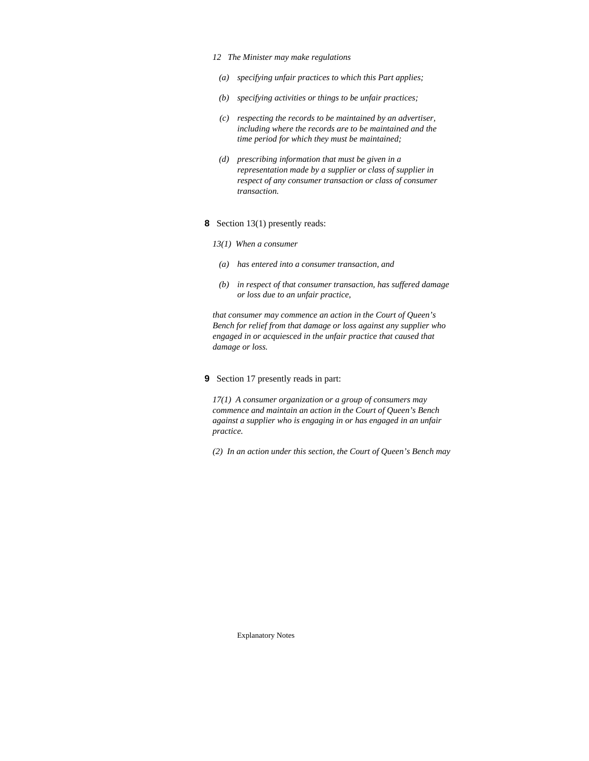*12 The Minister may make regulations*

*(a) specifying unfair practices to which this Part applies;*

*(b) specifying activities or things to be unfair practices;*

*(c) respecting the records to be maintained by an advertiser, including where the records are to be maintained and the time period for which they must be maintained;*

*(d) prescribing information that must be given in a representation made by a supplier or class of supplier in respect of any consumer transaction or class of consumer transaction.*

**8** Section 13(1) presently reads:

*13(1) When a consumer*

*(a) has entered into a consumer transaction, and*

*(b) in respect of that consumer transaction, has suffered damage or loss due to an unfair practice,*

*that consumer may commence an action in the Court of Queen's Bench for relief from that damage or loss against any supplier who engaged in or acquiesced in the unfair practice that caused that damage or loss.*

**9** Section 17 presently reads in part:

*17(1) A consumer organization or a group of consumers may commence and maintain an action in the Court of Queen's Bench against a supplier who is engaging in or has engaged in an unfair practice.*

*(2) In an action under this section, the Court of Queen's Bench may*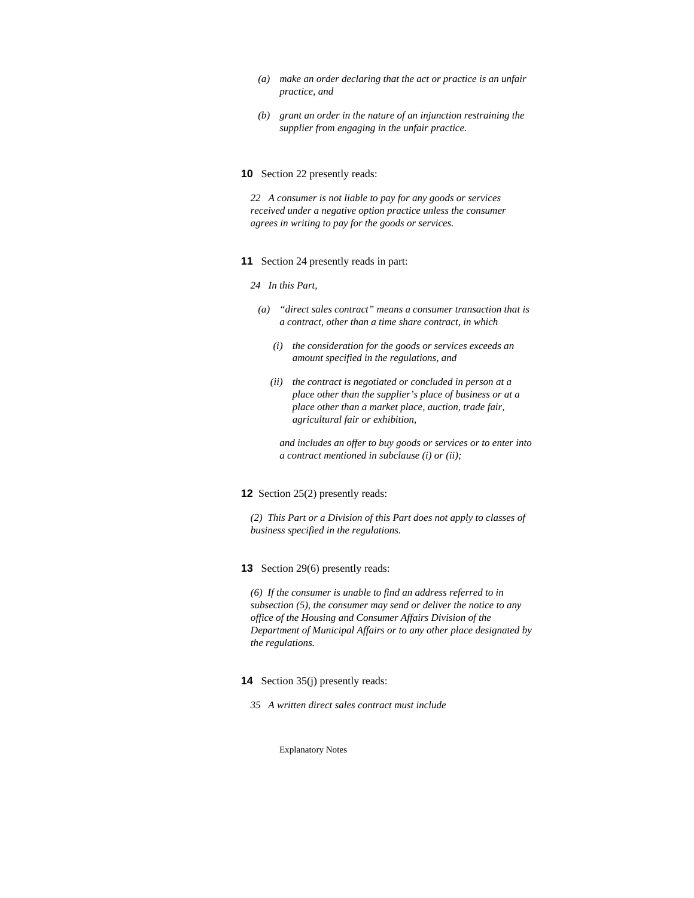*(a) make an order declaring that the act or practice is an unfair practice, and*

*(b) grant an order in the nature of an injunction restraining the supplier from engaging in the unfair practice.*

**10** Section 22 presently reads:

*22 A consumer is not liable to pay for any goods or services received under a negative option practice unless the consumer agrees in writing to pay for the goods or services.*

**11** Section 24 presently reads in part:

*24 In this Part,*

*(a) "direct sales contract" means a consumer transaction that is a contract, other than a time share contract, in which*

*(i) the consideration for the goods or services exceeds an amount specified in the regulations, and*

*(ii) the contract is negotiated or concluded in person at a place other than the supplier's place of business or at a place other than a market place, auction, trade fair, agricultural fair or exhibition,*

*and includes an offer to buy goods or services or to enter into a contract mentioned in subclause (i) or (ii);*

**12** Section 25(2) presently reads:

*(2) This Part or a Division of this Part does not apply to classes of business specified in the regulations.*

**13** Section 29(6) presently reads:

*(6) If the consumer is unable to find an address referred to in subsection (5), the consumer may send or deliver the notice to any office of the Housing and Consumer Affairs Division of the Department of Municipal Affairs or to any other place designated by the regulations.*

**14** Section 35(j) presently reads:

*35 A written direct sales contract must include*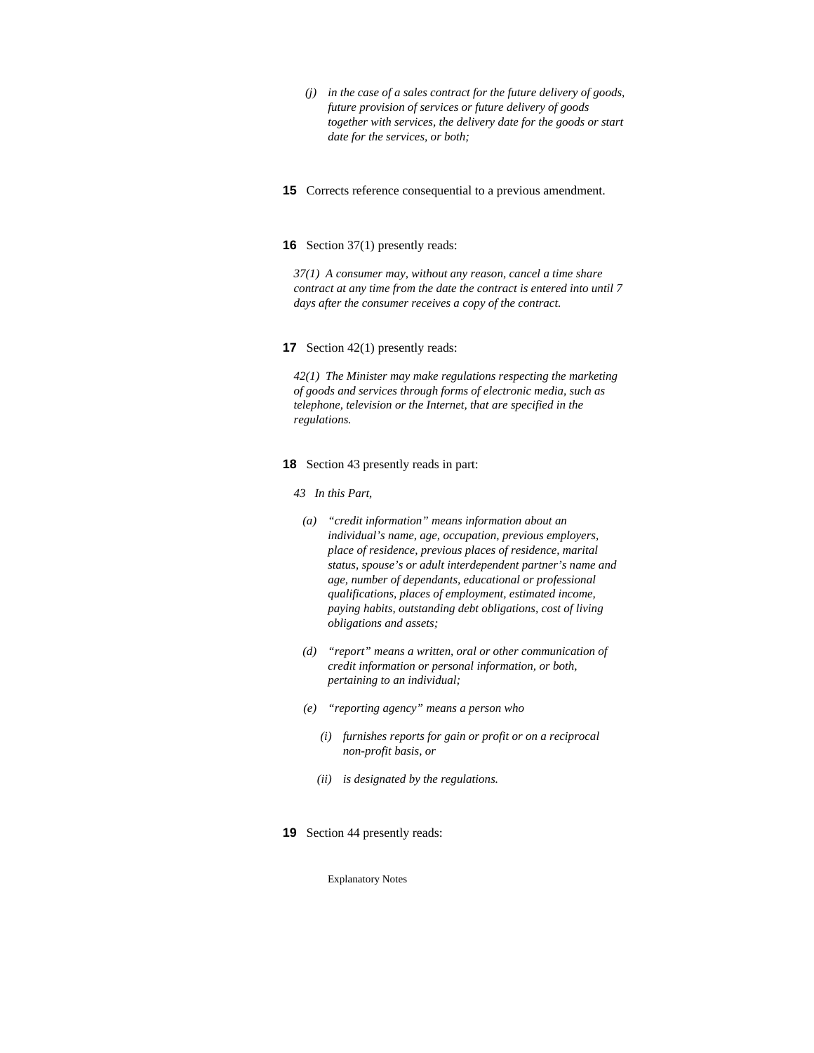*(j) in the case of a sales contract for the future delivery of goods, future provision of services or future delivery of goods together with services, the delivery date for the goods or start date for the services, or both;*

**15** Corrects reference consequential to a previous amendment.

**16** Section 37(1) presently reads:

*37(1) A consumer may, without any reason, cancel a time share contract at any time from the date the contract is entered into until 7 days after the consumer receives a copy of the contract.*

**17** Section 42(1) presently reads:

*42(1) The Minister may make regulations respecting the marketing of goods and services through forms of electronic media, such as telephone, television or the Internet, that are specified in the regulations.*

**18** Section 43 presently reads in part:

*43 In this Part,*

*(a) "credit information" means information about an individual's name, age, occupation, previous employers, place of residence, previous places of residence, marital status, spouse's or adult interdependent partner's name and age, number of dependants, educational or professional qualifications, places of employment, estimated income, paying habits, outstanding debt obligations, cost of living obligations and assets;*

*(d) "report" means a written, oral or other communication of credit information or personal information, or both, pertaining to an individual;*

*(e) "reporting agency" means a person who*

*(i) furnishes reports for gain or profit or on a reciprocal non-profit basis, or*

*(ii) is designated by the regulations.*

**19** Section 44 presently reads: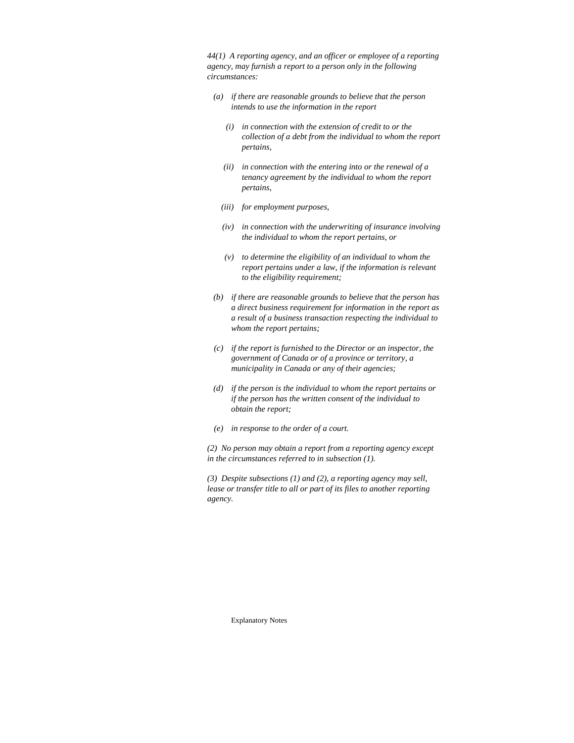*44(1) A reporting agency, and an officer or employee of a reporting agency, may furnish a report to a person only in the following circumstances:*

*(a) if there are reasonable grounds to believe that the person intends to use the information in the report*

*(i) in connection with the extension of credit to or the collection of a debt from the individual to whom the report pertains,*

*(ii) in connection with the entering into or the renewal of a tenancy agreement by the individual to whom the report pertains,*

*(iii) for employment purposes,*

*(iv) in connection with the underwriting of insurance involving the individual to whom the report pertains, or*

*(v) to determine the eligibility of an individual to whom the report pertains under a law, if the information is relevant to the eligibility requirement;*

*(b) if there are reasonable grounds to believe that the person has a direct business requirement for information in the report as a result of a business transaction respecting the individual to whom the report pertains;*

*(c) if the report is furnished to the Director or an inspector, the government of Canada or of a province or territory, a municipality in Canada or any of their agencies;*

*(d) if the person is the individual to whom the report pertains or if the person has the written consent of the individual to obtain the report;*

*(e) in response to the order of a court.*

*(2) No person may obtain a report from a reporting agency except in the circumstances referred to in subsection (1).*

*(3) Despite subsections (1) and (2), a reporting agency may sell, lease or transfer title to all or part of its files to another reporting agency.*

Explanatory Notes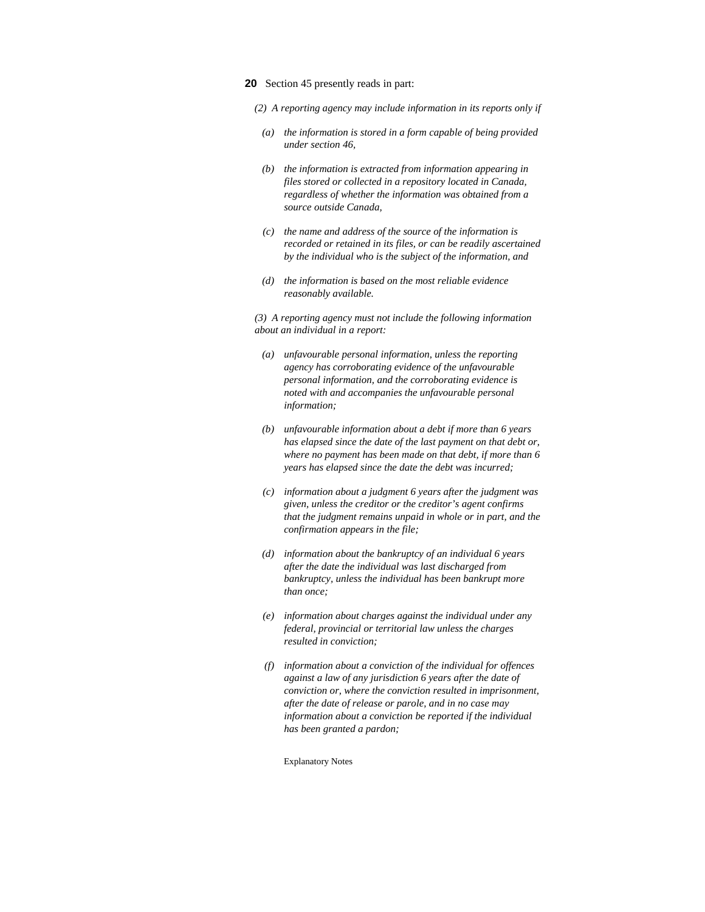**20** Section 45 presently reads in part:

*(2) A reporting agency may include information in its reports only if*

*(a) the information is stored in a form capable of being provided under section 46,*

*(b) the information is extracted from information appearing in files stored or collected in a repository located in Canada, regardless of whether the information was obtained from a source outside Canada,*

*(c) the name and address of the source of the information is recorded or retained in its files, or can be readily ascertained by the individual who is the subject of the information, and*

*(d) the information is based on the most reliable evidence reasonably available.*

*(3) A reporting agency must not include the following information about an individual in a report:*

*(a) unfavourable personal information, unless the reporting agency has corroborating evidence of the unfavourable personal information, and the corroborating evidence is noted with and accompanies the unfavourable personal information;*

*(b) unfavourable information about a debt if more than 6 years has elapsed since the date of the last payment on that debt or, where no payment has been made on that debt, if more than 6 years has elapsed since the date the debt was incurred;*

*(c) information about a judgment 6 years after the judgment was given, unless the creditor or the creditor's agent confirms that the judgment remains unpaid in whole or in part, and the confirmation appears in the file;*

*(d) information about the bankruptcy of an individual 6 years after the date the individual was last discharged from bankruptcy, unless the individual has been bankrupt more than once;*

*(e) information about charges against the individual under any federal, provincial or territorial law unless the charges resulted in conviction;*

*(f) information about a conviction of the individual for offences against a law of any jurisdiction 6 years after the date of conviction or, where the conviction resulted in imprisonment, after the date of release or parole, and in no case may information about a conviction be reported if the individual has been granted a pardon;*

Explanatory Notes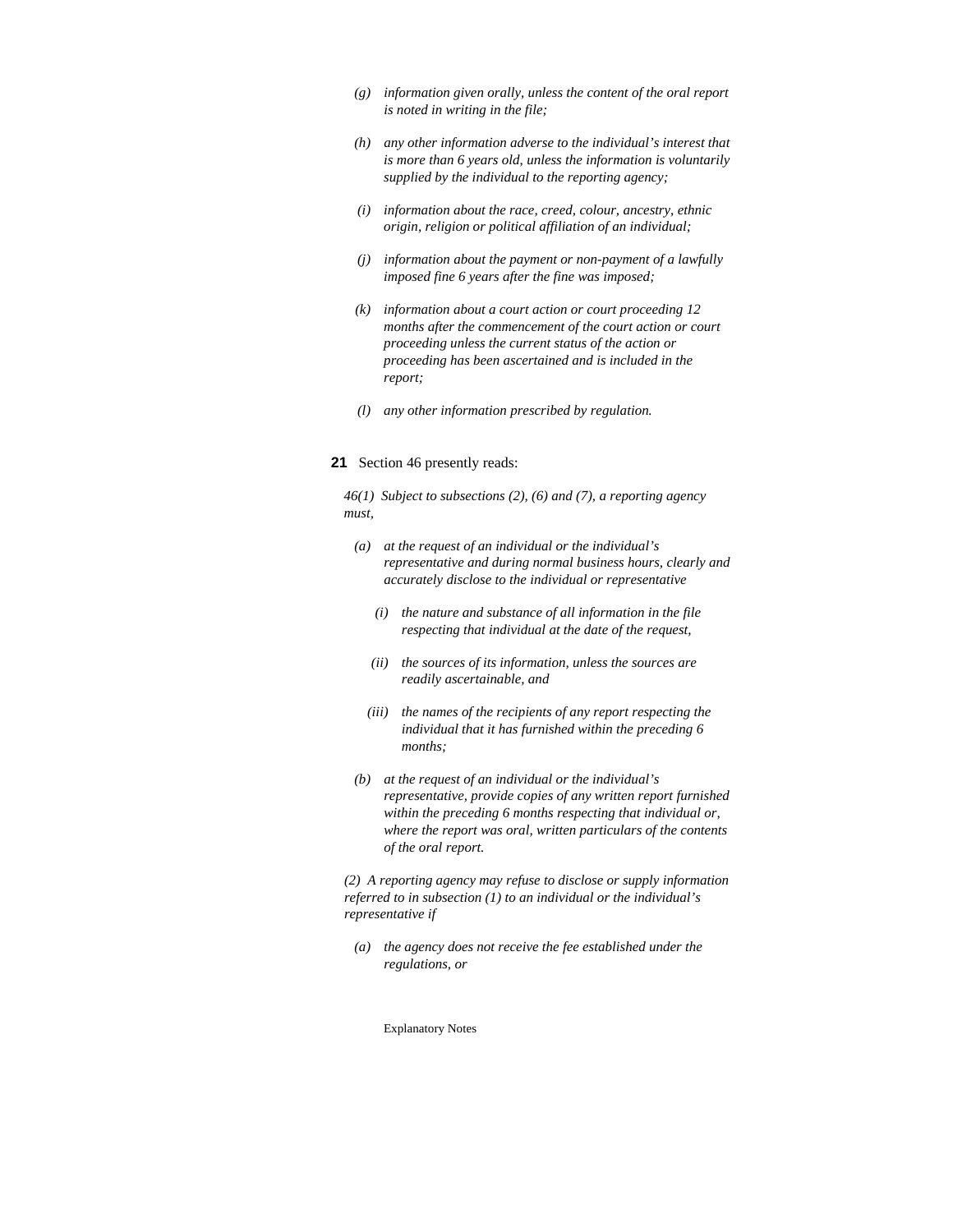*(g) information given orally, unless the content of the oral report is noted in writing in the file;*

*(h) any other information adverse to the individual's interest that is more than 6 years old, unless the information is voluntarily supplied by the individual to the reporting agency;*

*(i) information about the race, creed, colour, ancestry, ethnic origin, religion or political affiliation of an individual;*

*(j) information about the payment or non-payment of a lawfully imposed fine 6 years after the fine was imposed;*

*(k) information about a court action or court proceeding 12 months after the commencement of the court action or court proceeding unless the current status of the action or proceeding has been ascertained and is included in the report;*

*(l) any other information prescribed by regulation.*

**21** Section 46 presently reads:

*46(1) Subject to subsections (2), (6) and (7), a reporting agency must,*

*(a) at the request of an individual or the individual's representative and during normal business hours, clearly and accurately disclose to the individual or representative*

*(i) the nature and substance of all information in the file respecting that individual at the date of the request,*

*(ii) the sources of its information, unless the sources are readily ascertainable, and*

*(iii) the names of the recipients of any report respecting the individual that it has furnished within the preceding 6 months;*

*(b) at the request of an individual or the individual's representative, provide copies of any written report furnished within the preceding 6 months respecting that individual or, where the report was oral, written particulars of the contents of the oral report.*

*(2) A reporting agency may refuse to disclose or supply information referred to in subsection (1) to an individual or the individual's representative if*

*(a) the agency does not receive the fee established under the regulations, or*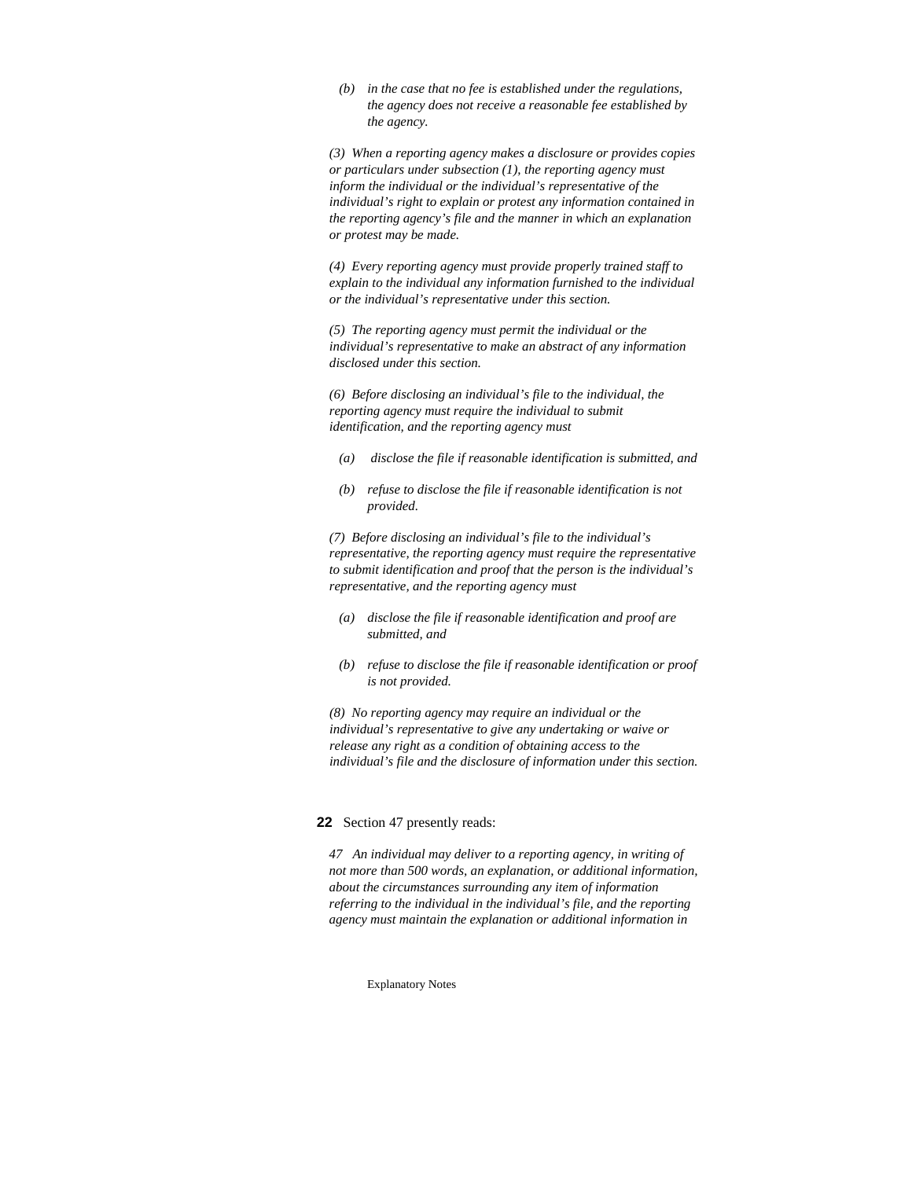*(b) in the case that no fee is established under the regulations, the agency does not receive a reasonable fee established by the agency.*

*(3) When a reporting agency makes a disclosure or provides copies or particulars under subsection (1), the reporting agency must inform the individual or the individual's representative of the individual's right to explain or protest any information contained in the reporting agency's file and the manner in which an explanation or protest may be made.*

*(4) Every reporting agency must provide properly trained staff to explain to the individual any information furnished to the individual or the individual's representative under this section.*

*(5) The reporting agency must permit the individual or the individual's representative to make an abstract of any information disclosed under this section.*

*(6) Before disclosing an individual's file to the individual, the reporting agency must require the individual to submit identification, and the reporting agency must*

*(a) disclose the file if reasonable identification is submitted, and*

*(b) refuse to disclose the file if reasonable identification is not provided.*

*(7) Before disclosing an individual's file to the individual's representative, the reporting agency must require the representative to submit identification and proof that the person is the individual's representative, and the reporting agency must*

*(a) disclose the file if reasonable identification and proof are submitted, and*

*(b) refuse to disclose the file if reasonable identification or proof is not provided.*

*(8) No reporting agency may require an individual or the individual's representative to give any undertaking or waive or release any right as a condition of obtaining access to the individual's file and the disclosure of information under this section.*

**22** Section 47 presently reads:

*47 An individual may deliver to a reporting agency, in writing of not more than 500 words, an explanation, or additional information, about the circumstances surrounding any item of information referring to the individual in the individual's file, and the reporting agency must maintain the explanation or additional information in*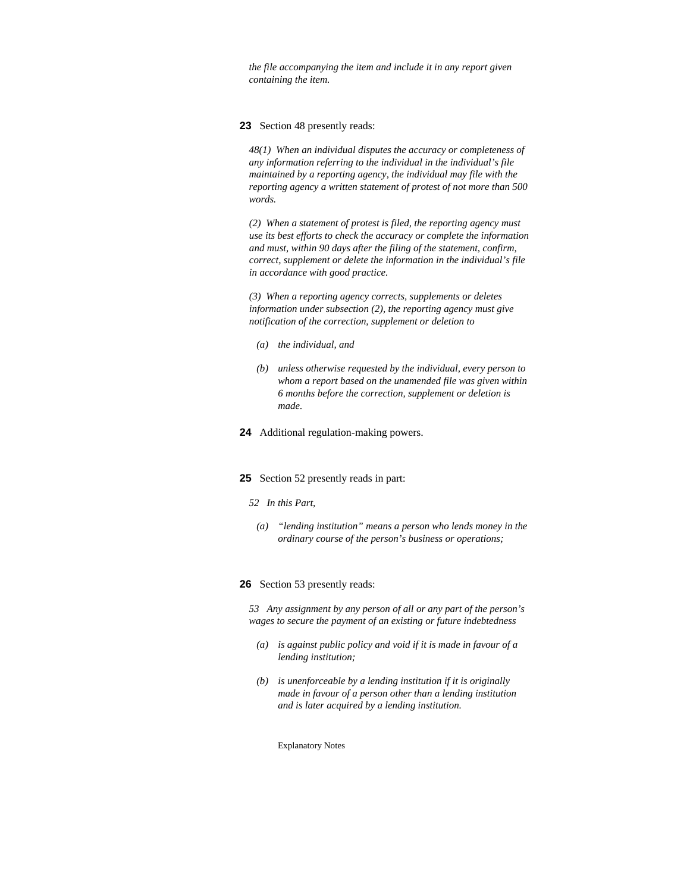*the file accompanying the item and include it in any report given containing the item.*

**23** Section 48 presently reads:

*48(1) When an individual disputes the accuracy or completeness of any information referring to the individual in the individual's file maintained by a reporting agency, the individual may file with the reporting agency a written statement of protest of not more than 500 words.*

*(2) When a statement of protest is filed, the reporting agency must use its best efforts to check the accuracy or complete the information and must, within 90 days after the filing of the statement, confirm, correct, supplement or delete the information in the individual's file in accordance with good practice.*

*(3) When a reporting agency corrects, supplements or deletes information under subsection (2), the reporting agency must give notification of the correction, supplement or deletion to*

- *(a) the individual, and*
- *(b) unless otherwise requested by the individual, every person to whom a report based on the unamended file was given within 6 months before the correction, supplement or deletion is made.*

**24** Additional regulation-making powers.

**25** Section 52 presently reads in part:

*52 In this Part,*

- *(a) "lending institution" means a person who lends money in the ordinary course of the person's business or operations;*

**26** Section 53 presently reads:

*53 Any assignment by any person of all or any part of the person's wages to secure the payment of an existing or future indebtedness*

- *(a) is against public policy and void if it is made in favour of a lending institution;*
- *(b) is unenforceable by a lending institution if it is originally made in favour of a person other than a lending institution and is later acquired by a lending institution.*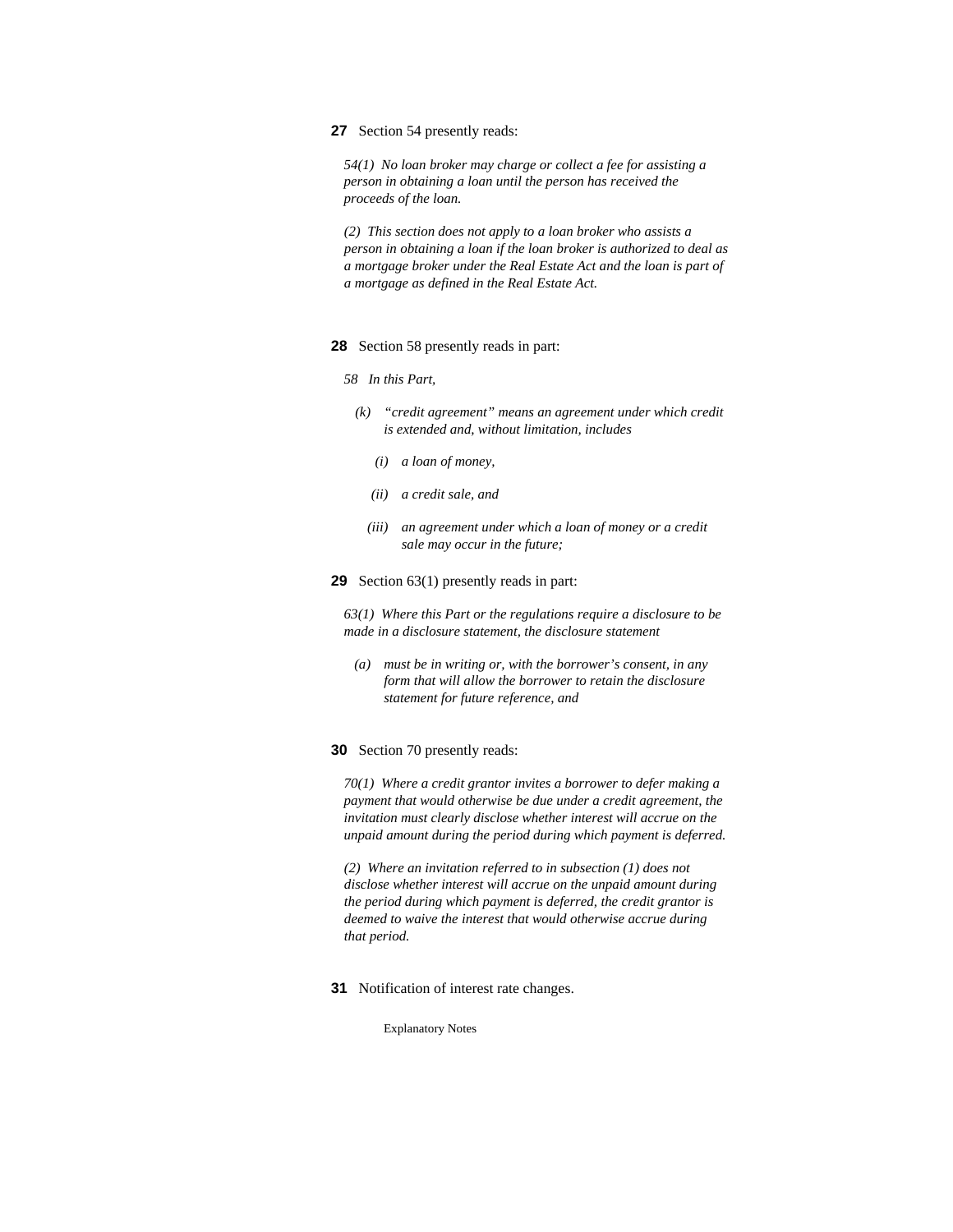**27** Section 54 presently reads:

*54(1) No loan broker may charge or collect a fee for assisting a person in obtaining a loan until the person has received the proceeds of the loan.*

*(2) This section does not apply to a loan broker who assists a person in obtaining a loan if the loan broker is authorized to deal as a mortgage broker under the Real Estate Act and the loan is part of a mortgage as defined in the Real Estate Act.*

**28** Section 58 presently reads in part:

*58 In this Part,*

*(k) "credit agreement" means an agreement under which credit is extended and, without limitation, includes*

*(i) a loan of money,*

*(ii) a credit sale, and*

*(iii) an agreement under which a loan of money or a credit sale may occur in the future;*

**29** Section 63(1) presently reads in part:

*63(1) Where this Part or the regulations require a disclosure to be made in a disclosure statement, the disclosure statement*

*(a) must be in writing or, with the borrower's consent, in any form that will allow the borrower to retain the disclosure statement for future reference, and*

**30** Section 70 presently reads:

*70(1) Where a credit grantor invites a borrower to defer making a payment that would otherwise be due under a credit agreement, the invitation must clearly disclose whether interest will accrue on the unpaid amount during the period during which payment is deferred.*

*(2) Where an invitation referred to in subsection (1) does not disclose whether interest will accrue on the unpaid amount during the period during which payment is deferred, the credit grantor is deemed to waive the interest that would otherwise accrue during that period.*

**31** Notification of interest rate changes.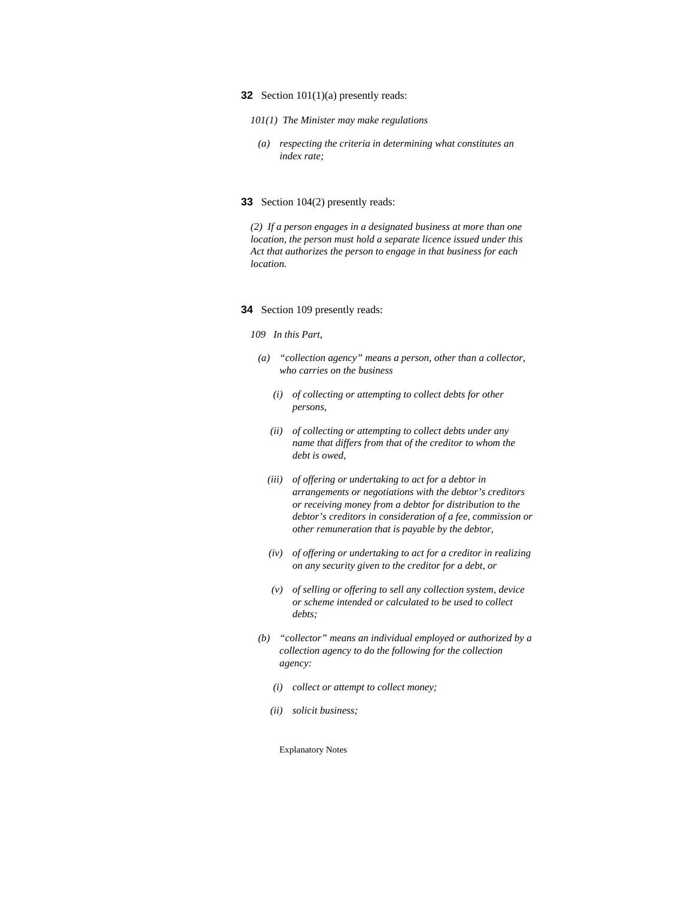**32** Section 101(1)(a) presently reads:

*101(1) The Minister may make regulations*

*(a) respecting the criteria in determining what constitutes an index rate;*

**33** Section 104(2) presently reads:

*(2) If a person engages in a designated business at more than one location, the person must hold a separate licence issued under this Act that authorizes the person to engage in that business for each location.*

**34** Section 109 presently reads:

*109 In this Part,*

*(a) "collection agency" means a person, other than a collector, who carries on the business*

*(i) of collecting or attempting to collect debts for other persons,*

*(ii) of collecting or attempting to collect debts under any name that differs from that of the creditor to whom the debt is owed,*

*(iii) of offering or undertaking to act for a debtor in arrangements or negotiations with the debtor's creditors or receiving money from a debtor for distribution to the debtor's creditors in consideration of a fee, commission or other remuneration that is payable by the debtor,*

*(iv) of offering or undertaking to act for a creditor in realizing on any security given to the creditor for a debt, or*

*(v) of selling or offering to sell any collection system, device or scheme intended or calculated to be used to collect debts;*

*(b) "collector" means an individual employed or authorized by a collection agency to do the following for the collection agency:*

*(i) collect or attempt to collect money;*

*(ii) solicit business;*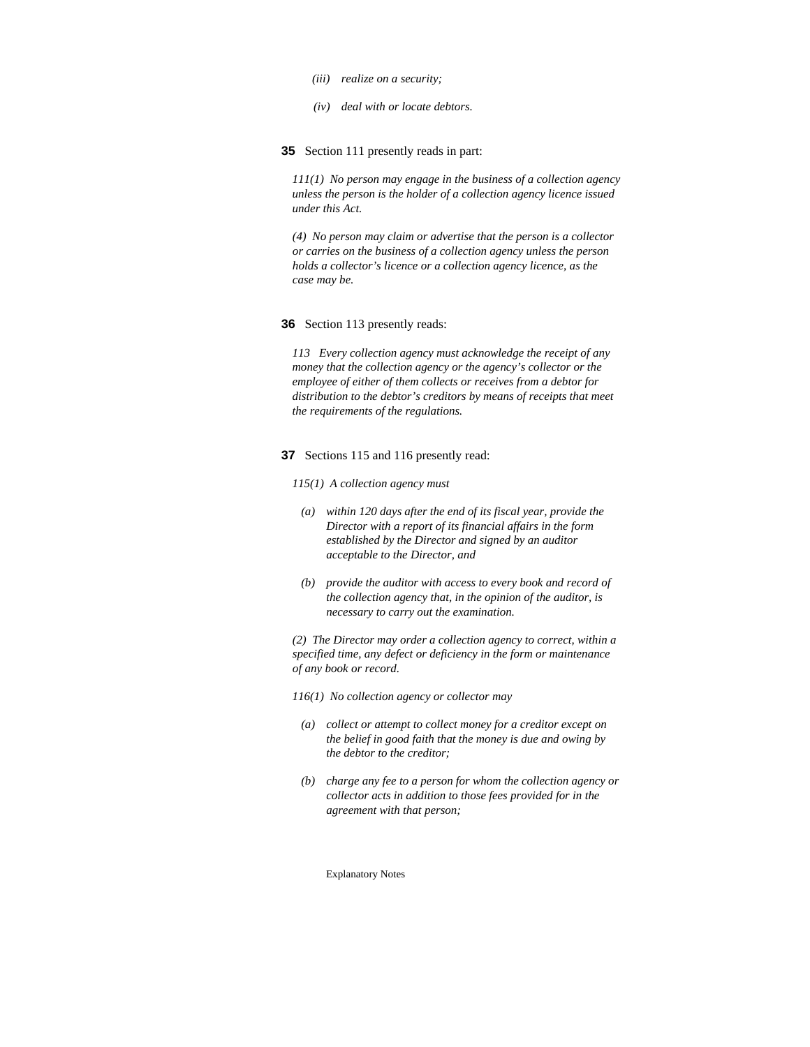*(iii) realize on a security;*

*(iv) deal with or locate debtors.*

**35** Section 111 presently reads in part:

*111(1) No person may engage in the business of a collection agency unless the person is the holder of a collection agency licence issued under this Act.*

*(4) No person may claim or advertise that the person is a collector or carries on the business of a collection agency unless the person holds a collector's licence or a collection agency licence, as the case may be.*

**36** Section 113 presently reads:

*113 Every collection agency must acknowledge the receipt of any money that the collection agency or the agency's collector or the employee of either of them collects or receives from a debtor for distribution to the debtor's creditors by means of receipts that meet the requirements of the regulations.*

**37** Sections 115 and 116 presently read:

*115(1) A collection agency must*

*(a) within 120 days after the end of its fiscal year, provide the Director with a report of its financial affairs in the form established by the Director and signed by an auditor acceptable to the Director, and*

*(b) provide the auditor with access to every book and record of the collection agency that, in the opinion of the auditor, is necessary to carry out the examination.*

*(2) The Director may order a collection agency to correct, within a specified time, any defect or deficiency in the form or maintenance of any book or record.*

*116(1) No collection agency or collector may*

*(a) collect or attempt to collect money for a creditor except on the belief in good faith that the money is due and owing by the debtor to the creditor;*

*(b) charge any fee to a person for whom the collection agency or collector acts in addition to those fees provided for in the agreement with that person;*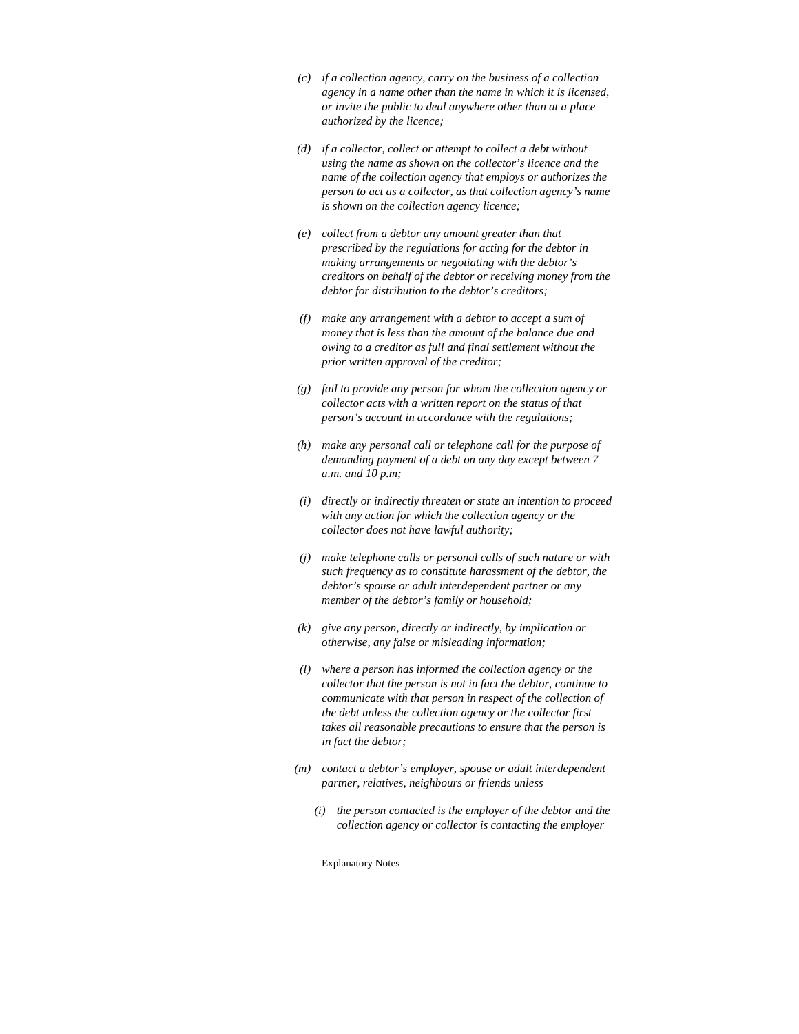*(c) if a collection agency, carry on the business of a collection agency in a name other than the name in which it is licensed, or invite the public to deal anywhere other than at a place authorized by the licence;*

*(d) if a collector, collect or attempt to collect a debt without using the name as shown on the collector's licence and the name of the collection agency that employs or authorizes the person to act as a collector, as that collection agency's name is shown on the collection agency licence;*

*(e) collect from a debtor any amount greater than that prescribed by the regulations for acting for the debtor in making arrangements or negotiating with the debtor's creditors on behalf of the debtor or receiving money from the debtor for distribution to the debtor's creditors;*

*(f) make any arrangement with a debtor to accept a sum of money that is less than the amount of the balance due and owing to a creditor as full and final settlement without the prior written approval of the creditor;*

*(g) fail to provide any person for whom the collection agency or collector acts with a written report on the status of that person's account in accordance with the regulations;*

*(h) make any personal call or telephone call for the purpose of demanding payment of a debt on any day except between 7 a.m. and 10 p.m;*

*(i) directly or indirectly threaten or state an intention to proceed with any action for which the collection agency or the collector does not have lawful authority;*

*(j) make telephone calls or personal calls of such nature or with such frequency as to constitute harassment of the debtor, the debtor's spouse or adult interdependent partner or any member of the debtor's family or household;*

*(k) give any person, directly or indirectly, by implication or otherwise, any false or misleading information;*

*(l) where a person has informed the collection agency or the collector that the person is not in fact the debtor, continue to communicate with that person in respect of the collection of the debt unless the collection agency or the collector first takes all reasonable precautions to ensure that the person is in fact the debtor;*

*(m) contact a debtor's employer, spouse or adult interdependent partner, relatives, neighbours or friends unless*

*(i) the person contacted is the employer of the debtor and the collection agency or collector is contacting the employer*

Explanatory Notes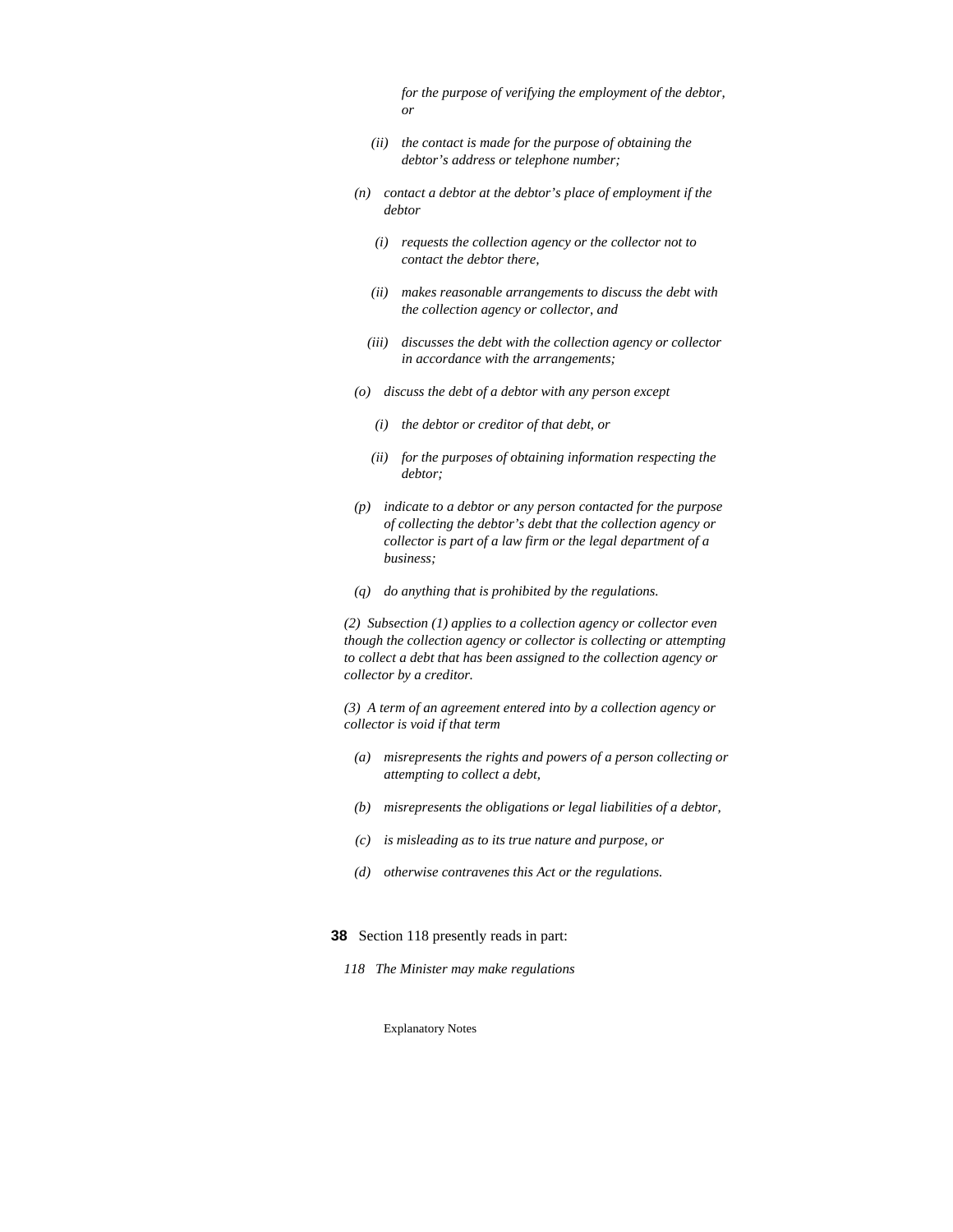*for the purpose of verifying the employment of the debtor, or*

*(ii) the contact is made for the purpose of obtaining the debtor's address or telephone number;*

*(n) contact a debtor at the debtor's place of employment if the debtor*

*(i) requests the collection agency or the collector not to contact the debtor there,*

*(ii) makes reasonable arrangements to discuss the debt with the collection agency or collector, and*

*(iii) discusses the debt with the collection agency or collector in accordance with the arrangements;*

*(o) discuss the debt of a debtor with any person except*

*(i) the debtor or creditor of that debt, or*

*(ii) for the purposes of obtaining information respecting the debtor;*

*(p) indicate to a debtor or any person contacted for the purpose of collecting the debtor's debt that the collection agency or collector is part of a law firm or the legal department of a business;*

*(q) do anything that is prohibited by the regulations.*

*(2) Subsection (1) applies to a collection agency or collector even though the collection agency or collector is collecting or attempting to collect a debt that has been assigned to the collection agency or collector by a creditor.*

*(3) A term of an agreement entered into by a collection agency or collector is void if that term*

*(a) misrepresents the rights and powers of a person collecting or attempting to collect a debt,*

*(b) misrepresents the obligations or legal liabilities of a debtor,*

*(c) is misleading as to its true nature and purpose, or*

*(d) otherwise contravenes this Act or the regulations.*

**38** Section 118 presently reads in part:

*118 The Minister may make regulations*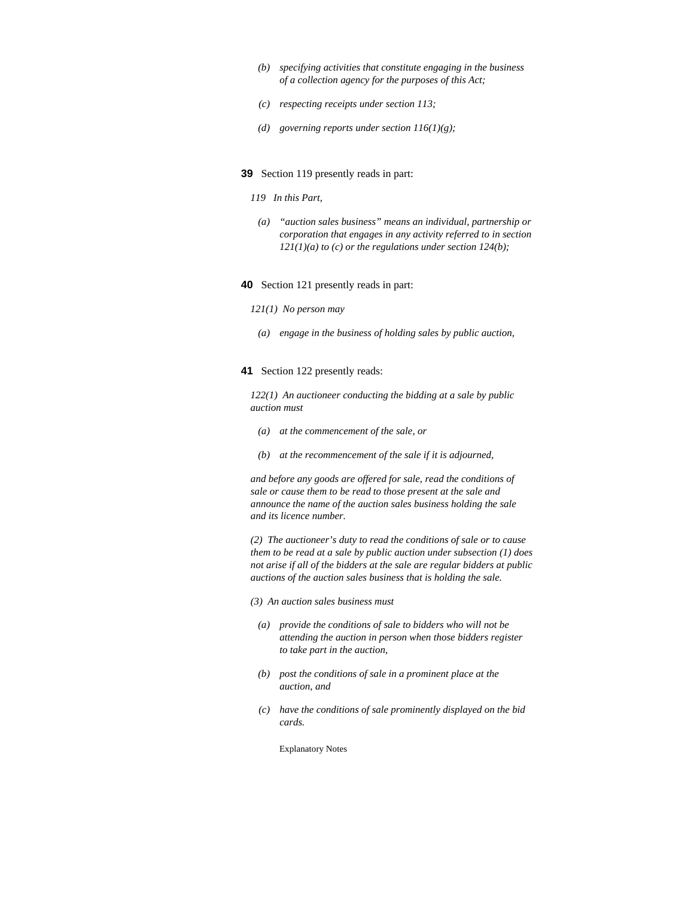*(b) specifying activities that constitute engaging in the business of a collection agency for the purposes of this Act;*

*(c) respecting receipts under section 113;*

*(d) governing reports under section 116(1)(g);*

**39** Section 119 presently reads in part:

*119 In this Part,*

*(a) "auction sales business" means an individual, partnership or corporation that engages in any activity referred to in section 121(1)(a) to (c) or the regulations under section 124(b);*

**40** Section 121 presently reads in part:

*121(1) No person may*

*(a) engage in the business of holding sales by public auction,*

**41** Section 122 presently reads:

*122(1) An auctioneer conducting the bidding at a sale by public auction must*

*(a) at the commencement of the sale, or*

*(b) at the recommencement of the sale if it is adjourned,*

*and before any goods are offered for sale, read the conditions of sale or cause them to be read to those present at the sale and announce the name of the auction sales business holding the sale and its licence number.*

*(2) The auctioneer's duty to read the conditions of sale or to cause them to be read at a sale by public auction under subsection (1) does not arise if all of the bidders at the sale are regular bidders at public auctions of the auction sales business that is holding the sale.*

*(3) An auction sales business must*

*(a) provide the conditions of sale to bidders who will not be attending the auction in person when those bidders register to take part in the auction,*

*(b) post the conditions of sale in a prominent place at the auction, and*

*(c) have the conditions of sale prominently displayed on the bid cards.*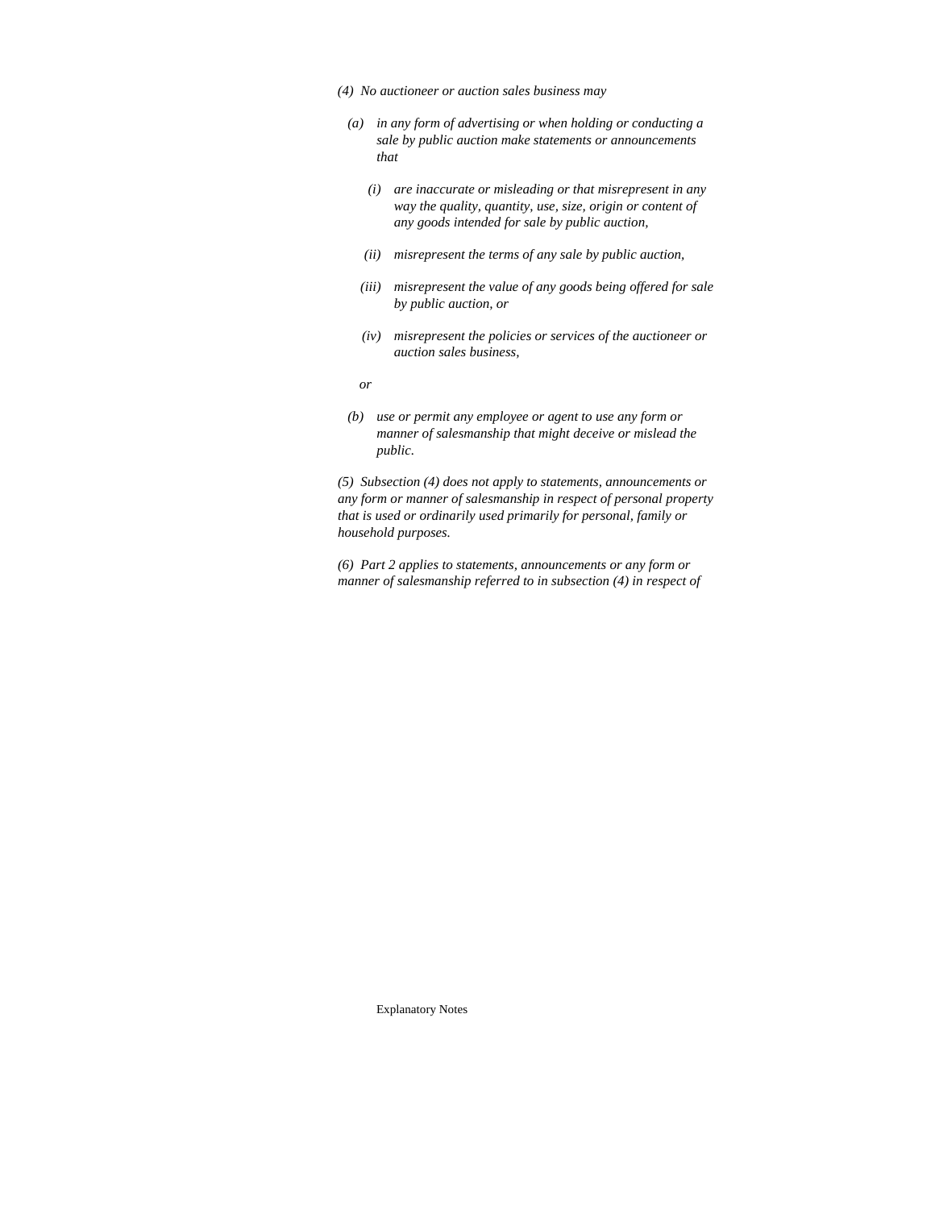*(4) No auctioneer or auction sales business may*

*(a) in any form of advertising or when holding or conducting a sale by public auction make statements or announcements that*

*(i) are inaccurate or misleading or that misrepresent in any way the quality, quantity, use, size, origin or content of any goods intended for sale by public auction,*

*(ii) misrepresent the terms of any sale by public auction,*

*(iii) misrepresent the value of any goods being offered for sale by public auction, or*

*(iv) misrepresent the policies or services of the auctioneer or auction sales business,*

*or*

*(b) use or permit any employee or agent to use any form or manner of salesmanship that might deceive or mislead the public.*

*(5) Subsection (4) does not apply to statements, announcements or any form or manner of salesmanship in respect of personal property that is used or ordinarily used primarily for personal, family or household purposes.*

*(6) Part 2 applies to statements, announcements or any form or manner of salesmanship referred to in subsection (4) in respect of*

Explanatory Notes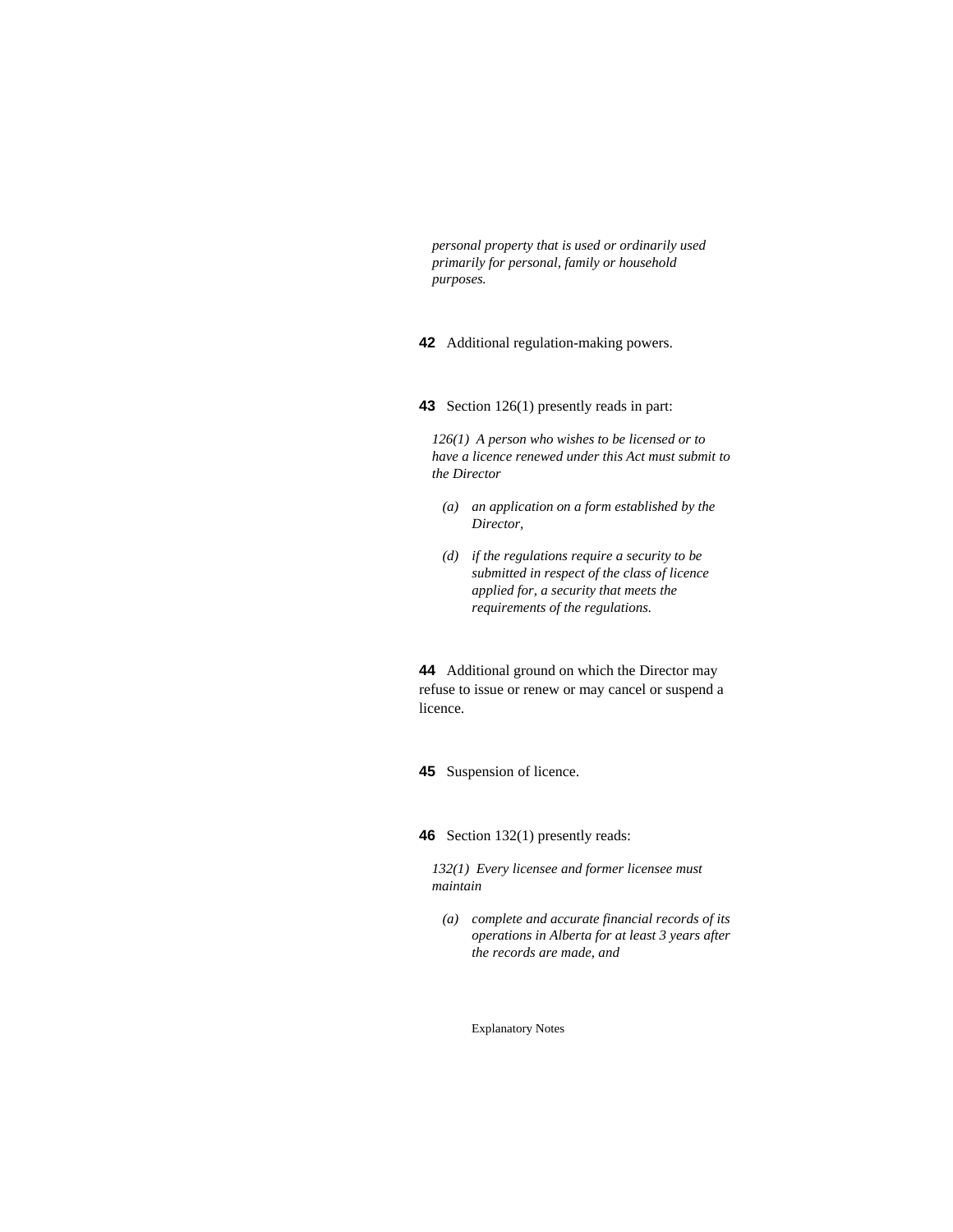*personal property that is used or ordinarily used primarily for personal, family or household purposes.*

**42** Additional regulation-making powers.

**43** Section 126(1) presently reads in part:

*126(1) A person who wishes to be licensed or to have a licence renewed under this Act must submit to the Director*

*(a) an application on a form established by the Director,*

*(d) if the regulations require a security to be submitted in respect of the class of licence applied for, a security that meets the requirements of the regulations.*

**44** Additional ground on which the Director may refuse to issue or renew or may cancel or suspend a licence.

**45** Suspension of licence.

**46** Section 132(1) presently reads:

*132(1) Every licensee and former licensee must maintain*

*(a) complete and accurate financial records of its operations in Alberta for at least 3 years after the records are made, and*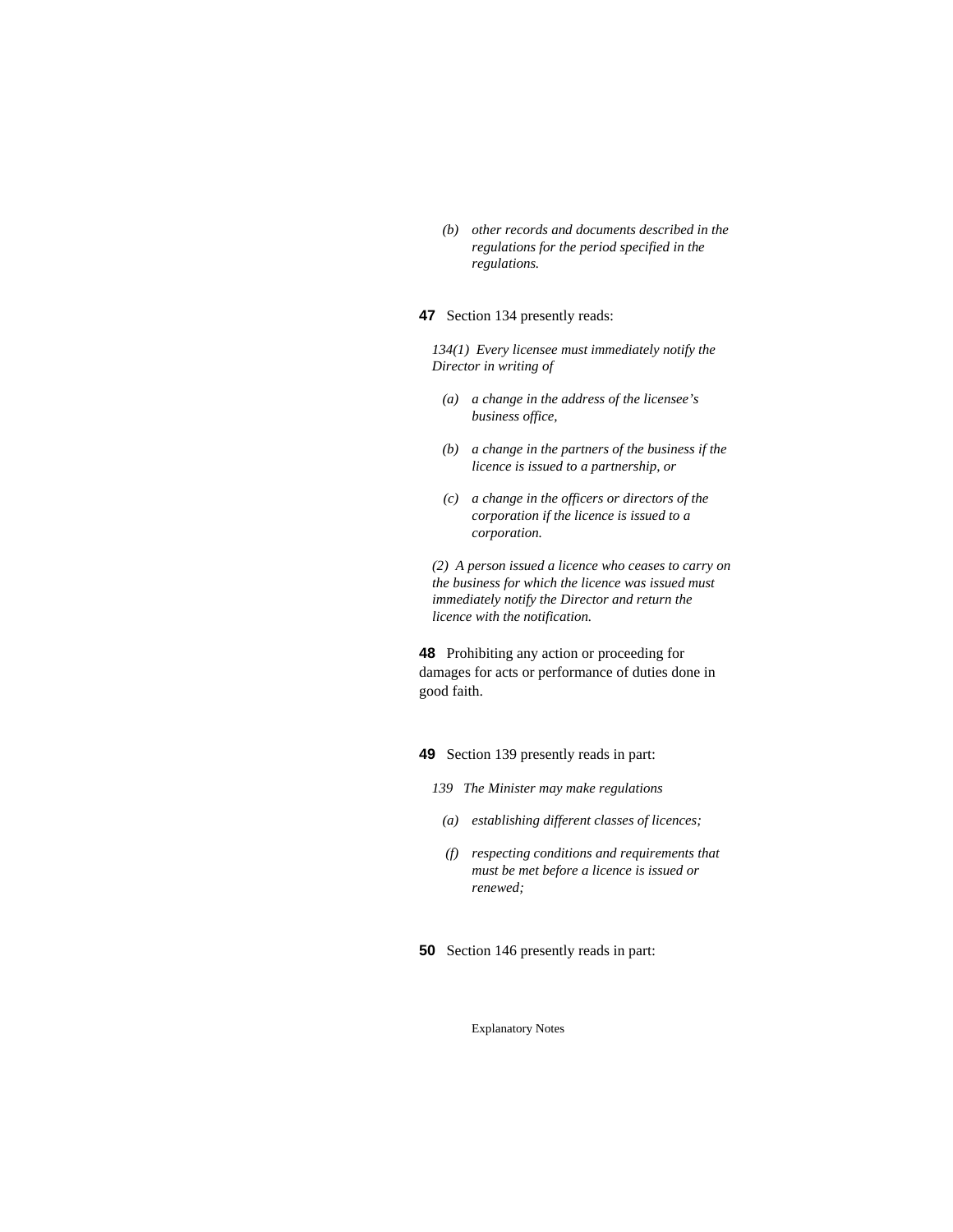*(b) other records and documents described in the regulations for the period specified in the regulations.*

**47** Section 134 presently reads:

*134(1) Every licensee must immediately notify the Director in writing of*

*(a) a change in the address of the licensee's business office,*

*(b) a change in the partners of the business if the licence is issued to a partnership, or*

*(c) a change in the officers or directors of the corporation if the licence is issued to a corporation.*

*(2) A person issued a licence who ceases to carry on the business for which the licence was issued must immediately notify the Director and return the licence with the notification.*

**48** Prohibiting any action or proceeding for damages for acts or performance of duties done in good faith.

**49** Section 139 presently reads in part:

*139 The Minister may make regulations*

*(a) establishing different classes of licences;*

*(f) respecting conditions and requirements that must be met before a licence is issued or renewed;*

**50** Section 146 presently reads in part: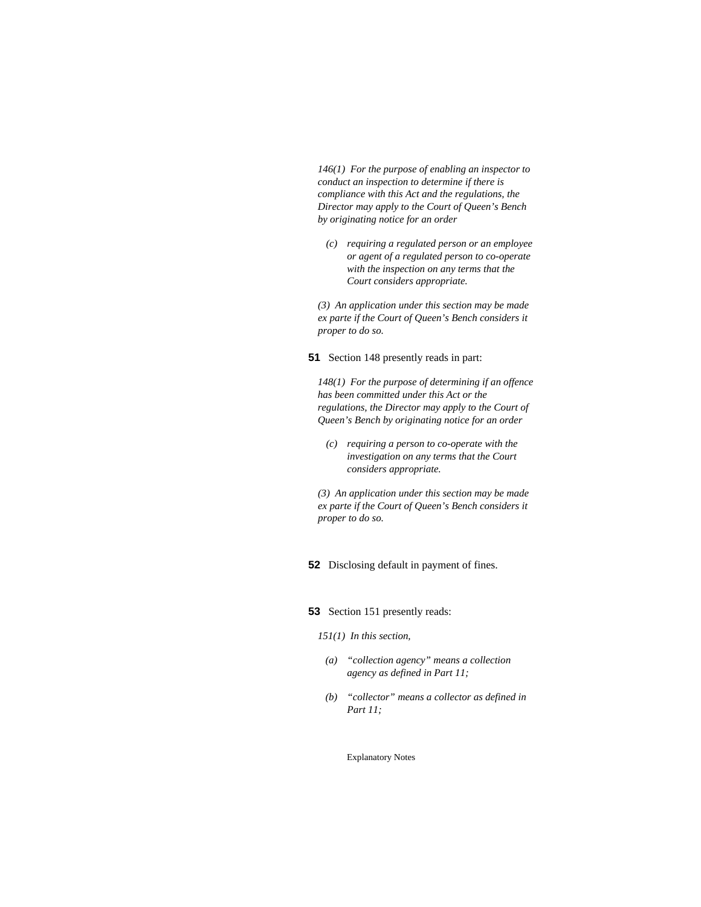*146(1) For the purpose of enabling an inspector to conduct an inspection to determine if there is compliance with this Act and the regulations, the Director may apply to the Court of Queen's Bench by originating notice for an order*

*(c) requiring a regulated person or an employee or agent of a regulated person to co-operate with the inspection on any terms that the Court considers appropriate.*

*(3) An application under this section may be made ex parte if the Court of Queen's Bench considers it proper to do so.*

**51** Section 148 presently reads in part:

*148(1) For the purpose of determining if an offence has been committed under this Act or the regulations, the Director may apply to the Court of Queen's Bench by originating notice for an order*

*(c) requiring a person to co-operate with the investigation on any terms that the Court considers appropriate.*

*(3) An application under this section may be made ex parte if the Court of Queen's Bench considers it proper to do so.*

**52** Disclosing default in payment of fines.

**53** Section 151 presently reads:

*151(1) In this section,*

*(a) "collection agency" means a collection agency as defined in Part 11;*

*(b) "collector" means a collector as defined in Part 11;*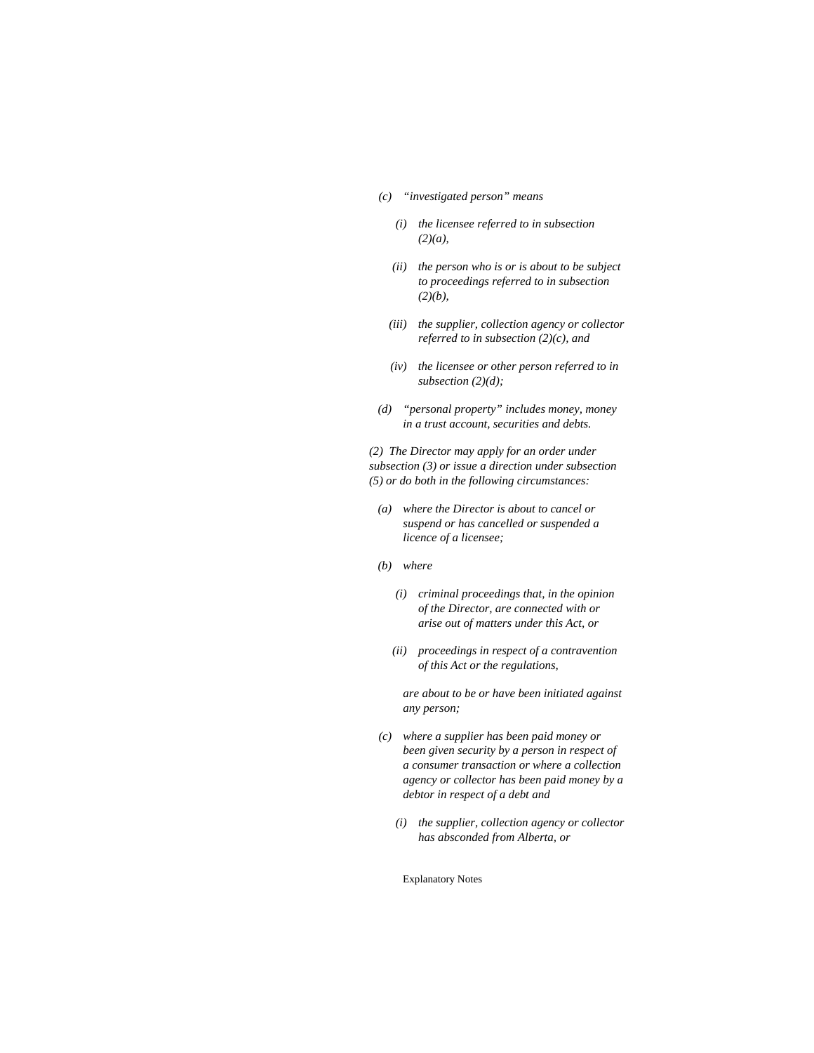*(c) "investigated person" means*

*(i) the licensee referred to in subsection (2)(a),*

*(ii) the person who is or is about to be subject to proceedings referred to in subsection (2)(b),*

*(iii) the supplier, collection agency or collector referred to in subsection (2)(c), and*

*(iv) the licensee or other person referred to in subsection (2)(d);*

*(d) "personal property" includes money, money in a trust account, securities and debts.*

*(2) The Director may apply for an order under subsection (3) or issue a direction under subsection (5) or do both in the following circumstances:*

*(a) where the Director is about to cancel or suspend or has cancelled or suspended a licence of a licensee;*

*(b) where*

*(i) criminal proceedings that, in the opinion of the Director, are connected with or arise out of matters under this Act, or*

*(ii) proceedings in respect of a contravention of this Act or the regulations,*

*are about to be or have been initiated against any person;*

*(c) where a supplier has been paid money or been given security by a person in respect of a consumer transaction or where a collection agency or collector has been paid money by a debtor in respect of a debt and*

*(i) the supplier, collection agency or collector has absconded from Alberta, or*

Explanatory Notes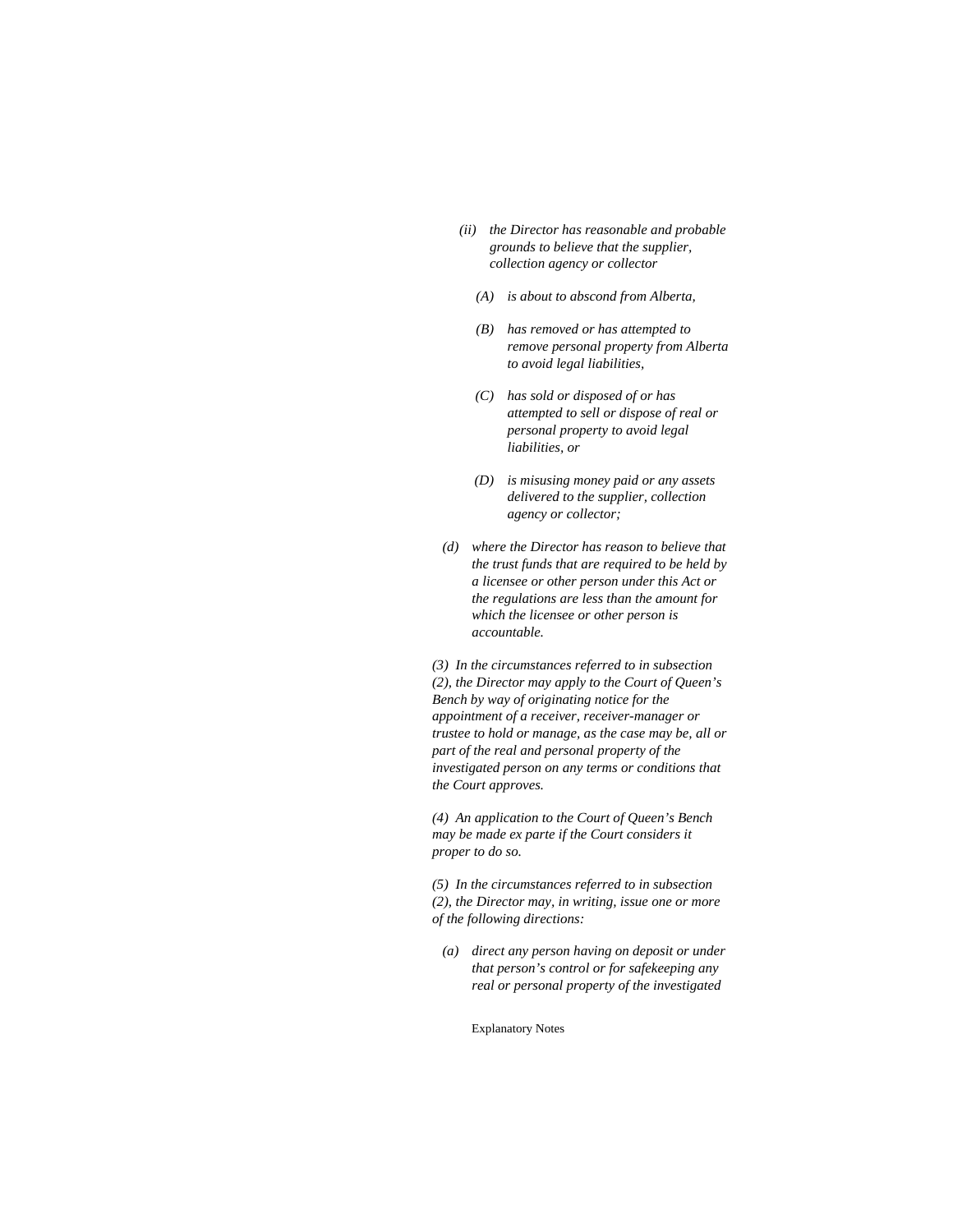*(ii) the Director has reasonable and probable grounds to believe that the supplier, collection agency or collector*

*(A) is about to abscond from Alberta,*

*(B) has removed or has attempted to remove personal property from Alberta to avoid legal liabilities,*

*(C) has sold or disposed of or has attempted to sell or dispose of real or personal property to avoid legal liabilities, or*

*(D) is misusing money paid or any assets delivered to the supplier, collection agency or collector;*

*(d) where the Director has reason to believe that the trust funds that are required to be held by a licensee or other person under this Act or the regulations are less than the amount for which the licensee or other person is accountable.*

*(3) In the circumstances referred to in subsection (2), the Director may apply to the Court of Queen's Bench by way of originating notice for the appointment of a receiver, receiver-manager or trustee to hold or manage, as the case may be, all or part of the real and personal property of the investigated person on any terms or conditions that the Court approves.*

*(4) An application to the Court of Queen's Bench may be made ex parte if the Court considers it proper to do so.*

*(5) In the circumstances referred to in subsection (2), the Director may, in writing, issue one or more of the following directions:*

*(a) direct any person having on deposit or under that person's control or for safekeeping any real or personal property of the investigated*

Explanatory Notes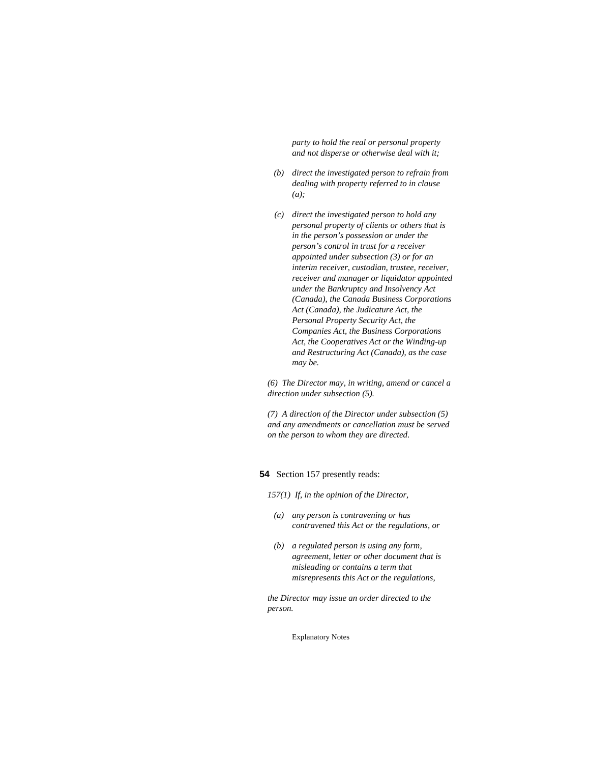*party to hold the real or personal property and not disperse or otherwise deal with it;*

*(b) direct the investigated person to refrain from dealing with property referred to in clause (a);*

*(c) direct the investigated person to hold any personal property of clients or others that is in the person's possession or under the person's control in trust for a receiver appointed under subsection (3) or for an interim receiver, custodian, trustee, receiver, receiver and manager or liquidator appointed under the Bankruptcy and Insolvency Act (Canada), the Canada Business Corporations Act (Canada), the Judicature Act, the Personal Property Security Act, the Companies Act, the Business Corporations Act, the Cooperatives Act or the Winding-up and Restructuring Act (Canada), as the case may be.*

*(6) The Director may, in writing, amend or cancel a direction under subsection (5).*

*(7) A direction of the Director under subsection (5) and any amendments or cancellation must be served on the person to whom they are directed.*

**54** Section 157 presently reads:

*157(1) If, in the opinion of the Director,*

*(a) any person is contravening or has contravened this Act or the regulations, or*

*(b) a regulated person is using any form, agreement, letter or other document that is misleading or contains a term that misrepresents this Act or the regulations,*

*the Director may issue an order directed to the person.*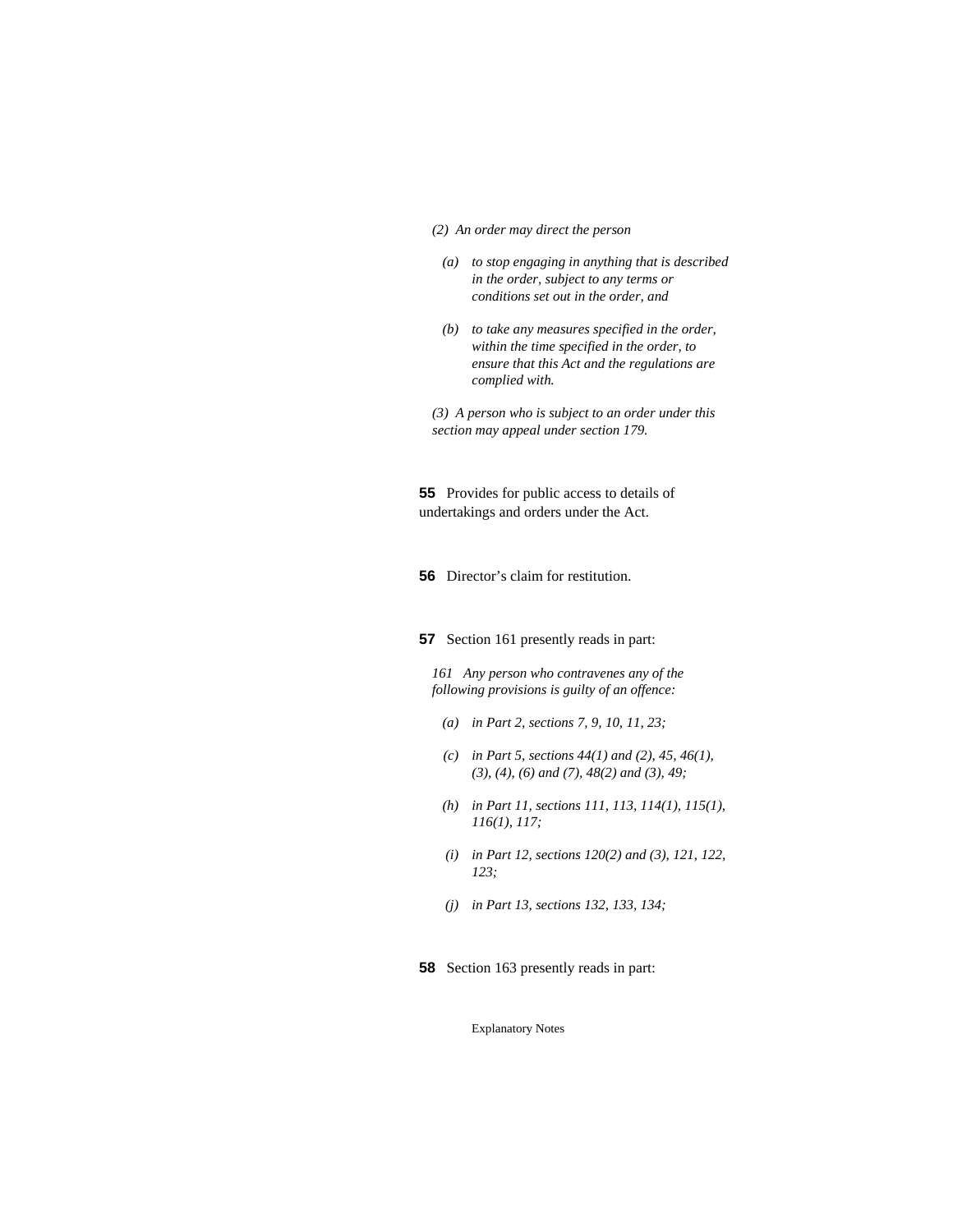*(2) An order may direct the person*

- *(a) to stop engaging in anything that is described in the order, subject to any terms or conditions set out in the order, and*
- *(b) to take any measures specified in the order, within the time specified in the order, to ensure that this Act and the regulations are complied with.*

*(3) A person who is subject to an order under this section may appeal under section 179.*

**55** Provides for public access to details of undertakings and orders under the Act.

**56** Director's claim for restitution.

**57** Section 161 presently reads in part:

*161 Any person who contravenes any of the following provisions is guilty of an offence:*

- *(a) in Part 2, sections 7, 9, 10, 11, 23;*
- *(c) in Part 5, sections 44(1) and (2), 45, 46(1), (3), (4), (6) and (7), 48(2) and (3), 49;*
- *(h) in Part 11, sections 111, 113, 114(1), 115(1), 116(1), 117;*
- *(i) in Part 12, sections 120(2) and (3), 121, 122, 123;*
- *(j) in Part 13, sections 132, 133, 134;*

**58** Section 163 presently reads in part: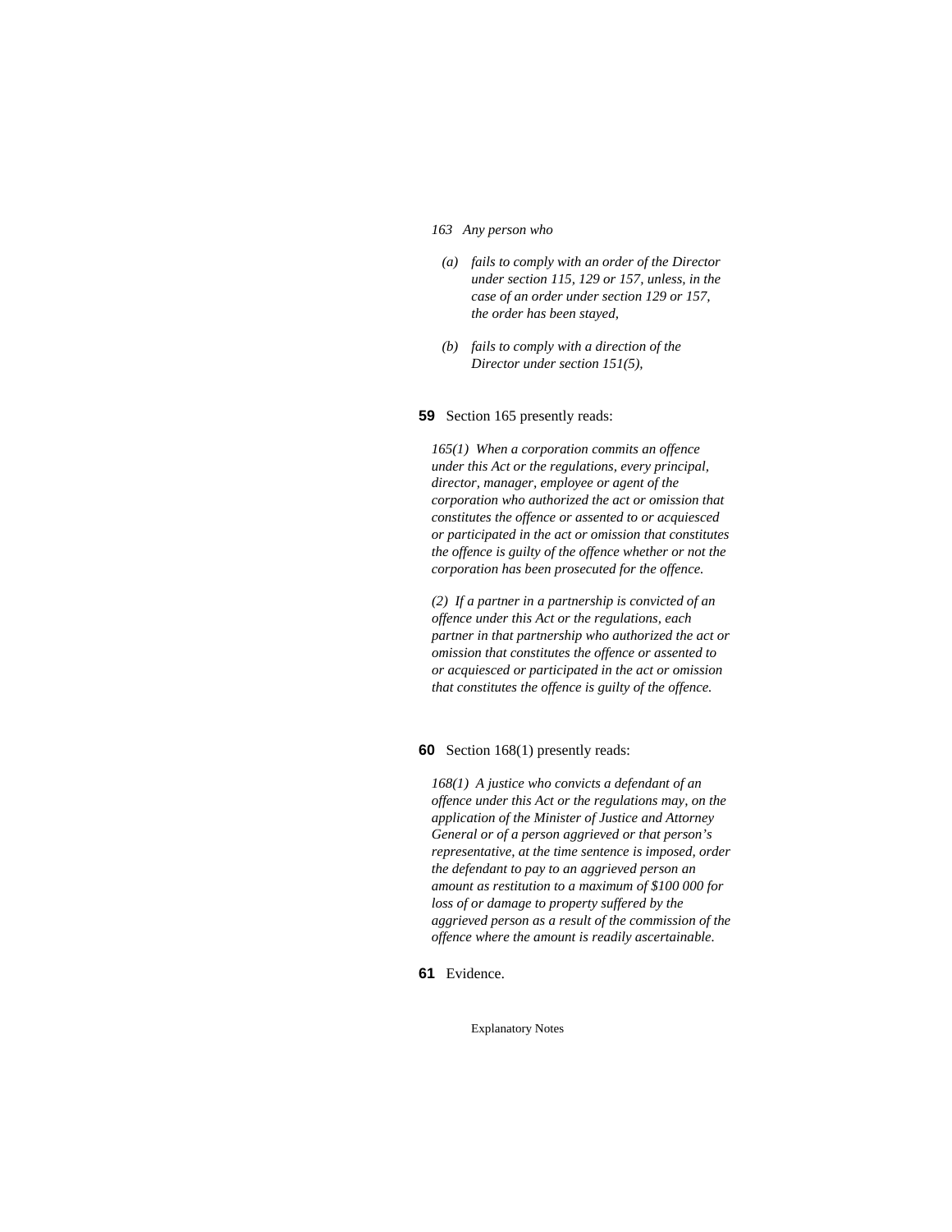*163 Any person who*

*(a) fails to comply with an order of the Director under section 115, 129 or 157, unless, in the case of an order under section 129 or 157, the order has been stayed,*

*(b) fails to comply with a direction of the Director under section 151(5),*

**59** Section 165 presently reads:

*165(1) When a corporation commits an offence under this Act or the regulations, every principal, director, manager, employee or agent of the corporation who authorized the act or omission that constitutes the offence or assented to or acquiesced or participated in the act or omission that constitutes the offence is guilty of the offence whether or not the corporation has been prosecuted for the offence.*

*(2) If a partner in a partnership is convicted of an offence under this Act or the regulations, each partner in that partnership who authorized the act or omission that constitutes the offence or assented to or acquiesced or participated in the act or omission that constitutes the offence is guilty of the offence.*

**60** Section 168(1) presently reads:

*168(1) A justice who convicts a defendant of an offence under this Act or the regulations may, on the application of the Minister of Justice and Attorney General or of a person aggrieved or that person's representative, at the time sentence is imposed, order the defendant to pay to an aggrieved person an amount as restitution to a maximum of $100 000 for loss of or damage to property suffered by the aggrieved person as a result of the commission of the offence where the amount is readily ascertainable.*

**61** Evidence.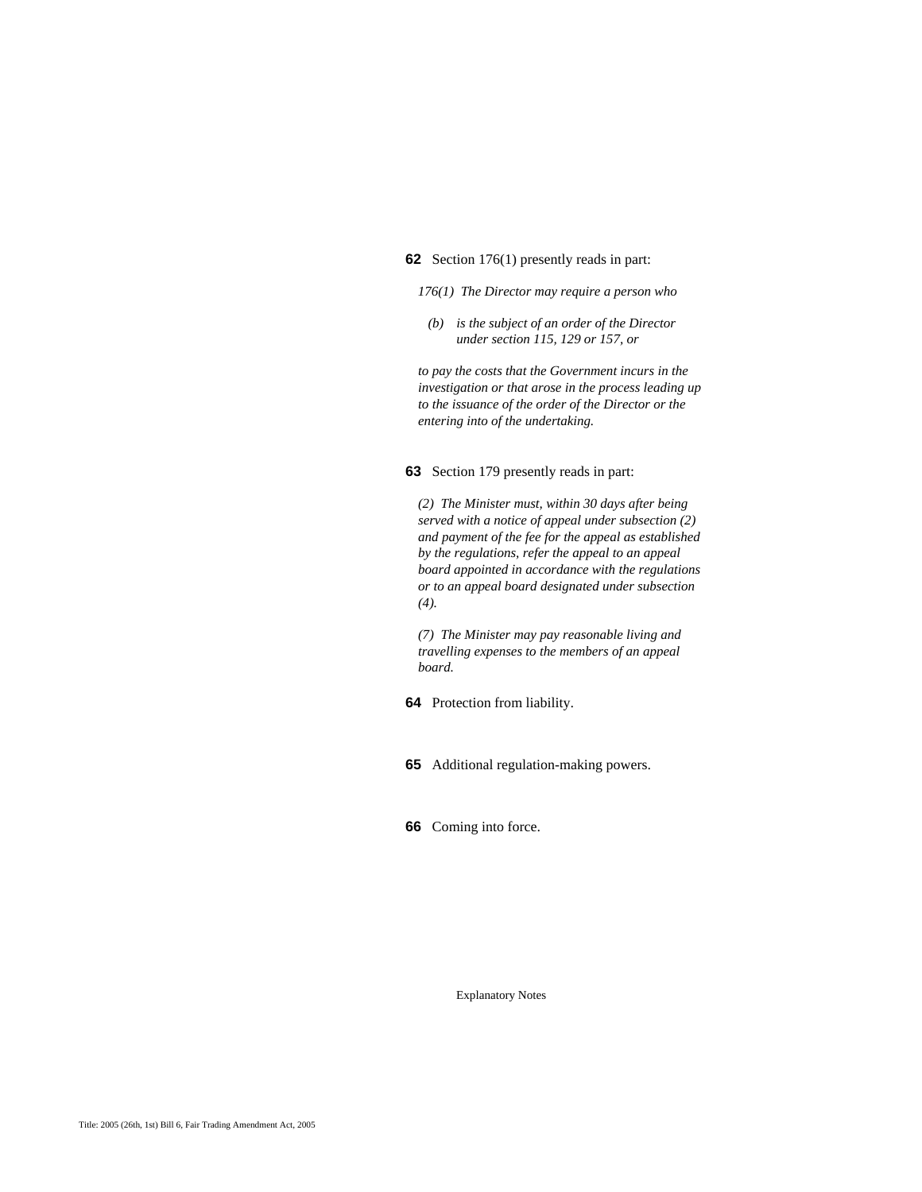**62** Section 176(1) presently reads in part:

*176(1) The Director may require a person who*

*(b) is the subject of an order of the Director under section 115, 129 or 157, or*

*to pay the costs that the Government incurs in the investigation or that arose in the process leading up to the issuance of the order of the Director or the entering into of the undertaking.*

**63** Section 179 presently reads in part:

*(2) The Minister must, within 30 days after being served with a notice of appeal under subsection (2) and payment of the fee for the appeal as established by the regulations, refer the appeal to an appeal board appointed in accordance with the regulations or to an appeal board designated under subsection (4).*

*(7) The Minister may pay reasonable living and travelling expenses to the members of an appeal board.*

**64** Protection from liability.

**65** Additional regulation-making powers.

**66** Coming into force.

Explanatory Notes